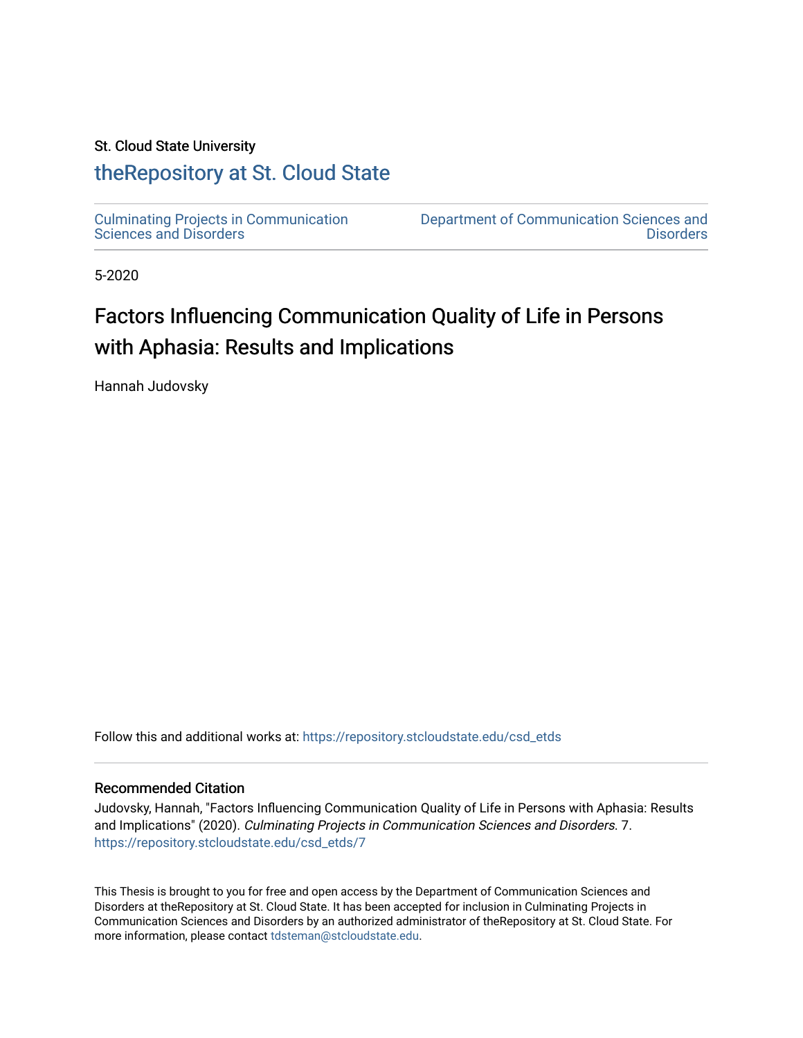St. Cloud State University

# theRepository at St. Cloud State

Culminating Projects in Communication Sciences and Disorders

Department of Communication Sciences and Disorders

5-2020

# Factors Influencing Communication Quality of Life in Persons with Aphasia: Results and Implications

Hannah Judovsky

Follow this and additional works at: https://repository.stcloudstate.edu/csd_etds

## Recommended Citation

Judovsky, Hannah, "Factors Influencing Communication Quality of Life in Persons with Aphasia: Results and Implications" (2020). *Culminating Projects in Communication Sciences and Disorders*. 7. https://repository.stcloudstate.edu/csd_etds/7

This Thesis is brought to you for free and open access by the Department of Communication Sciences and Disorders at theRepository at St. Cloud State. It has been accepted for inclusion in Culminating Projects in Communication Sciences and Disorders by an authorized administrator of theRepository at St. Cloud State. For more information, please contact tdsteman@stcloudstate.edu.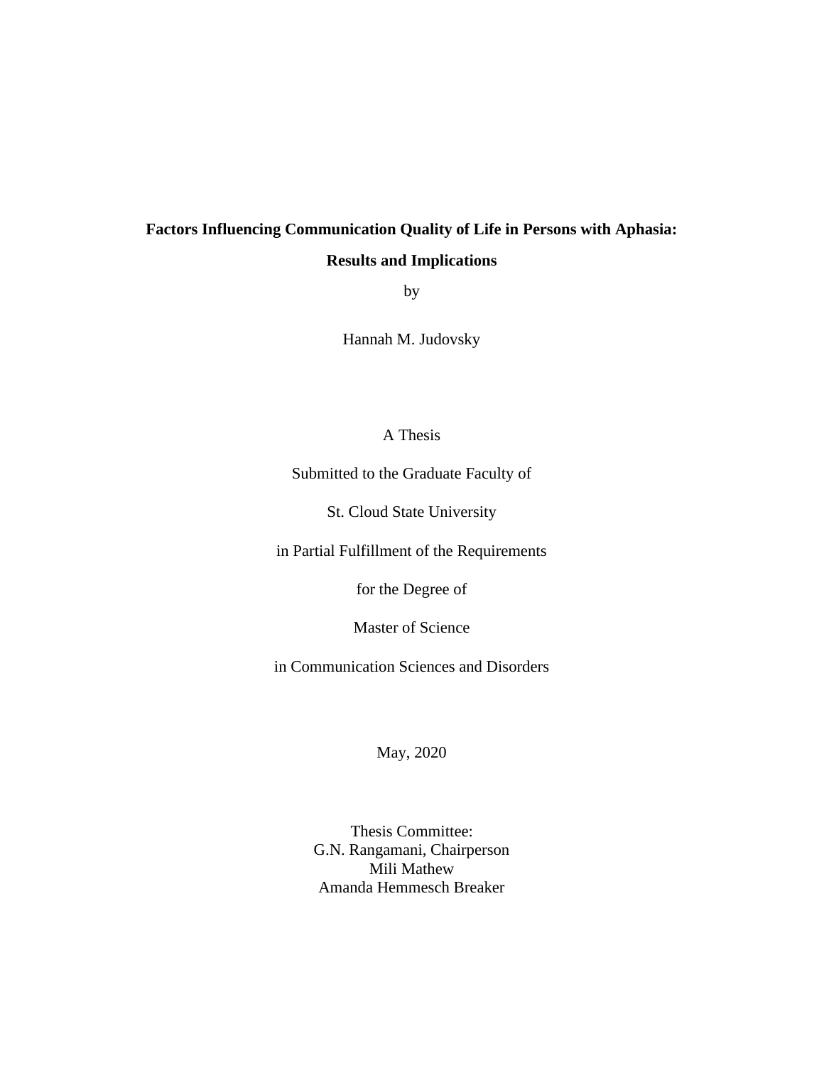# Factors Influencing Communication Quality of Life in Persons with Aphasia: Results and Implications

by

Hannah M. Judovsky

A Thesis

Submitted to the Graduate Faculty of

St. Cloud State University

in Partial Fulfillment of the Requirements

for the Degree of

Master of Science

in Communication Sciences and Disorders

May, 2020

Thesis Committee:
G.N. Rangamani, Chairperson
Mili Mathew
Amanda Hemmesch Breaker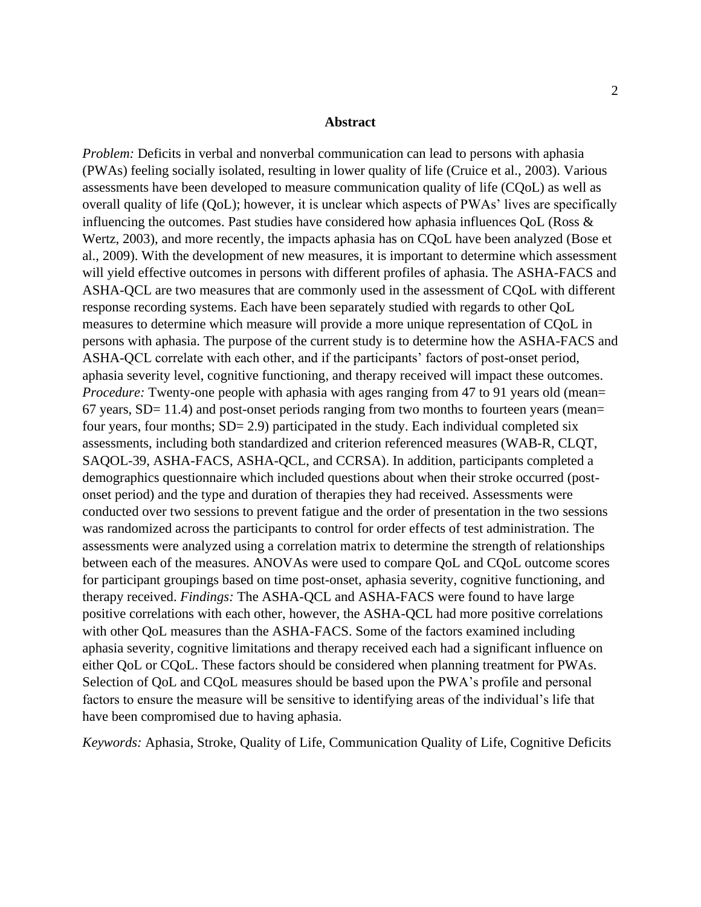## Abstract

*Problem:* Deficits in verbal and nonverbal communication can lead to persons with aphasia (PWAs) feeling socially isolated, resulting in lower quality of life (Cruice et al., 2003). Various assessments have been developed to measure communication quality of life (CQoL) as well as overall quality of life (QoL); however, it is unclear which aspects of PWAs' lives are specifically influencing the outcomes. Past studies have considered how aphasia influences QoL (Ross & Wertz, 2003), and more recently, the impacts aphasia has on CQoL have been analyzed (Bose et al., 2009). With the development of new measures, it is important to determine which assessment will yield effective outcomes in persons with different profiles of aphasia. The ASHA-FACS and ASHA-QCL are two measures that are commonly used in the assessment of CQoL with different response recording systems. Each have been separately studied with regards to other QoL measures to determine which measure will provide a more unique representation of CQoL in persons with aphasia. The purpose of the current study is to determine how the ASHA-FACS and ASHA-QCL correlate with each other, and if the participants' factors of post-onset period, aphasia severity level, cognitive functioning, and therapy received will impact these outcomes. *Procedure:* Twenty-one people with aphasia with ages ranging from 47 to 91 years old (mean= 67 years, SD= 11.4) and post-onset periods ranging from two months to fourteen years (mean= four years, four months; SD= 2.9) participated in the study. Each individual completed six assessments, including both standardized and criterion referenced measures (WAB-R, CLQT, SAQOL-39, ASHA-FACS, ASHA-QCL, and CCRSA). In addition, participants completed a demographics questionnaire which included questions about when their stroke occurred (post-onset period) and the type and duration of therapies they had received. Assessments were conducted over two sessions to prevent fatigue and the order of presentation in the two sessions was randomized across the participants to control for order effects of test administration. The assessments were analyzed using a correlation matrix to determine the strength of relationships between each of the measures. ANOVAs were used to compare QoL and CQoL outcome scores for participant groupings based on time post-onset, aphasia severity, cognitive functioning, and therapy received. *Findings:* The ASHA-QCL and ASHA-FACS were found to have large positive correlations with each other, however, the ASHA-QCL had more positive correlations with other QoL measures than the ASHA-FACS. Some of the factors examined including aphasia severity, cognitive limitations and therapy received each had a significant influence on either QoL or CQoL. These factors should be considered when planning treatment for PWAs. Selection of QoL and CQoL measures should be based upon the PWA's profile and personal factors to ensure the measure will be sensitive to identifying areas of the individual's life that have been compromised due to having aphasia.

*Keywords:* Aphasia, Stroke, Quality of Life, Communication Quality of Life, Cognitive Deficits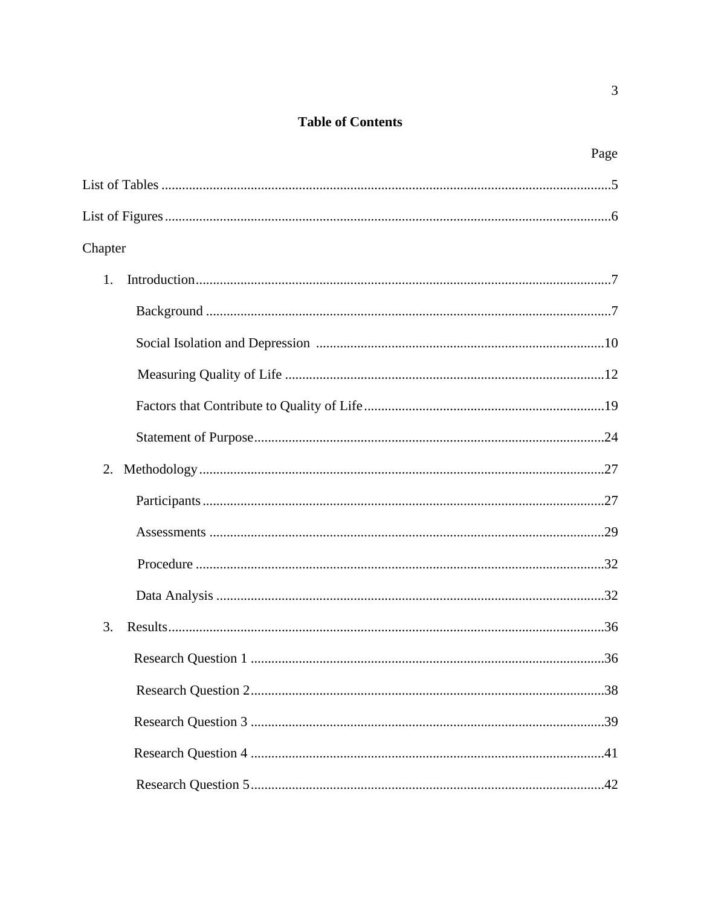# Table of Contents

Page

List of Tables ..... 5

List of Figures ..... 6

Chapter

1. Introduction ..... 7
   - Background ..... 7
   - Social Isolation and Depression ..... 10
   - Measuring Quality of Life ..... 12
   - Factors that Contribute to Quality of Life ..... 19
   - Statement of Purpose ..... 24
2. Methodology ..... 27
   - Participants ..... 27
   - Assessments ..... 29
   - Procedure ..... 32
   - Data Analysis ..... 32
3. Results ..... 36
   - Research Question 1 ..... 36
   - Research Question 2 ..... 38
   - Research Question 3 ..... 39
   - Research Question 4 ..... 41
   - Research Question 5 ..... 42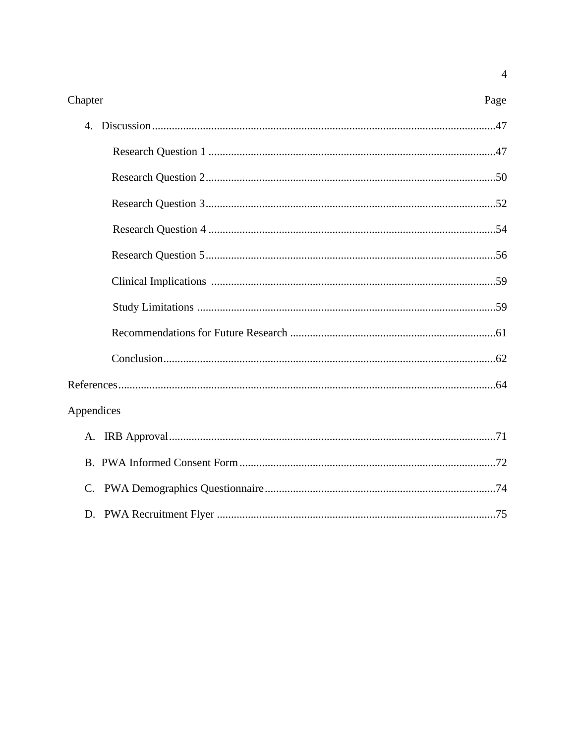| Chapter | Page |
|---|---|
| 4. Discussion | 47 |
| Research Question 1 | 47 |
| Research Question 2 | 50 |
| Research Question 3 | 52 |
| Research Question 4 | 54 |
| Research Question 5 | 56 |
| Clinical Implications | 59 |
| Study Limitations | 59 |
| Recommendations for Future Research | 61 |
| Conclusion | 62 |
| References | 64 |
| Appendices | |
| A. IRB Approval | 71 |
| B. PWA Informed Consent Form | 72 |
| C. PWA Demographics Questionnaire | 74 |
| D. PWA Recruitment Flyer | 75 |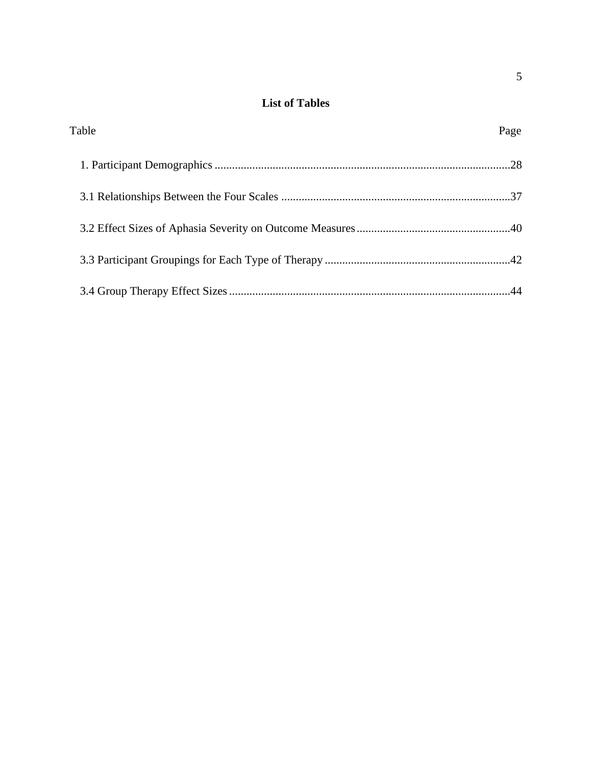# List of Tables

| Table | Page |
|---|---|
| 1. Participant Demographics | 28 |
| 3.1 Relationships Between the Four Scales | 37 |
| 3.2 Effect Sizes of Aphasia Severity on Outcome Measures | 40 |
| 3.3 Participant Groupings for Each Type of Therapy | 42 |
| 3.4 Group Therapy Effect Sizes | 44 |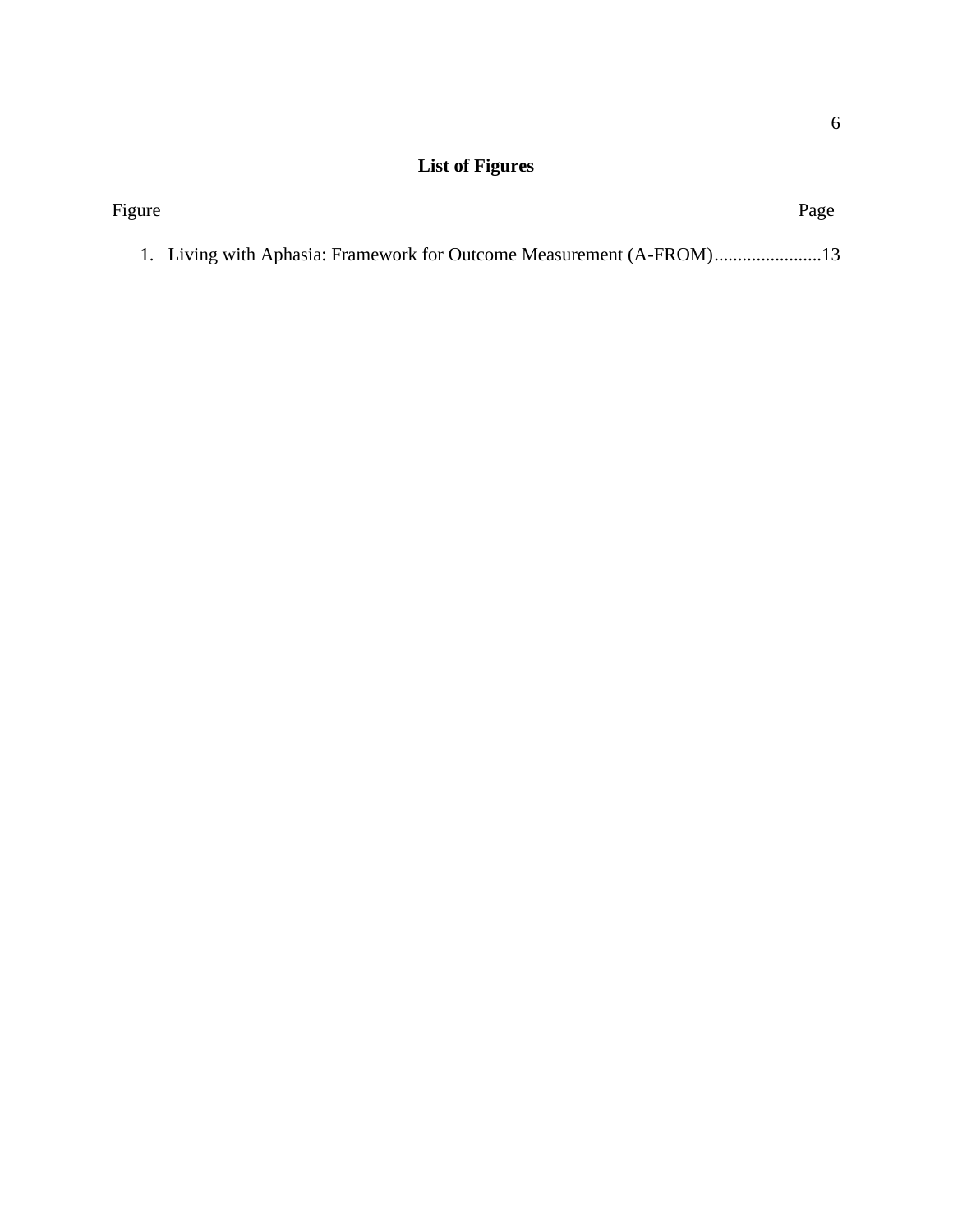# List of Figures

Figure Page

1. Living with Aphasia: Framework for Outcome Measurement (A-FROM).......................13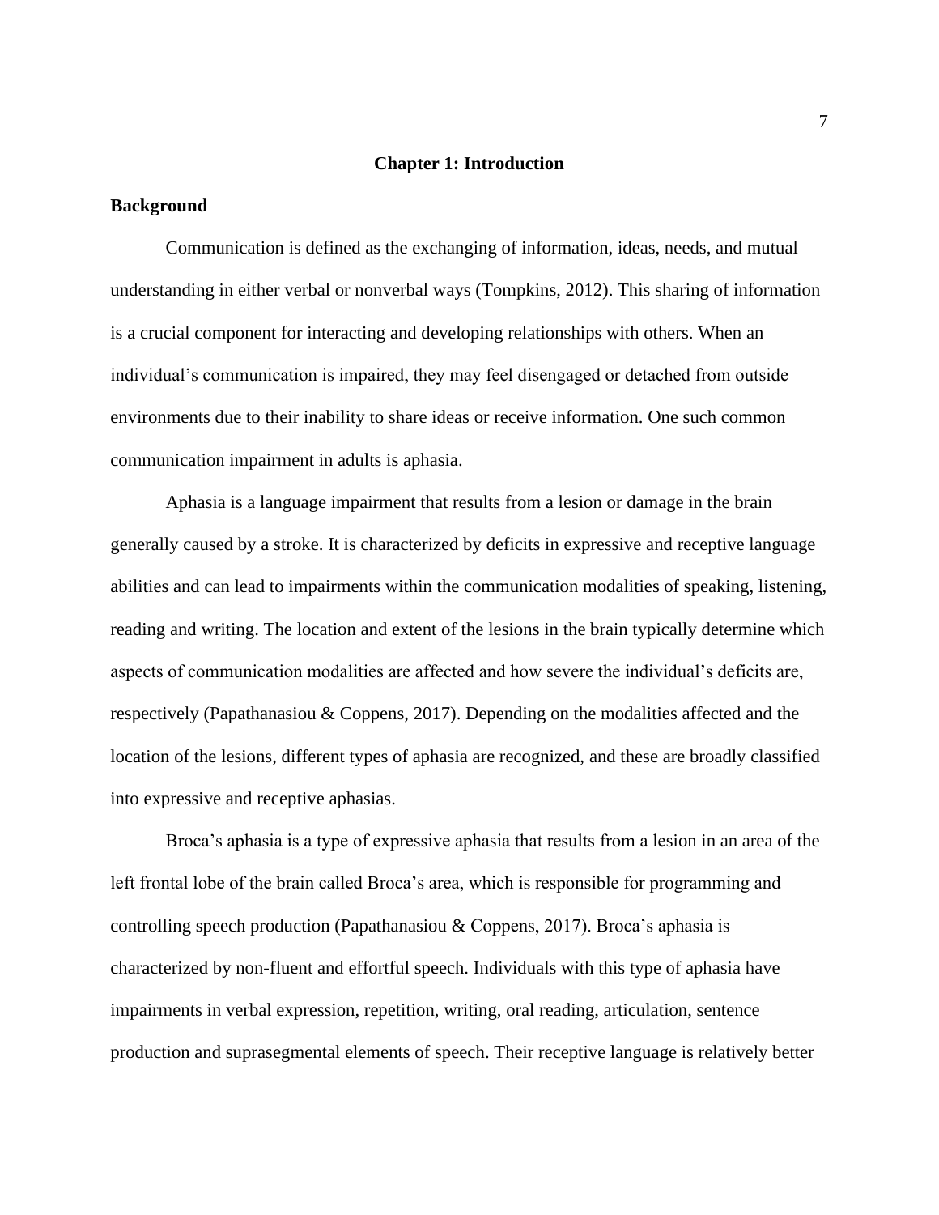# Chapter 1: Introduction

## Background

Communication is defined as the exchanging of information, ideas, needs, and mutual understanding in either verbal or nonverbal ways (Tompkins, 2012). This sharing of information is a crucial component for interacting and developing relationships with others. When an individual's communication is impaired, they may feel disengaged or detached from outside environments due to their inability to share ideas or receive information. One such common communication impairment in adults is aphasia.

Aphasia is a language impairment that results from a lesion or damage in the brain generally caused by a stroke. It is characterized by deficits in expressive and receptive language abilities and can lead to impairments within the communication modalities of speaking, listening, reading and writing. The location and extent of the lesions in the brain typically determine which aspects of communication modalities are affected and how severe the individual's deficits are, respectively (Papathanasiou & Coppens, 2017). Depending on the modalities affected and the location of the lesions, different types of aphasia are recognized, and these are broadly classified into expressive and receptive aphasias.

Broca's aphasia is a type of expressive aphasia that results from a lesion in an area of the left frontal lobe of the brain called Broca's area, which is responsible for programming and controlling speech production (Papathanasiou & Coppens, 2017). Broca's aphasia is characterized by non-fluent and effortful speech. Individuals with this type of aphasia have impairments in verbal expression, repetition, writing, oral reading, articulation, sentence production and suprasegmental elements of speech. Their receptive language is relatively better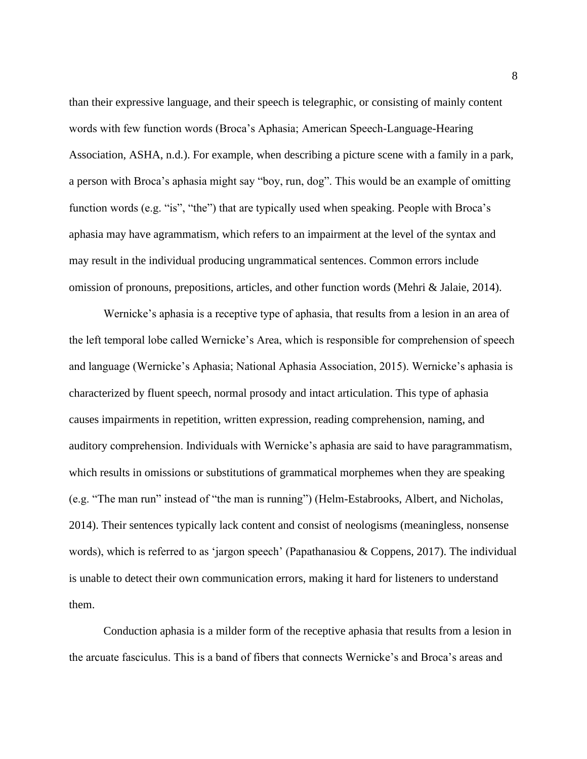than their expressive language, and their speech is telegraphic, or consisting of mainly content words with few function words (Broca's Aphasia; American Speech-Language-Hearing Association, ASHA, n.d.). For example, when describing a picture scene with a family in a park, a person with Broca's aphasia might say "boy, run, dog". This would be an example of omitting function words (e.g. "is", "the") that are typically used when speaking. People with Broca's aphasia may have agrammatism, which refers to an impairment at the level of the syntax and may result in the individual producing ungrammatical sentences. Common errors include omission of pronouns, prepositions, articles, and other function words (Mehri & Jalaie, 2014).

Wernicke's aphasia is a receptive type of aphasia, that results from a lesion in an area of the left temporal lobe called Wernicke's Area, which is responsible for comprehension of speech and language (Wernicke's Aphasia; National Aphasia Association, 2015). Wernicke's aphasia is characterized by fluent speech, normal prosody and intact articulation. This type of aphasia causes impairments in repetition, written expression, reading comprehension, naming, and auditory comprehension. Individuals with Wernicke's aphasia are said to have paragrammatism, which results in omissions or substitutions of grammatical morphemes when they are speaking (e.g. "The man run" instead of "the man is running") (Helm-Estabrooks, Albert, and Nicholas, 2014). Their sentences typically lack content and consist of neologisms (meaningless, nonsense words), which is referred to as 'jargon speech' (Papathanasiou & Coppens, 2017). The individual is unable to detect their own communication errors, making it hard for listeners to understand them.

Conduction aphasia is a milder form of the receptive aphasia that results from a lesion in the arcuate fasciculus. This is a band of fibers that connects Wernicke's and Broca's areas and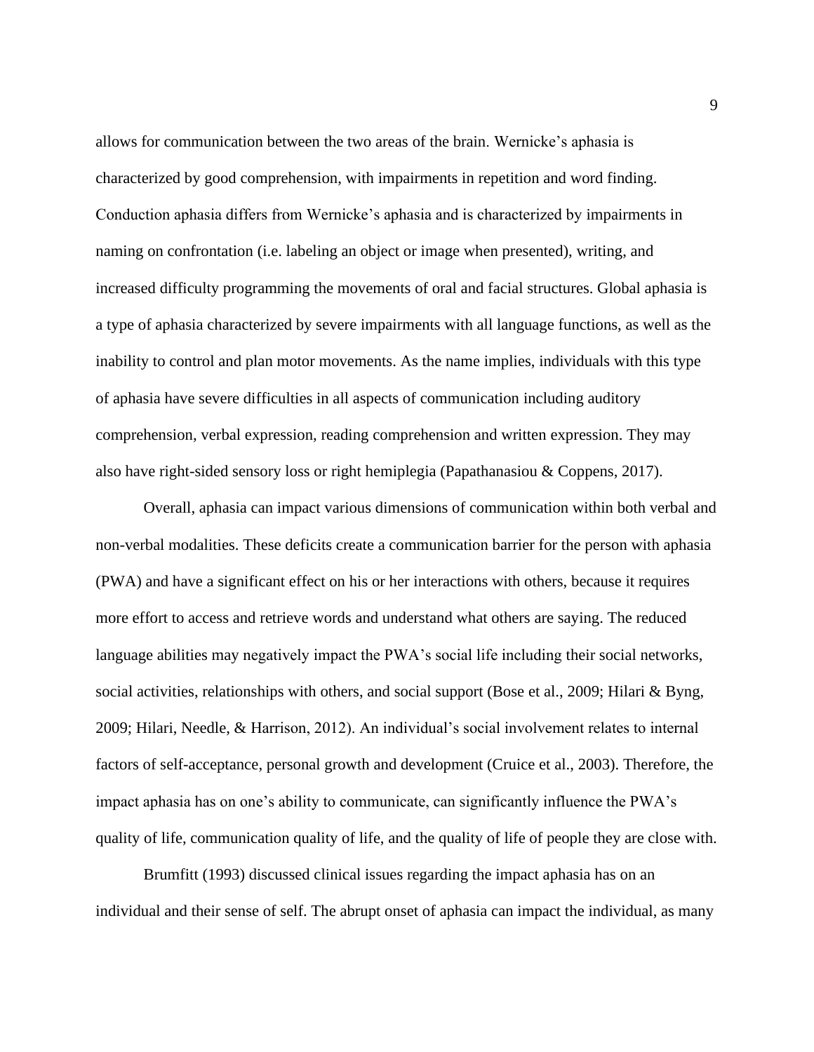allows for communication between the two areas of the brain. Wernicke's aphasia is characterized by good comprehension, with impairments in repetition and word finding. Conduction aphasia differs from Wernicke's aphasia and is characterized by impairments in naming on confrontation (i.e. labeling an object or image when presented), writing, and increased difficulty programming the movements of oral and facial structures. Global aphasia is a type of aphasia characterized by severe impairments with all language functions, as well as the inability to control and plan motor movements. As the name implies, individuals with this type of aphasia have severe difficulties in all aspects of communication including auditory comprehension, verbal expression, reading comprehension and written expression. They may also have right-sided sensory loss or right hemiplegia (Papathanasiou & Coppens, 2017).

Overall, aphasia can impact various dimensions of communication within both verbal and non-verbal modalities. These deficits create a communication barrier for the person with aphasia (PWA) and have a significant effect on his or her interactions with others, because it requires more effort to access and retrieve words and understand what others are saying. The reduced language abilities may negatively impact the PWA's social life including their social networks, social activities, relationships with others, and social support (Bose et al., 2009; Hilari & Byng, 2009; Hilari, Needle, & Harrison, 2012). An individual's social involvement relates to internal factors of self-acceptance, personal growth and development (Cruice et al., 2003). Therefore, the impact aphasia has on one's ability to communicate, can significantly influence the PWA's quality of life, communication quality of life, and the quality of life of people they are close with.

Brumfitt (1993) discussed clinical issues regarding the impact aphasia has on an individual and their sense of self. The abrupt onset of aphasia can impact the individual, as many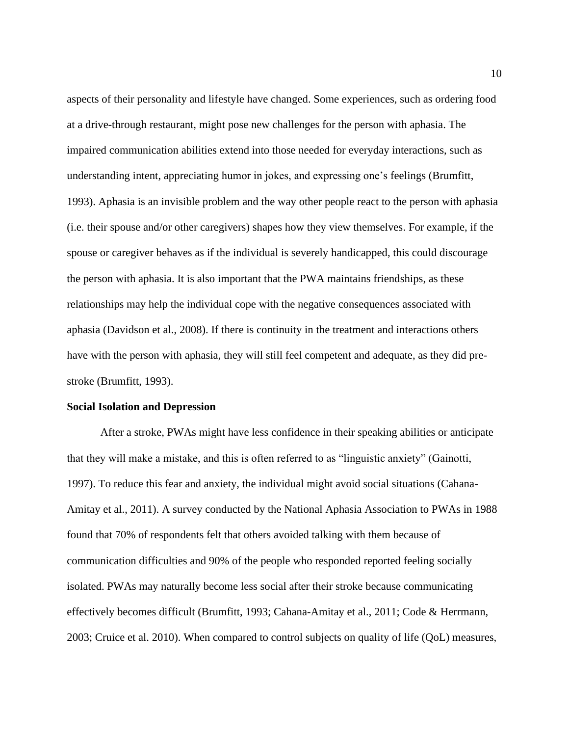aspects of their personality and lifestyle have changed. Some experiences, such as ordering food at a drive-through restaurant, might pose new challenges for the person with aphasia. The impaired communication abilities extend into those needed for everyday interactions, such as understanding intent, appreciating humor in jokes, and expressing one's feelings (Brumfitt, 1993). Aphasia is an invisible problem and the way other people react to the person with aphasia (i.e. their spouse and/or other caregivers) shapes how they view themselves. For example, if the spouse or caregiver behaves as if the individual is severely handicapped, this could discourage the person with aphasia. It is also important that the PWA maintains friendships, as these relationships may help the individual cope with the negative consequences associated with aphasia (Davidson et al., 2008). If there is continuity in the treatment and interactions others have with the person with aphasia, they will still feel competent and adequate, as they did pre-stroke (Brumfitt, 1993).

**Social Isolation and Depression**

After a stroke, PWAs might have less confidence in their speaking abilities or anticipate that they will make a mistake, and this is often referred to as "linguistic anxiety" (Gainotti, 1997). To reduce this fear and anxiety, the individual might avoid social situations (Cahana-Amitay et al., 2011). A survey conducted by the National Aphasia Association to PWAs in 1988 found that 70% of respondents felt that others avoided talking with them because of communication difficulties and 90% of the people who responded reported feeling socially isolated. PWAs may naturally become less social after their stroke because communicating effectively becomes difficult (Brumfitt, 1993; Cahana-Amitay et al., 2011; Code & Herrmann, 2003; Cruice et al. 2010). When compared to control subjects on quality of life (QoL) measures,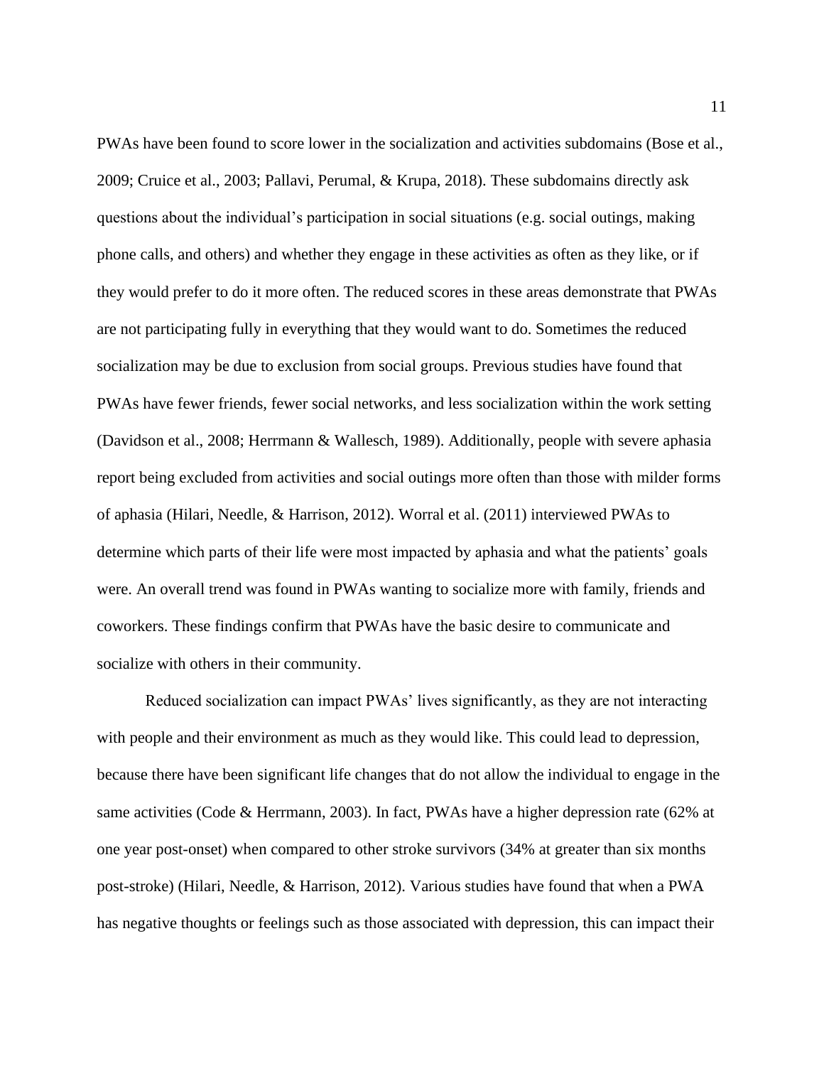PWAs have been found to score lower in the socialization and activities subdomains (Bose et al., 2009; Cruice et al., 2003; Pallavi, Perumal, & Krupa, 2018). These subdomains directly ask questions about the individual's participation in social situations (e.g. social outings, making phone calls, and others) and whether they engage in these activities as often as they like, or if they would prefer to do it more often. The reduced scores in these areas demonstrate that PWAs are not participating fully in everything that they would want to do. Sometimes the reduced socialization may be due to exclusion from social groups. Previous studies have found that PWAs have fewer friends, fewer social networks, and less socialization within the work setting (Davidson et al., 2008; Herrmann & Wallesch, 1989). Additionally, people with severe aphasia report being excluded from activities and social outings more often than those with milder forms of aphasia (Hilari, Needle, & Harrison, 2012). Worral et al. (2011) interviewed PWAs to determine which parts of their life were most impacted by aphasia and what the patients' goals were. An overall trend was found in PWAs wanting to socialize more with family, friends and coworkers. These findings confirm that PWAs have the basic desire to communicate and socialize with others in their community.

Reduced socialization can impact PWAs' lives significantly, as they are not interacting with people and their environment as much as they would like. This could lead to depression, because there have been significant life changes that do not allow the individual to engage in the same activities (Code & Herrmann, 2003). In fact, PWAs have a higher depression rate (62% at one year post-onset) when compared to other stroke survivors (34% at greater than six months post-stroke) (Hilari, Needle, & Harrison, 2012). Various studies have found that when a PWA has negative thoughts or feelings such as those associated with depression, this can impact their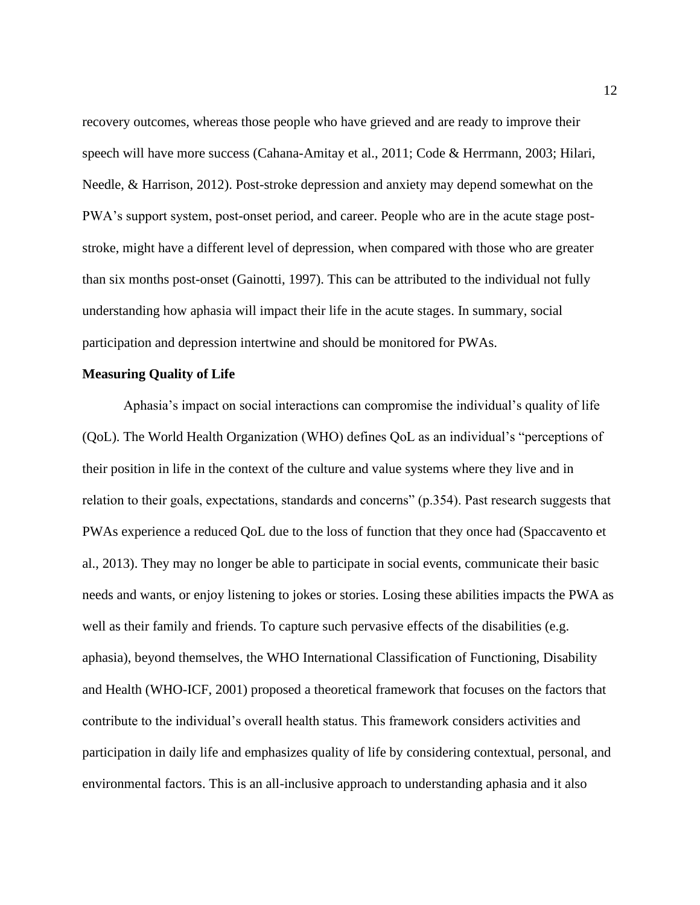recovery outcomes, whereas those people who have grieved and are ready to improve their speech will have more success (Cahana-Amitay et al., 2011; Code & Herrmann, 2003; Hilari, Needle, & Harrison, 2012). Post-stroke depression and anxiety may depend somewhat on the PWA's support system, post-onset period, and career. People who are in the acute stage post-stroke, might have a different level of depression, when compared with those who are greater than six months post-onset (Gainotti, 1997). This can be attributed to the individual not fully understanding how aphasia will impact their life in the acute stages. In summary, social participation and depression intertwine and should be monitored for PWAs.

**Measuring Quality of Life**

Aphasia's impact on social interactions can compromise the individual's quality of life (QoL). The World Health Organization (WHO) defines QoL as an individual's "perceptions of their position in life in the context of the culture and value systems where they live and in relation to their goals, expectations, standards and concerns" (p.354). Past research suggests that PWAs experience a reduced QoL due to the loss of function that they once had (Spaccavento et al., 2013). They may no longer be able to participate in social events, communicate their basic needs and wants, or enjoy listening to jokes or stories. Losing these abilities impacts the PWA as well as their family and friends. To capture such pervasive effects of the disabilities (e.g. aphasia), beyond themselves, the WHO International Classification of Functioning, Disability and Health (WHO-ICF, 2001) proposed a theoretical framework that focuses on the factors that contribute to the individual's overall health status. This framework considers activities and participation in daily life and emphasizes quality of life by considering contextual, personal, and environmental factors. This is an all-inclusive approach to understanding aphasia and it also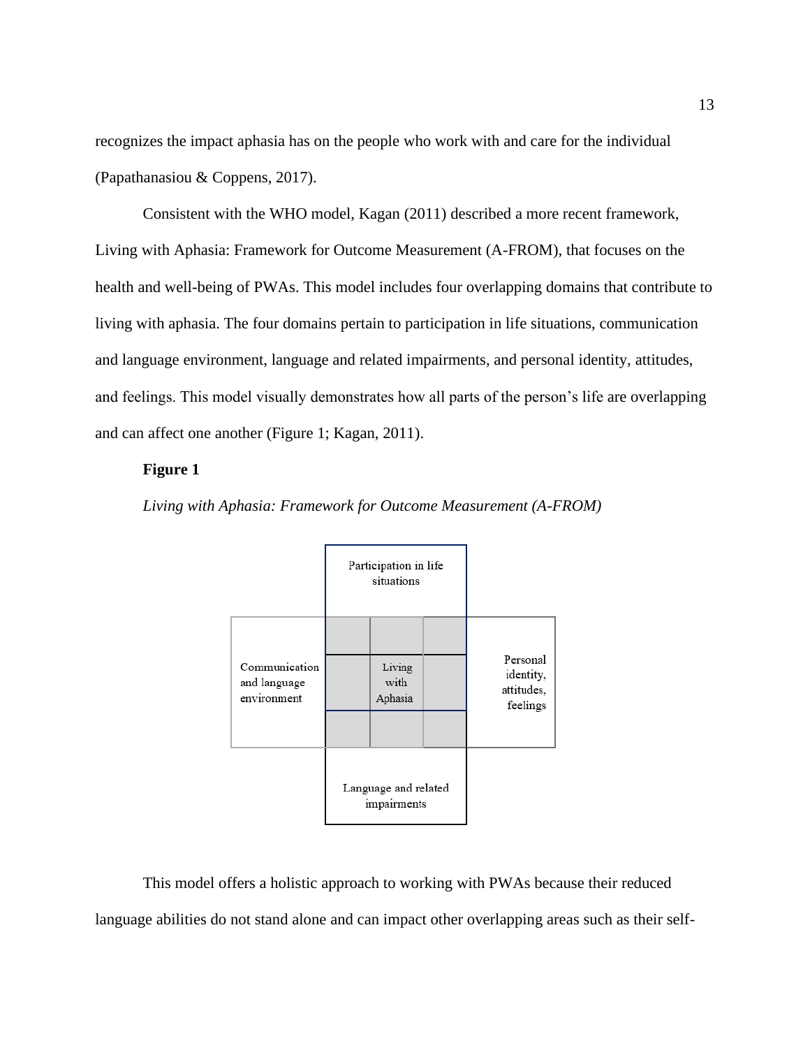recognizes the impact aphasia has on the people who work with and care for the individual (Papathanasiou & Coppens, 2017).

Consistent with the WHO model, Kagan (2011) described a more recent framework, Living with Aphasia: Framework for Outcome Measurement (A-FROM), that focuses on the health and well-being of PWAs. This model includes four overlapping domains that contribute to living with aphasia. The four domains pertain to participation in life situations, communication and language environment, language and related impairments, and personal identity, attitudes, and feelings. This model visually demonstrates how all parts of the person's life are overlapping and can affect one another (Figure 1; Kagan, 2011).

**Figure 1**

*Living with Aphasia: Framework for Outcome Measurement (A-FROM)*

Participation in life situations

Communication and language environment

Living with Aphasia

Personal identity, attitudes, feelings

Language and related impairments

This model offers a holistic approach to working with PWAs because their reduced language abilities do not stand alone and can impact other overlapping areas such as their self-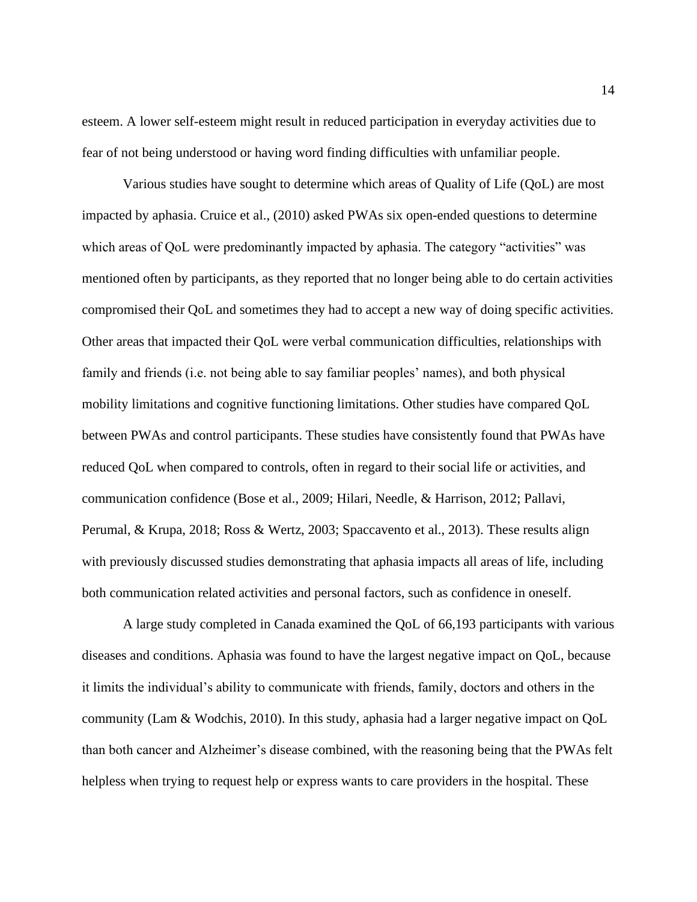esteem. A lower self-esteem might result in reduced participation in everyday activities due to fear of not being understood or having word finding difficulties with unfamiliar people.

Various studies have sought to determine which areas of Quality of Life (QoL) are most impacted by aphasia. Cruice et al., (2010) asked PWAs six open-ended questions to determine which areas of QoL were predominantly impacted by aphasia. The category "activities" was mentioned often by participants, as they reported that no longer being able to do certain activities compromised their QoL and sometimes they had to accept a new way of doing specific activities. Other areas that impacted their QoL were verbal communication difficulties, relationships with family and friends (i.e. not being able to say familiar peoples' names), and both physical mobility limitations and cognitive functioning limitations. Other studies have compared QoL between PWAs and control participants. These studies have consistently found that PWAs have reduced QoL when compared to controls, often in regard to their social life or activities, and communication confidence (Bose et al., 2009; Hilari, Needle, & Harrison, 2012; Pallavi, Perumal, & Krupa, 2018; Ross & Wertz, 2003; Spaccavento et al., 2013). These results align with previously discussed studies demonstrating that aphasia impacts all areas of life, including both communication related activities and personal factors, such as confidence in oneself.

A large study completed in Canada examined the QoL of 66,193 participants with various diseases and conditions. Aphasia was found to have the largest negative impact on QoL, because it limits the individual's ability to communicate with friends, family, doctors and others in the community (Lam & Wodchis, 2010). In this study, aphasia had a larger negative impact on QoL than both cancer and Alzheimer's disease combined, with the reasoning being that the PWAs felt helpless when trying to request help or express wants to care providers in the hospital. These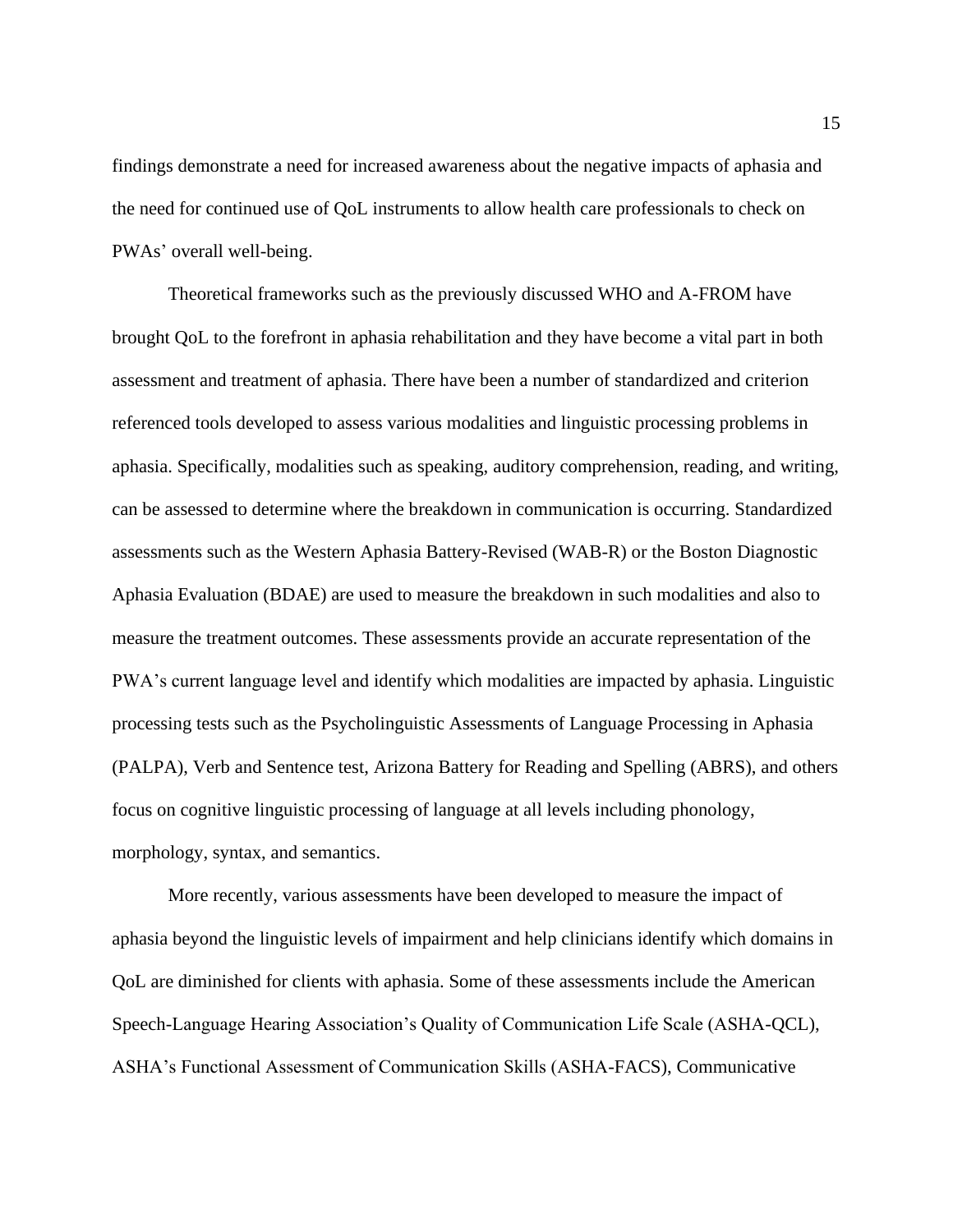findings demonstrate a need for increased awareness about the negative impacts of aphasia and the need for continued use of QoL instruments to allow health care professionals to check on PWAs' overall well-being.

Theoretical frameworks such as the previously discussed WHO and A-FROM have brought QoL to the forefront in aphasia rehabilitation and they have become a vital part in both assessment and treatment of aphasia. There have been a number of standardized and criterion referenced tools developed to assess various modalities and linguistic processing problems in aphasia. Specifically, modalities such as speaking, auditory comprehension, reading, and writing, can be assessed to determine where the breakdown in communication is occurring. Standardized assessments such as the Western Aphasia Battery-Revised (WAB-R) or the Boston Diagnostic Aphasia Evaluation (BDAE) are used to measure the breakdown in such modalities and also to measure the treatment outcomes. These assessments provide an accurate representation of the PWA's current language level and identify which modalities are impacted by aphasia. Linguistic processing tests such as the Psycholinguistic Assessments of Language Processing in Aphasia (PALPA), Verb and Sentence test, Arizona Battery for Reading and Spelling (ABRS), and others focus on cognitive linguistic processing of language at all levels including phonology, morphology, syntax, and semantics.

More recently, various assessments have been developed to measure the impact of aphasia beyond the linguistic levels of impairment and help clinicians identify which domains in QoL are diminished for clients with aphasia. Some of these assessments include the American Speech-Language Hearing Association's Quality of Communication Life Scale (ASHA-QCL), ASHA's Functional Assessment of Communication Skills (ASHA-FACS), Communicative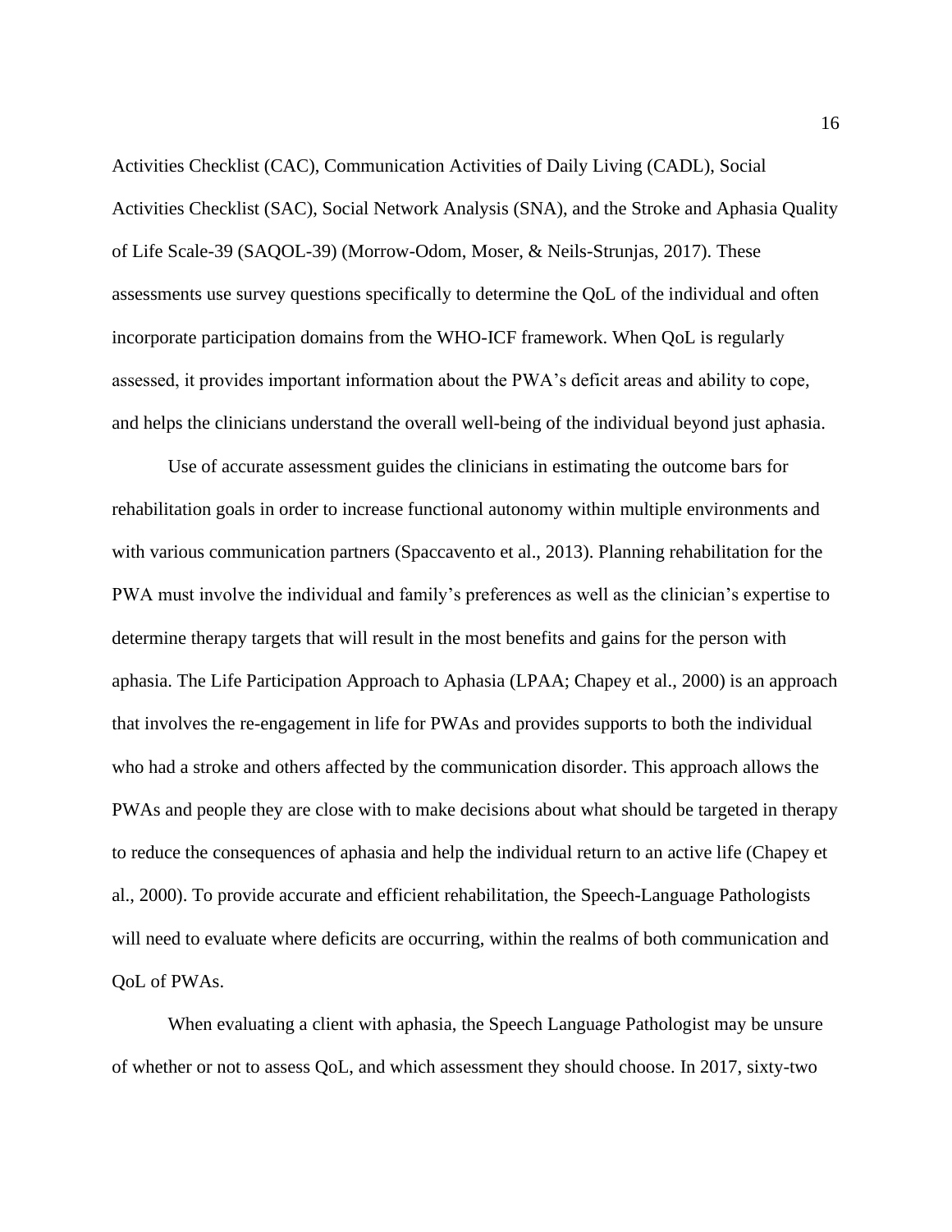Activities Checklist (CAC), Communication Activities of Daily Living (CADL), Social Activities Checklist (SAC), Social Network Analysis (SNA), and the Stroke and Aphasia Quality of Life Scale-39 (SAQOL-39) (Morrow-Odom, Moser, & Neils-Strunjas, 2017). These assessments use survey questions specifically to determine the QoL of the individual and often incorporate participation domains from the WHO-ICF framework. When QoL is regularly assessed, it provides important information about the PWA's deficit areas and ability to cope, and helps the clinicians understand the overall well-being of the individual beyond just aphasia.

Use of accurate assessment guides the clinicians in estimating the outcome bars for rehabilitation goals in order to increase functional autonomy within multiple environments and with various communication partners (Spaccavento et al., 2013). Planning rehabilitation for the PWA must involve the individual and family's preferences as well as the clinician's expertise to determine therapy targets that will result in the most benefits and gains for the person with aphasia. The Life Participation Approach to Aphasia (LPAA; Chapey et al., 2000) is an approach that involves the re-engagement in life for PWAs and provides supports to both the individual who had a stroke and others affected by the communication disorder. This approach allows the PWAs and people they are close with to make decisions about what should be targeted in therapy to reduce the consequences of aphasia and help the individual return to an active life (Chapey et al., 2000). To provide accurate and efficient rehabilitation, the Speech-Language Pathologists will need to evaluate where deficits are occurring, within the realms of both communication and QoL of PWAs.

When evaluating a client with aphasia, the Speech Language Pathologist may be unsure of whether or not to assess QoL, and which assessment they should choose. In 2017, sixty-two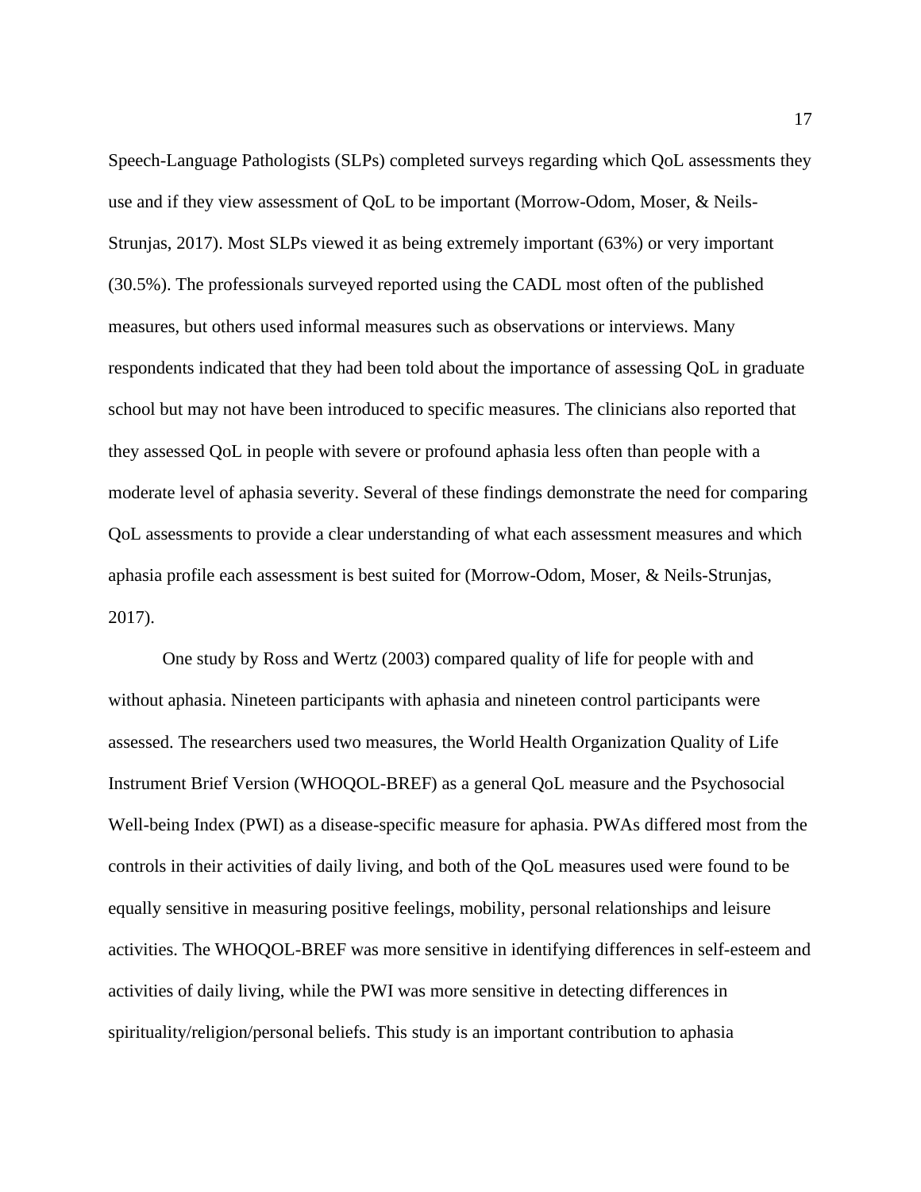Speech-Language Pathologists (SLPs) completed surveys regarding which QoL assessments they use and if they view assessment of QoL to be important (Morrow-Odom, Moser, & Neils-Strunjas, 2017). Most SLPs viewed it as being extremely important (63%) or very important (30.5%). The professionals surveyed reported using the CADL most often of the published measures, but others used informal measures such as observations or interviews. Many respondents indicated that they had been told about the importance of assessing QoL in graduate school but may not have been introduced to specific measures. The clinicians also reported that they assessed QoL in people with severe or profound aphasia less often than people with a moderate level of aphasia severity. Several of these findings demonstrate the need for comparing QoL assessments to provide a clear understanding of what each assessment measures and which aphasia profile each assessment is best suited for (Morrow-Odom, Moser, & Neils-Strunjas, 2017).

One study by Ross and Wertz (2003) compared quality of life for people with and without aphasia. Nineteen participants with aphasia and nineteen control participants were assessed. The researchers used two measures, the World Health Organization Quality of Life Instrument Brief Version (WHOQOL-BREF) as a general QoL measure and the Psychosocial Well-being Index (PWI) as a disease-specific measure for aphasia. PWAs differed most from the controls in their activities of daily living, and both of the QoL measures used were found to be equally sensitive in measuring positive feelings, mobility, personal relationships and leisure activities. The WHOQOL-BREF was more sensitive in identifying differences in self-esteem and activities of daily living, while the PWI was more sensitive in detecting differences in spirituality/religion/personal beliefs. This study is an important contribution to aphasia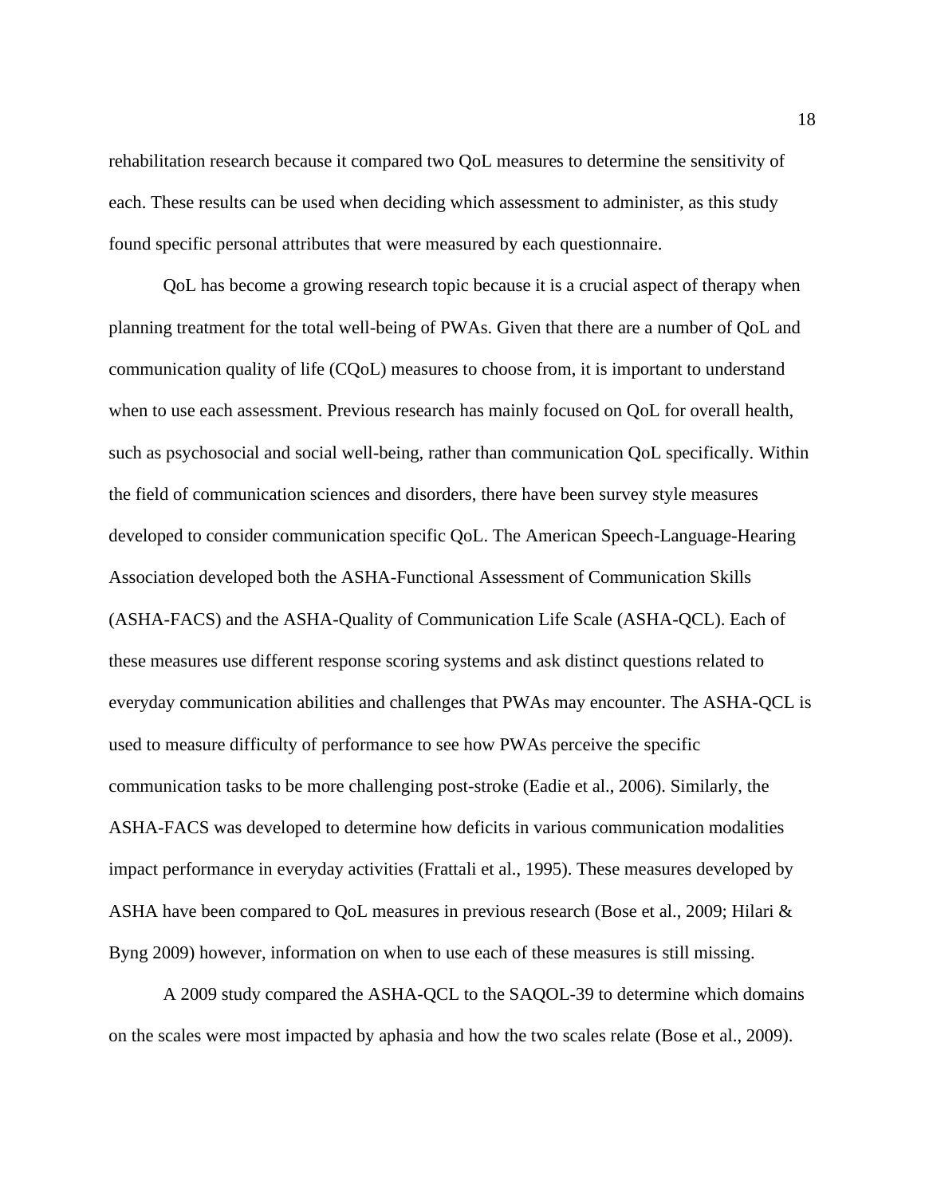rehabilitation research because it compared two QoL measures to determine the sensitivity of each. These results can be used when deciding which assessment to administer, as this study found specific personal attributes that were measured by each questionnaire.

QoL has become a growing research topic because it is a crucial aspect of therapy when planning treatment for the total well-being of PWAs. Given that there are a number of QoL and communication quality of life (CQoL) measures to choose from, it is important to understand when to use each assessment. Previous research has mainly focused on QoL for overall health, such as psychosocial and social well-being, rather than communication QoL specifically. Within the field of communication sciences and disorders, there have been survey style measures developed to consider communication specific QoL. The American Speech-Language-Hearing Association developed both the ASHA-Functional Assessment of Communication Skills (ASHA-FACS) and the ASHA-Quality of Communication Life Scale (ASHA-QCL). Each of these measures use different response scoring systems and ask distinct questions related to everyday communication abilities and challenges that PWAs may encounter. The ASHA-QCL is used to measure difficulty of performance to see how PWAs perceive the specific communication tasks to be more challenging post-stroke (Eadie et al., 2006). Similarly, the ASHA-FACS was developed to determine how deficits in various communication modalities impact performance in everyday activities (Frattali et al., 1995). These measures developed by ASHA have been compared to QoL measures in previous research (Bose et al., 2009; Hilari & Byng 2009) however, information on when to use each of these measures is still missing.

A 2009 study compared the ASHA-QCL to the SAQOL-39 to determine which domains on the scales were most impacted by aphasia and how the two scales relate (Bose et al., 2009).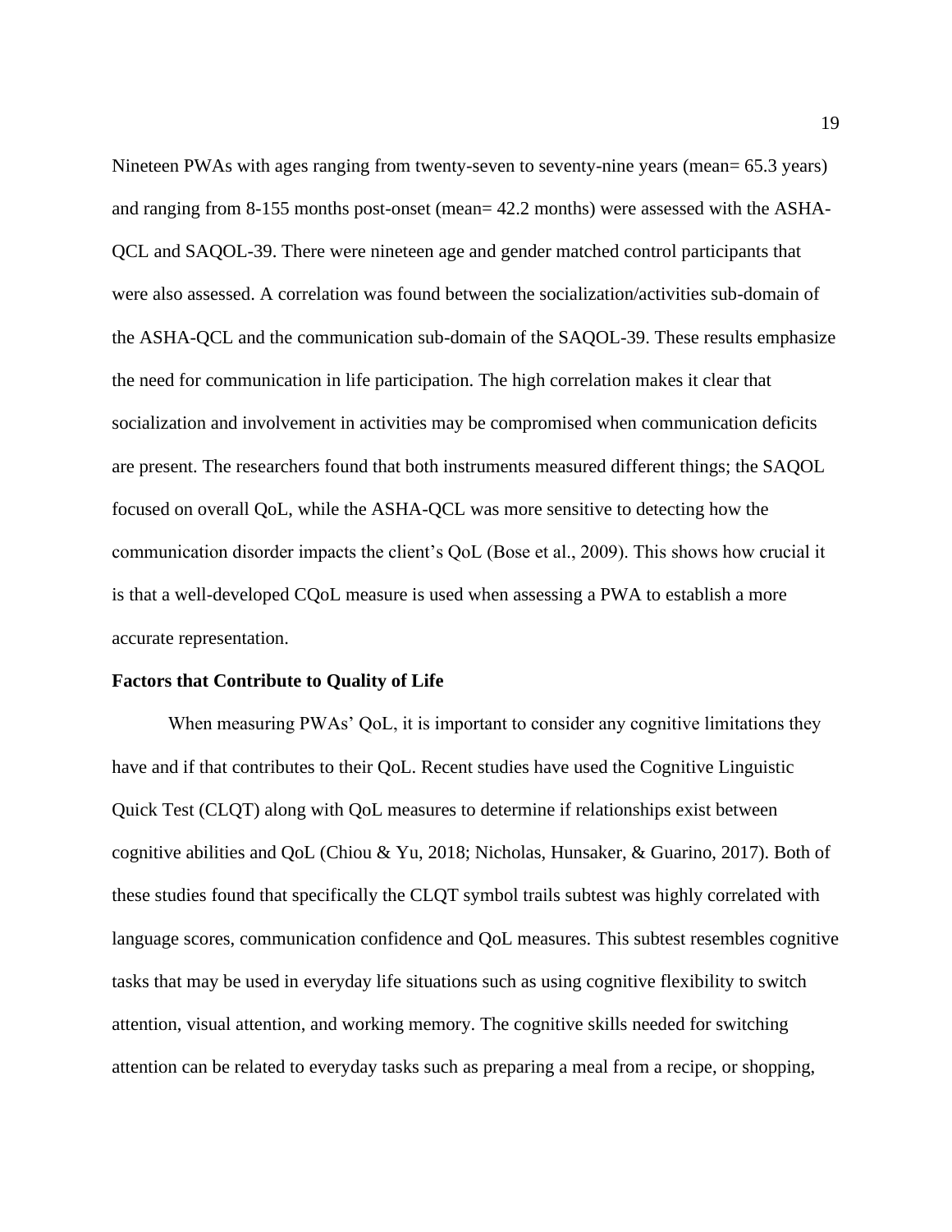Nineteen PWAs with ages ranging from twenty-seven to seventy-nine years (mean= 65.3 years) and ranging from 8-155 months post-onset (mean= 42.2 months) were assessed with the ASHA-QCL and SAQOL-39. There were nineteen age and gender matched control participants that were also assessed. A correlation was found between the socialization/activities sub-domain of the ASHA-QCL and the communication sub-domain of the SAQOL-39. These results emphasize the need for communication in life participation. The high correlation makes it clear that socialization and involvement in activities may be compromised when communication deficits are present. The researchers found that both instruments measured different things; the SAQOL focused on overall QoL, while the ASHA-QCL was more sensitive to detecting how the communication disorder impacts the client's QoL (Bose et al., 2009). This shows how crucial it is that a well-developed CQoL measure is used when assessing a PWA to establish a more accurate representation.

**Factors that Contribute to Quality of Life**

When measuring PWAs' QoL, it is important to consider any cognitive limitations they have and if that contributes to their QoL. Recent studies have used the Cognitive Linguistic Quick Test (CLQT) along with QoL measures to determine if relationships exist between cognitive abilities and QoL (Chiou & Yu, 2018; Nicholas, Hunsaker, & Guarino, 2017). Both of these studies found that specifically the CLQT symbol trails subtest was highly correlated with language scores, communication confidence and QoL measures. This subtest resembles cognitive tasks that may be used in everyday life situations such as using cognitive flexibility to switch attention, visual attention, and working memory. The cognitive skills needed for switching attention can be related to everyday tasks such as preparing a meal from a recipe, or shopping,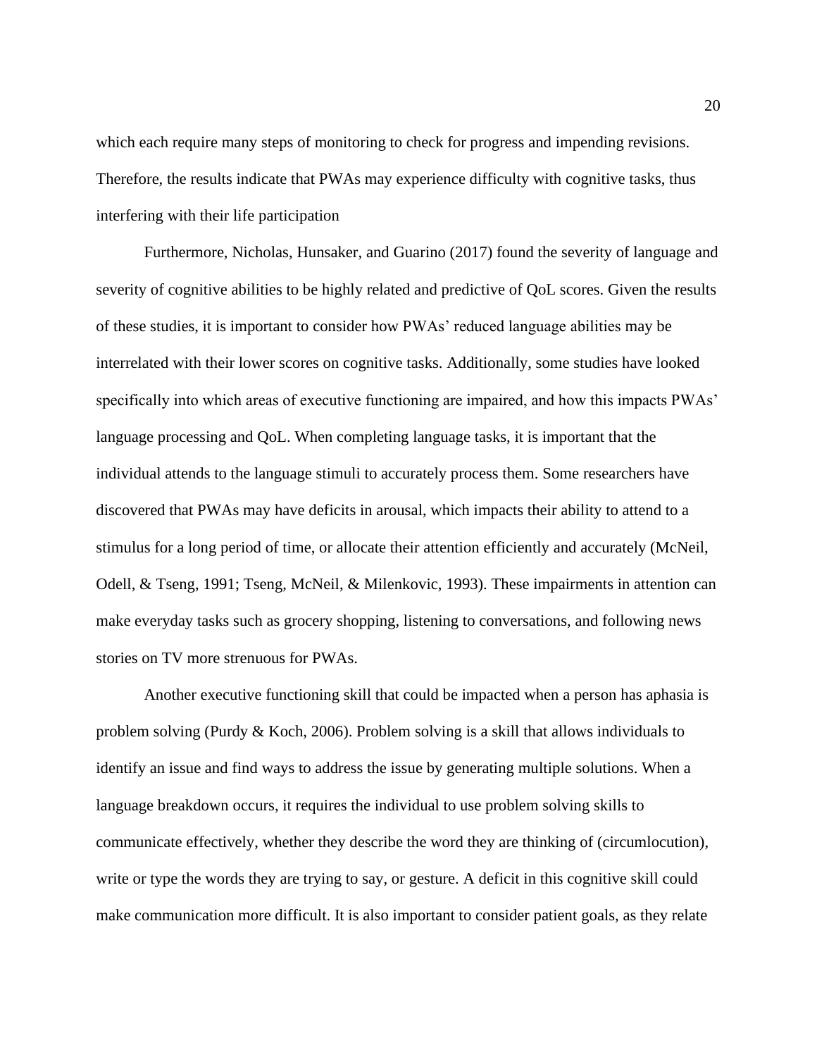which each require many steps of monitoring to check for progress and impending revisions. Therefore, the results indicate that PWAs may experience difficulty with cognitive tasks, thus interfering with their life participation

Furthermore, Nicholas, Hunsaker, and Guarino (2017) found the severity of language and severity of cognitive abilities to be highly related and predictive of QoL scores. Given the results of these studies, it is important to consider how PWAs' reduced language abilities may be interrelated with their lower scores on cognitive tasks. Additionally, some studies have looked specifically into which areas of executive functioning are impaired, and how this impacts PWAs' language processing and QoL. When completing language tasks, it is important that the individual attends to the language stimuli to accurately process them. Some researchers have discovered that PWAs may have deficits in arousal, which impacts their ability to attend to a stimulus for a long period of time, or allocate their attention efficiently and accurately (McNeil, Odell, & Tseng, 1991; Tseng, McNeil, & Milenkovic, 1993). These impairments in attention can make everyday tasks such as grocery shopping, listening to conversations, and following news stories on TV more strenuous for PWAs.

Another executive functioning skill that could be impacted when a person has aphasia is problem solving (Purdy & Koch, 2006). Problem solving is a skill that allows individuals to identify an issue and find ways to address the issue by generating multiple solutions. When a language breakdown occurs, it requires the individual to use problem solving skills to communicate effectively, whether they describe the word they are thinking of (circumlocution), write or type the words they are trying to say, or gesture. A deficit in this cognitive skill could make communication more difficult. It is also important to consider patient goals, as they relate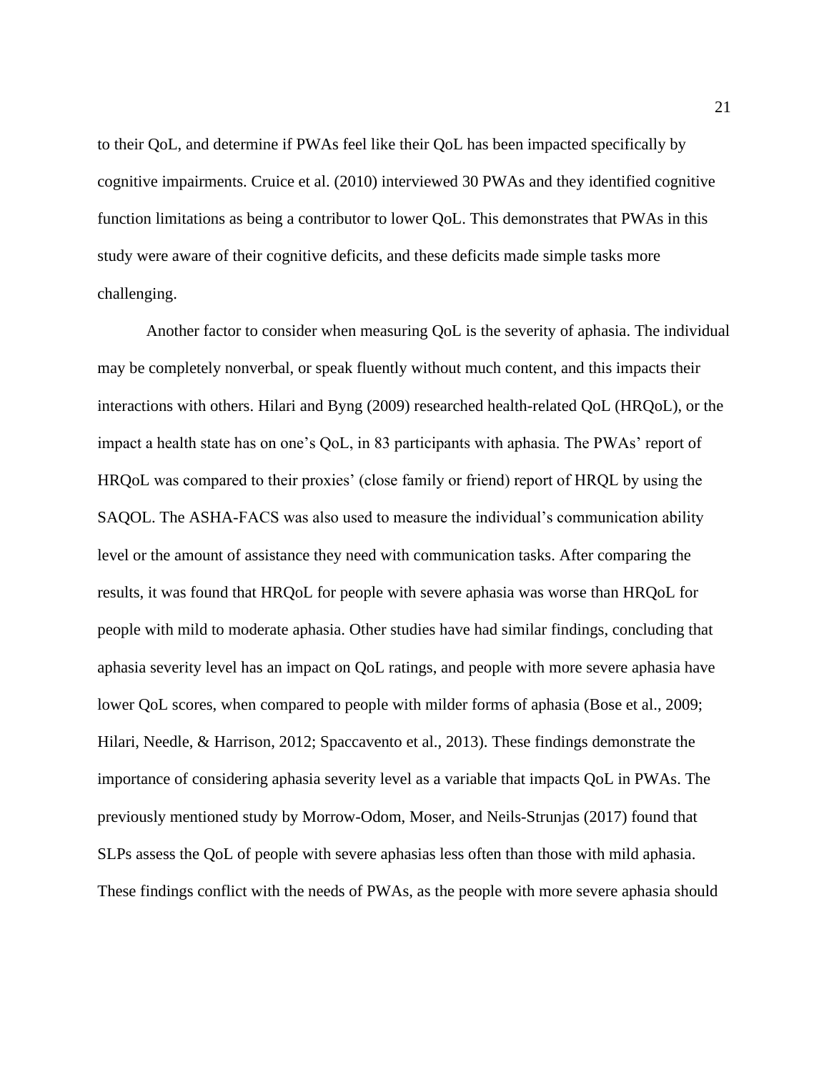to their QoL, and determine if PWAs feel like their QoL has been impacted specifically by cognitive impairments. Cruice et al. (2010) interviewed 30 PWAs and they identified cognitive function limitations as being a contributor to lower QoL. This demonstrates that PWAs in this study were aware of their cognitive deficits, and these deficits made simple tasks more challenging.

Another factor to consider when measuring QoL is the severity of aphasia. The individual may be completely nonverbal, or speak fluently without much content, and this impacts their interactions with others. Hilari and Byng (2009) researched health-related QoL (HRQoL), or the impact a health state has on one's QoL, in 83 participants with aphasia. The PWAs' report of HRQoL was compared to their proxies' (close family or friend) report of HRQL by using the SAQOL. The ASHA-FACS was also used to measure the individual's communication ability level or the amount of assistance they need with communication tasks. After comparing the results, it was found that HRQoL for people with severe aphasia was worse than HRQoL for people with mild to moderate aphasia. Other studies have had similar findings, concluding that aphasia severity level has an impact on QoL ratings, and people with more severe aphasia have lower QoL scores, when compared to people with milder forms of aphasia (Bose et al., 2009; Hilari, Needle, & Harrison, 2012; Spaccavento et al., 2013). These findings demonstrate the importance of considering aphasia severity level as a variable that impacts QoL in PWAs. The previously mentioned study by Morrow-Odom, Moser, and Neils-Strunjas (2017) found that SLPs assess the QoL of people with severe aphasias less often than those with mild aphasia. These findings conflict with the needs of PWAs, as the people with more severe aphasia should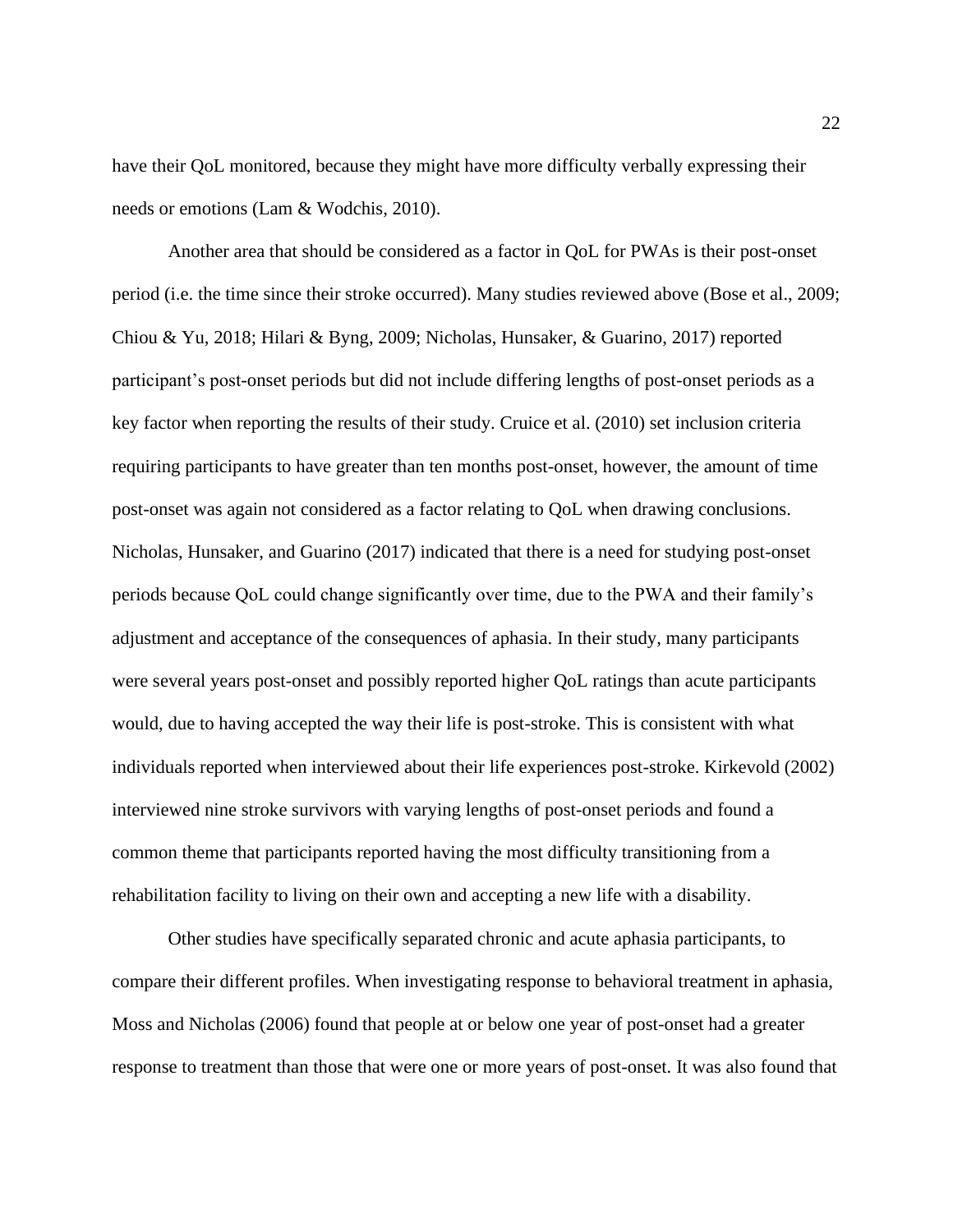have their QoL monitored, because they might have more difficulty verbally expressing their needs or emotions (Lam & Wodchis, 2010).

Another area that should be considered as a factor in QoL for PWAs is their post-onset period (i.e. the time since their stroke occurred). Many studies reviewed above (Bose et al., 2009; Chiou & Yu, 2018; Hilari & Byng, 2009; Nicholas, Hunsaker, & Guarino, 2017) reported participant's post-onset periods but did not include differing lengths of post-onset periods as a key factor when reporting the results of their study. Cruice et al. (2010) set inclusion criteria requiring participants to have greater than ten months post-onset, however, the amount of time post-onset was again not considered as a factor relating to QoL when drawing conclusions. Nicholas, Hunsaker, and Guarino (2017) indicated that there is a need for studying post-onset periods because QoL could change significantly over time, due to the PWA and their family's adjustment and acceptance of the consequences of aphasia. In their study, many participants were several years post-onset and possibly reported higher QoL ratings than acute participants would, due to having accepted the way their life is post-stroke. This is consistent with what individuals reported when interviewed about their life experiences post-stroke. Kirkevold (2002) interviewed nine stroke survivors with varying lengths of post-onset periods and found a common theme that participants reported having the most difficulty transitioning from a rehabilitation facility to living on their own and accepting a new life with a disability.

Other studies have specifically separated chronic and acute aphasia participants, to compare their different profiles. When investigating response to behavioral treatment in aphasia, Moss and Nicholas (2006) found that people at or below one year of post-onset had a greater response to treatment than those that were one or more years of post-onset. It was also found that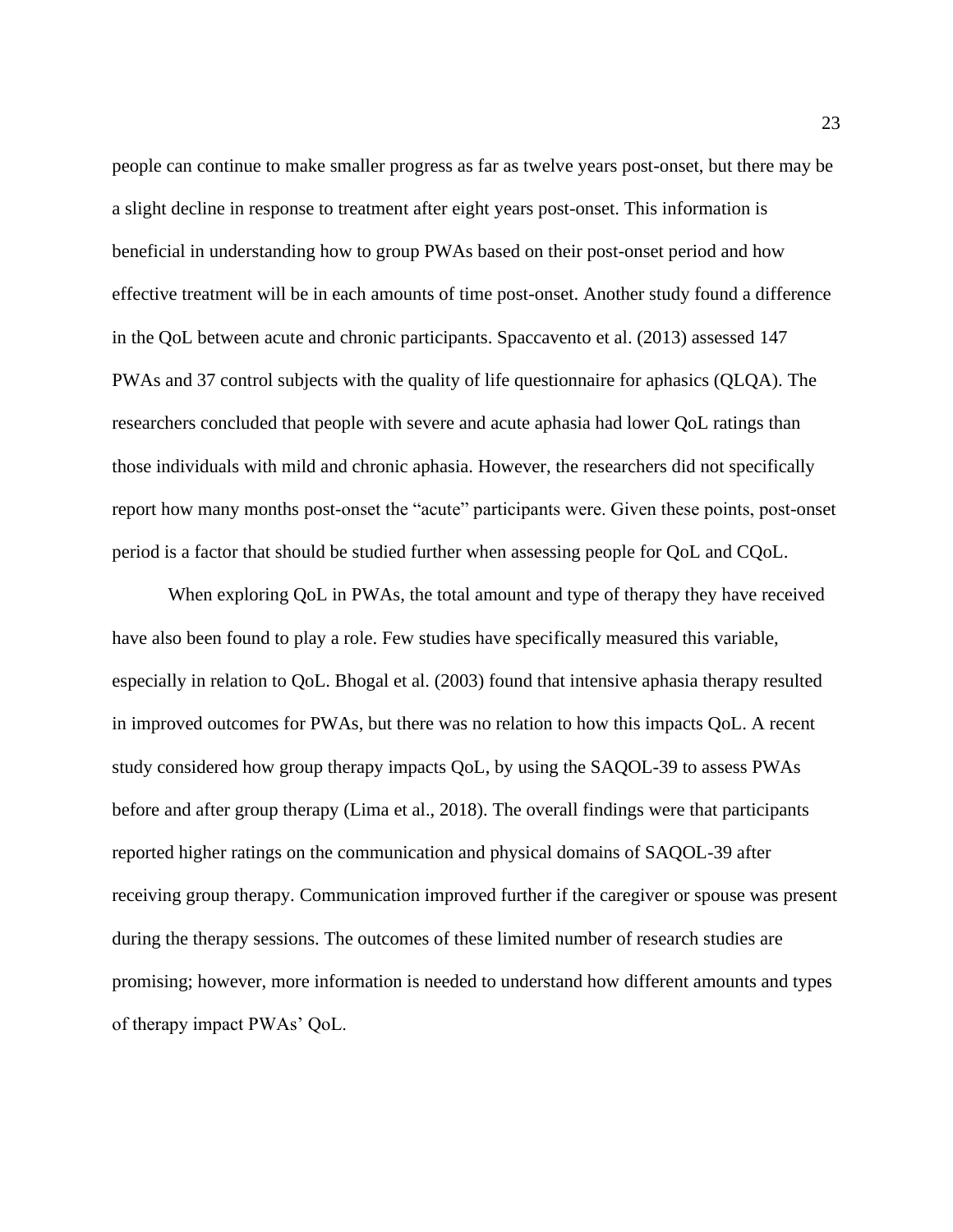people can continue to make smaller progress as far as twelve years post-onset, but there may be a slight decline in response to treatment after eight years post-onset. This information is beneficial in understanding how to group PWAs based on their post-onset period and how effective treatment will be in each amounts of time post-onset. Another study found a difference in the QoL between acute and chronic participants. Spaccavento et al. (2013) assessed 147 PWAs and 37 control subjects with the quality of life questionnaire for aphasics (QLQA). The researchers concluded that people with severe and acute aphasia had lower QoL ratings than those individuals with mild and chronic aphasia. However, the researchers did not specifically report how many months post-onset the "acute" participants were. Given these points, post-onset period is a factor that should be studied further when assessing people for QoL and CQoL.

When exploring QoL in PWAs, the total amount and type of therapy they have received have also been found to play a role. Few studies have specifically measured this variable, especially in relation to QoL. Bhogal et al. (2003) found that intensive aphasia therapy resulted in improved outcomes for PWAs, but there was no relation to how this impacts QoL. A recent study considered how group therapy impacts QoL, by using the SAQOL-39 to assess PWAs before and after group therapy (Lima et al., 2018). The overall findings were that participants reported higher ratings on the communication and physical domains of SAQOL-39 after receiving group therapy. Communication improved further if the caregiver or spouse was present during the therapy sessions. The outcomes of these limited number of research studies are promising; however, more information is needed to understand how different amounts and types of therapy impact PWAs' QoL.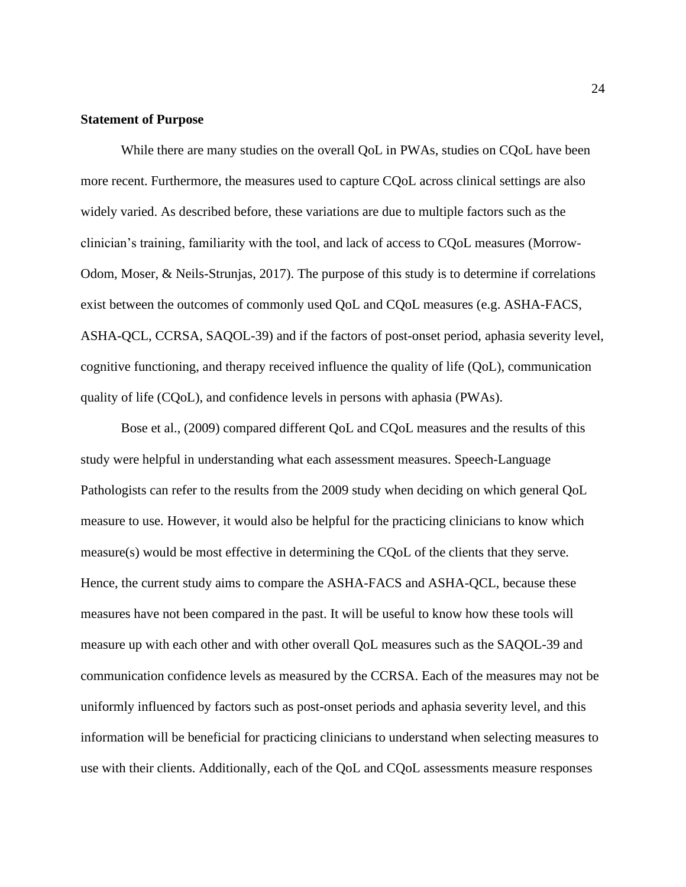**Statement of Purpose**

While there are many studies on the overall QoL in PWAs, studies on CQoL have been more recent. Furthermore, the measures used to capture CQoL across clinical settings are also widely varied. As described before, these variations are due to multiple factors such as the clinician's training, familiarity with the tool, and lack of access to CQoL measures (Morrow-Odom, Moser, & Neils-Strunjas, 2017). The purpose of this study is to determine if correlations exist between the outcomes of commonly used QoL and CQoL measures (e.g. ASHA-FACS, ASHA-QCL, CCRSA, SAQOL-39) and if the factors of post-onset period, aphasia severity level, cognitive functioning, and therapy received influence the quality of life (QoL), communication quality of life (CQoL), and confidence levels in persons with aphasia (PWAs).

Bose et al., (2009) compared different QoL and CQoL measures and the results of this study were helpful in understanding what each assessment measures. Speech-Language Pathologists can refer to the results from the 2009 study when deciding on which general QoL measure to use. However, it would also be helpful for the practicing clinicians to know which measure(s) would be most effective in determining the CQoL of the clients that they serve. Hence, the current study aims to compare the ASHA-FACS and ASHA-QCL, because these measures have not been compared in the past. It will be useful to know how these tools will measure up with each other and with other overall QoL measures such as the SAQOL-39 and communication confidence levels as measured by the CCRSA. Each of the measures may not be uniformly influenced by factors such as post-onset periods and aphasia severity level, and this information will be beneficial for practicing clinicians to understand when selecting measures to use with their clients. Additionally, each of the QoL and CQoL assessments measure responses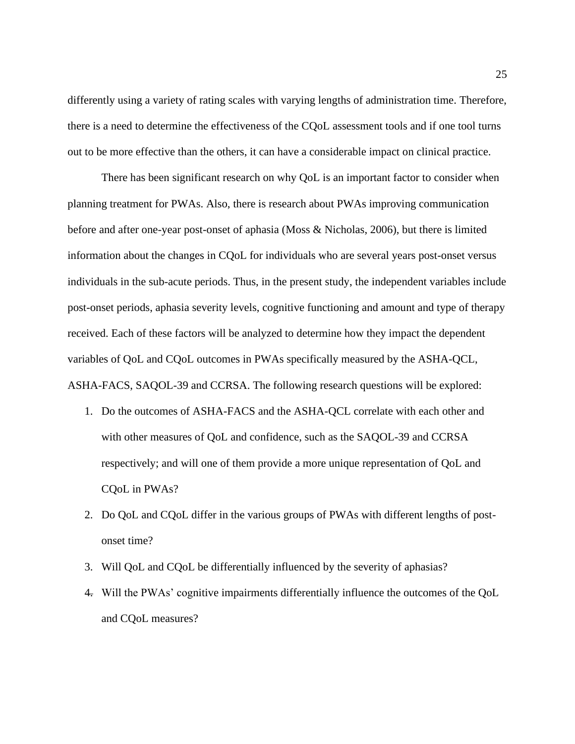differently using a variety of rating scales with varying lengths of administration time. Therefore, there is a need to determine the effectiveness of the CQoL assessment tools and if one tool turns out to be more effective than the others, it can have a considerable impact on clinical practice.

There has been significant research on why QoL is an important factor to consider when planning treatment for PWAs. Also, there is research about PWAs improving communication before and after one-year post-onset of aphasia (Moss & Nicholas, 2006), but there is limited information about the changes in CQoL for individuals who are several years post-onset versus individuals in the sub-acute periods. Thus, in the present study, the independent variables include post-onset periods, aphasia severity levels, cognitive functioning and amount and type of therapy received. Each of these factors will be analyzed to determine how they impact the dependent variables of QoL and CQoL outcomes in PWAs specifically measured by the ASHA-QCL, ASHA-FACS, SAQOL-39 and CCRSA. The following research questions will be explored:

1. Do the outcomes of ASHA-FACS and the ASHA-QCL correlate with each other and with other measures of QoL and confidence, such as the SAQOL-39 and CCRSA respectively; and will one of them provide a more unique representation of QoL and CQoL in PWAs?
2. Do QoL and CQoL differ in the various groups of PWAs with different lengths of post-onset time?
3. Will QoL and CQoL be differentially influenced by the severity of aphasias?
4. Will the PWAs' cognitive impairments differentially influence the outcomes of the QoL and CQoL measures?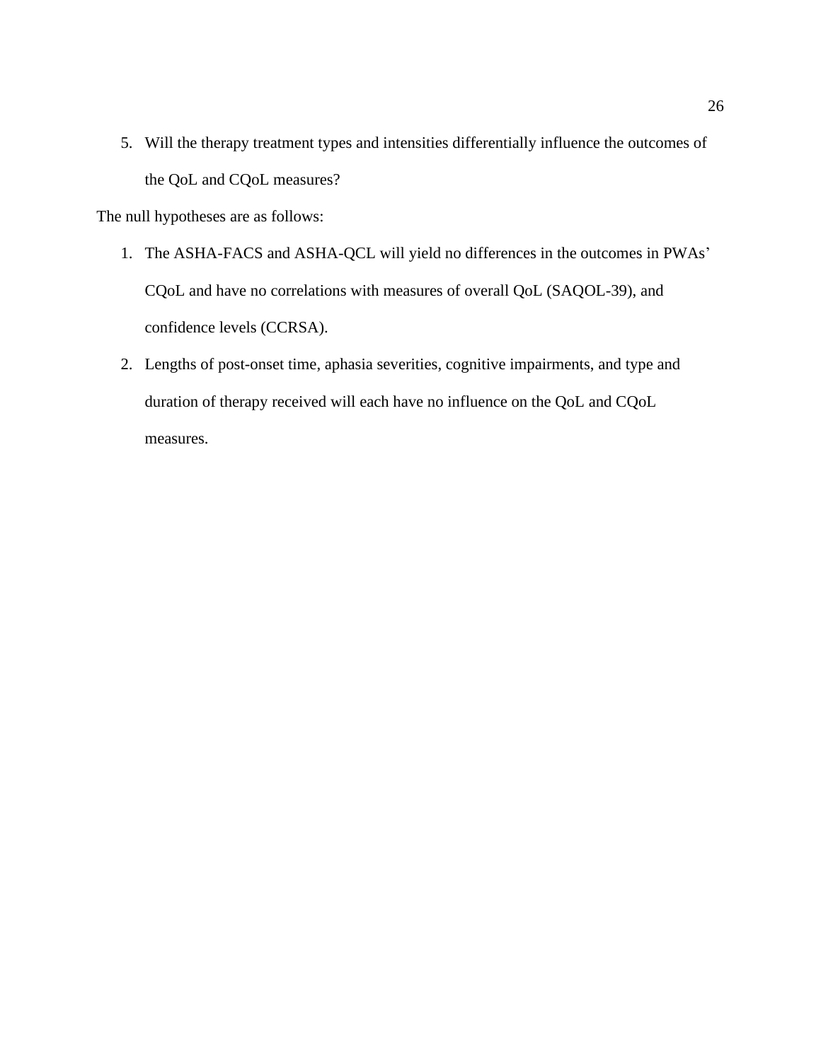5. Will the therapy treatment types and intensities differentially influence the outcomes of the QoL and CQoL measures?

The null hypotheses are as follows:

1. The ASHA-FACS and ASHA-QCL will yield no differences in the outcomes in PWAs' CQoL and have no correlations with measures of overall QoL (SAQOL-39), and confidence levels (CCRSA).
2. Lengths of post-onset time, aphasia severities, cognitive impairments, and type and duration of therapy received will each have no influence on the QoL and CQoL measures.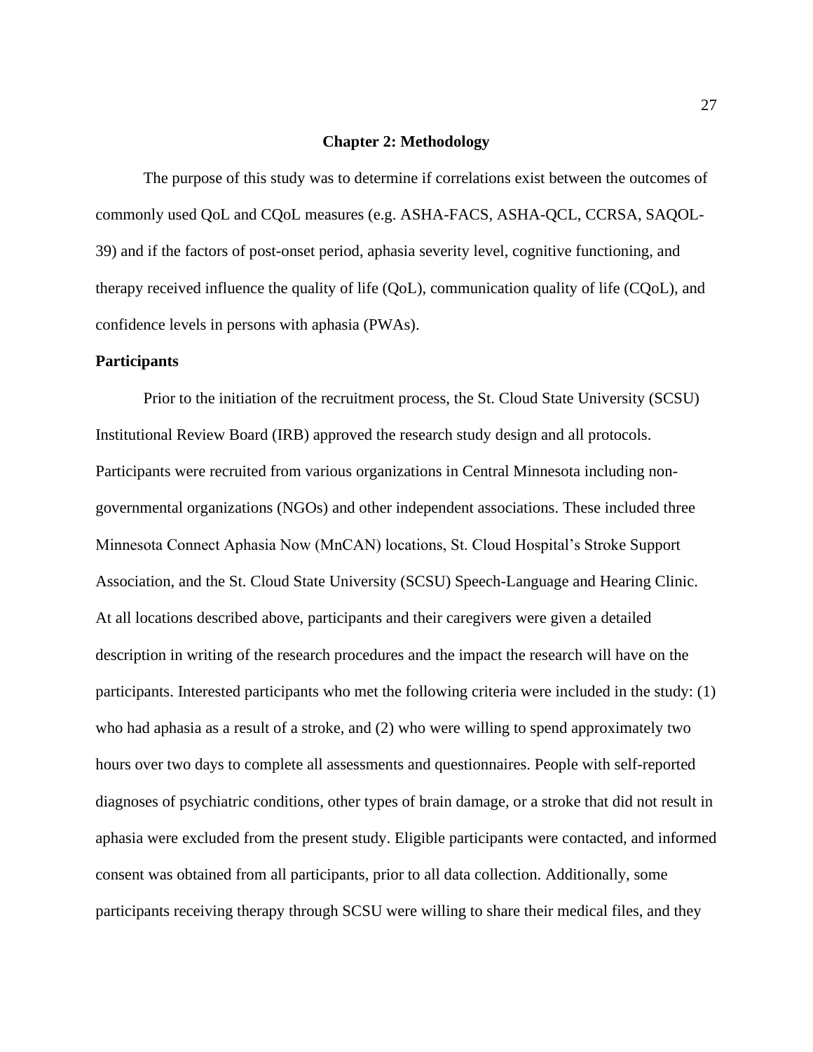# Chapter 2: Methodology

The purpose of this study was to determine if correlations exist between the outcomes of commonly used QoL and CQoL measures (e.g. ASHA-FACS, ASHA-QCL, CCRSA, SAQOL-39) and if the factors of post-onset period, aphasia severity level, cognitive functioning, and therapy received influence the quality of life (QoL), communication quality of life (CQoL), and confidence levels in persons with aphasia (PWAs).

## Participants

Prior to the initiation of the recruitment process, the St. Cloud State University (SCSU) Institutional Review Board (IRB) approved the research study design and all protocols. Participants were recruited from various organizations in Central Minnesota including non-governmental organizations (NGOs) and other independent associations. These included three Minnesota Connect Aphasia Now (MnCAN) locations, St. Cloud Hospital's Stroke Support Association, and the St. Cloud State University (SCSU) Speech-Language and Hearing Clinic. At all locations described above, participants and their caregivers were given a detailed description in writing of the research procedures and the impact the research will have on the participants. Interested participants who met the following criteria were included in the study: (1) who had aphasia as a result of a stroke, and (2) who were willing to spend approximately two hours over two days to complete all assessments and questionnaires. People with self-reported diagnoses of psychiatric conditions, other types of brain damage, or a stroke that did not result in aphasia were excluded from the present study. Eligible participants were contacted, and informed consent was obtained from all participants, prior to all data collection. Additionally, some participants receiving therapy through SCSU were willing to share their medical files, and they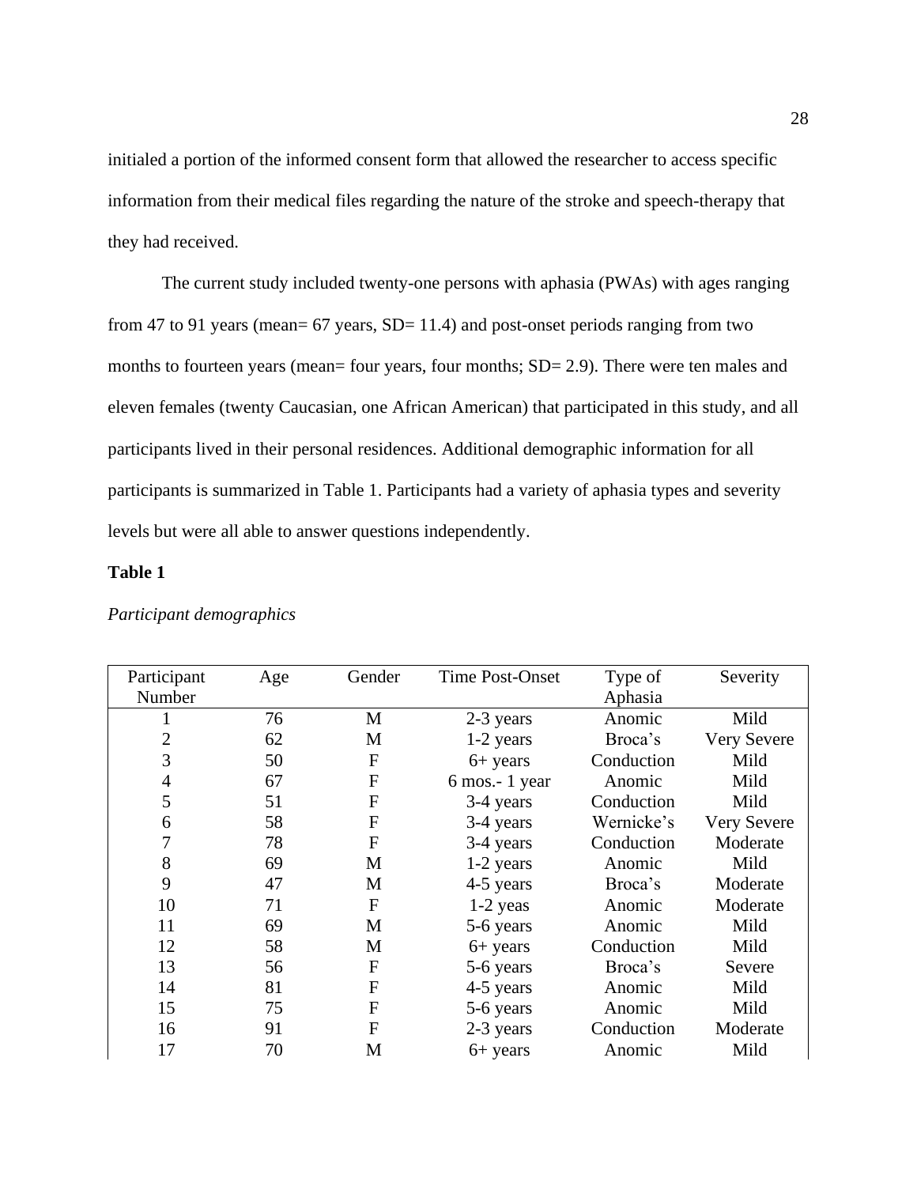initialed a portion of the informed consent form that allowed the researcher to access specific information from their medical files regarding the nature of the stroke and speech-therapy that they had received.

The current study included twenty-one persons with aphasia (PWAs) with ages ranging from 47 to 91 years (mean= 67 years, SD= 11.4) and post-onset periods ranging from two months to fourteen years (mean= four years, four months; SD= 2.9). There were ten males and eleven females (twenty Caucasian, one African American) that participated in this study, and all participants lived in their personal residences. Additional demographic information for all participants is summarized in Table 1. Participants had a variety of aphasia types and severity levels but were all able to answer questions independently.

**Table 1**

*Participant demographics*

| Participant Number | Age | Gender | Time Post-Onset | Type of Aphasia | Severity |
|---|---|---|---|---|---|
| 1 | 76 | M | 2-3 years | Anomic | Mild |
| 2 | 62 | M | 1-2 years | Broca's | Very Severe |
| 3 | 50 | F | 6+ years | Conduction | Mild |
| 4 | 67 | F | 6 mos.- 1 year | Anomic | Mild |
| 5 | 51 | F | 3-4 years | Conduction | Mild |
| 6 | 58 | F | 3-4 years | Wernicke's | Very Severe |
| 7 | 78 | F | 3-4 years | Conduction | Moderate |
| 8 | 69 | M | 1-2 years | Anomic | Mild |
| 9 | 47 | M | 4-5 years | Broca's | Moderate |
| 10 | 71 | F | 1-2 yeas | Anomic | Moderate |
| 11 | 69 | M | 5-6 years | Anomic | Mild |
| 12 | 58 | M | 6+ years | Conduction | Mild |
| 13 | 56 | F | 5-6 years | Broca's | Severe |
| 14 | 81 | F | 4-5 years | Anomic | Mild |
| 15 | 75 | F | 5-6 years | Anomic | Mild |
| 16 | 91 | F | 2-3 years | Conduction | Moderate |
| 17 | 70 | M | 6+ years | Anomic | Mild |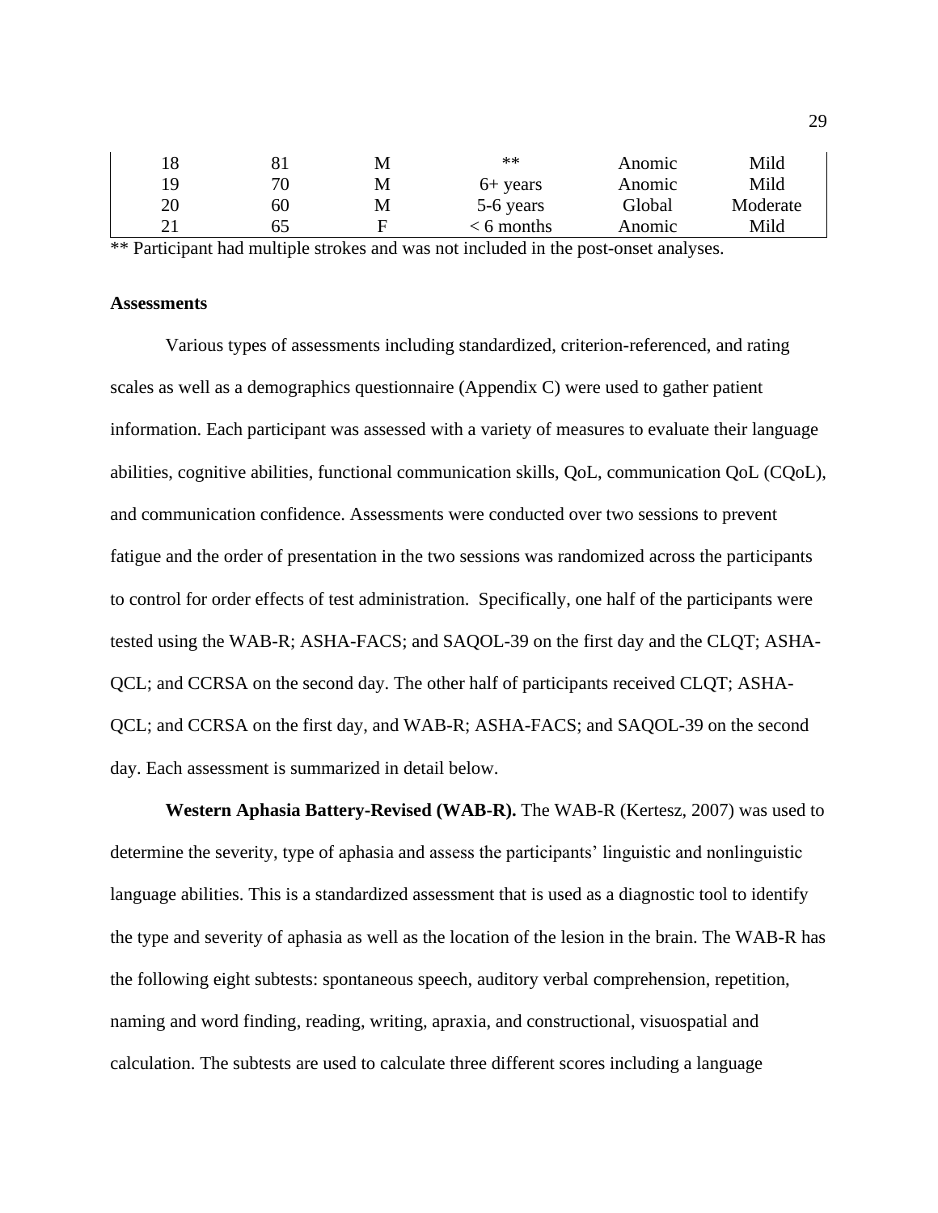| | | | | | |
|---|---|---|---|---|---|
| 18 | 81 | M | ** | Anomic | Mild |
| 19 | 70 | M | 6+ years | Anomic | Mild |
| 20 | 60 | M | 5-6 years | Global | Moderate |
| 21 | 65 | F | < 6 months | Anomic | Mild |

** Participant had multiple strokes and was not included in the post-onset analyses.

**Assessments**

Various types of assessments including standardized, criterion-referenced, and rating scales as well as a demographics questionnaire (Appendix C) were used to gather patient information. Each participant was assessed with a variety of measures to evaluate their language abilities, cognitive abilities, functional communication skills, QoL, communication QoL (CQoL), and communication confidence. Assessments were conducted over two sessions to prevent fatigue and the order of presentation in the two sessions was randomized across the participants to control for order effects of test administration. Specifically, one half of the participants were tested using the WAB-R; ASHA-FACS; and SAQOL-39 on the first day and the CLQT; ASHA-QCL; and CCRSA on the second day. The other half of participants received CLQT; ASHA-QCL; and CCRSA on the first day, and WAB-R; ASHA-FACS; and SAQOL-39 on the second day. Each assessment is summarized in detail below.

**Western Aphasia Battery-Revised (WAB-R).** The WAB-R (Kertesz, 2007) was used to determine the severity, type of aphasia and assess the participants' linguistic and nonlinguistic language abilities. This is a standardized assessment that is used as a diagnostic tool to identify the type and severity of aphasia as well as the location of the lesion in the brain. The WAB-R has the following eight subtests: spontaneous speech, auditory verbal comprehension, repetition, naming and word finding, reading, writing, apraxia, and constructional, visuospatial and calculation. The subtests are used to calculate three different scores including a language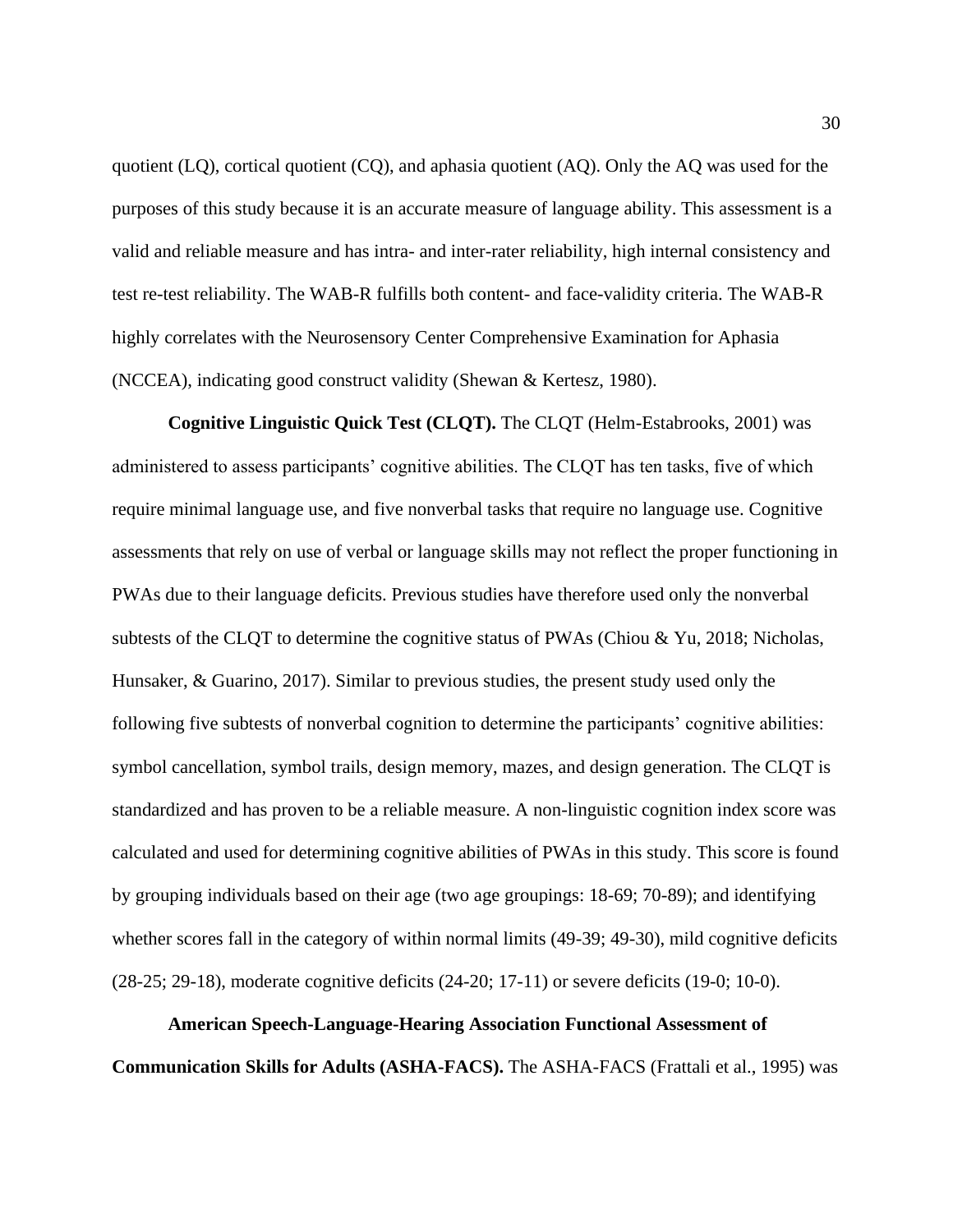quotient (LQ), cortical quotient (CQ), and aphasia quotient (AQ). Only the AQ was used for the purposes of this study because it is an accurate measure of language ability. This assessment is a valid and reliable measure and has intra- and inter-rater reliability, high internal consistency and test re-test reliability. The WAB-R fulfills both content- and face-validity criteria. The WAB-R highly correlates with the Neurosensory Center Comprehensive Examination for Aphasia (NCCEA), indicating good construct validity (Shewan & Kertesz, 1980).

**Cognitive Linguistic Quick Test (CLQT).** The CLQT (Helm-Estabrooks, 2001) was administered to assess participants' cognitive abilities. The CLQT has ten tasks, five of which require minimal language use, and five nonverbal tasks that require no language use. Cognitive assessments that rely on use of verbal or language skills may not reflect the proper functioning in PWAs due to their language deficits. Previous studies have therefore used only the nonverbal subtests of the CLQT to determine the cognitive status of PWAs (Chiou & Yu, 2018; Nicholas, Hunsaker, & Guarino, 2017). Similar to previous studies, the present study used only the following five subtests of nonverbal cognition to determine the participants' cognitive abilities: symbol cancellation, symbol trails, design memory, mazes, and design generation. The CLQT is standardized and has proven to be a reliable measure. A non-linguistic cognition index score was calculated and used for determining cognitive abilities of PWAs in this study. This score is found by grouping individuals based on their age (two age groupings: 18-69; 70-89); and identifying whether scores fall in the category of within normal limits (49-39; 49-30), mild cognitive deficits (28-25; 29-18), moderate cognitive deficits (24-20; 17-11) or severe deficits (19-0; 10-0).

**American Speech-Language-Hearing Association Functional Assessment of Communication Skills for Adults (ASHA-FACS).** The ASHA-FACS (Frattali et al., 1995) was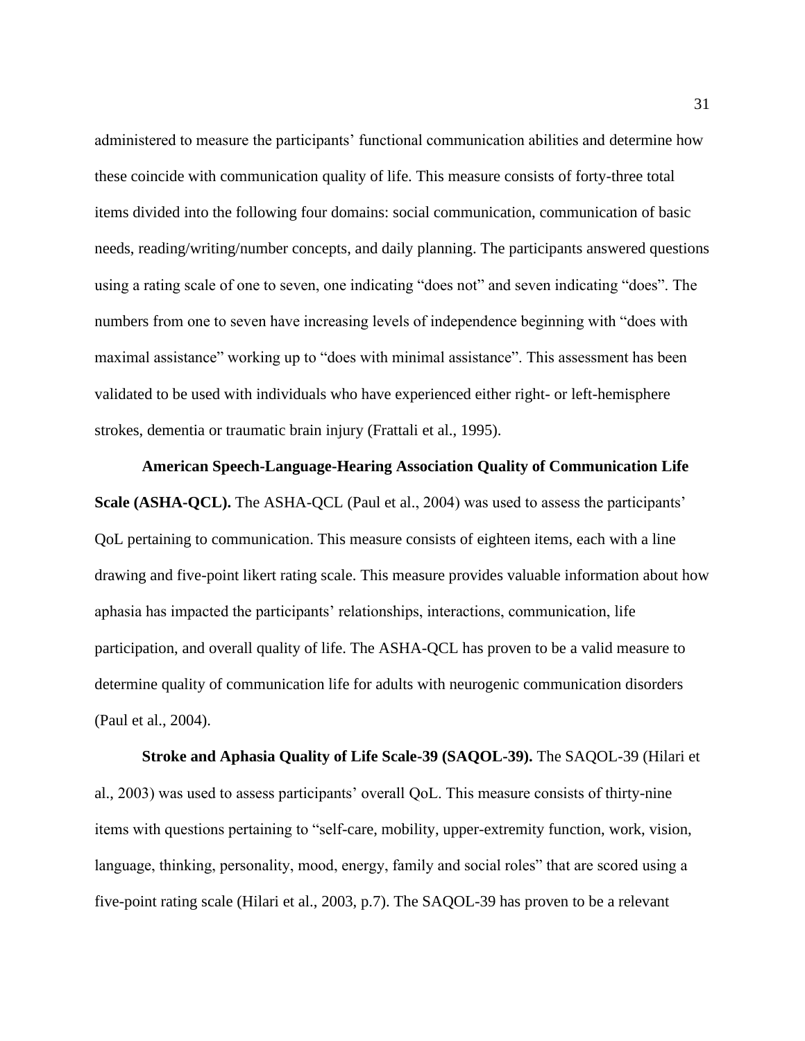administered to measure the participants' functional communication abilities and determine how these coincide with communication quality of life. This measure consists of forty-three total items divided into the following four domains: social communication, communication of basic needs, reading/writing/number concepts, and daily planning. The participants answered questions using a rating scale of one to seven, one indicating "does not" and seven indicating "does". The numbers from one to seven have increasing levels of independence beginning with "does with maximal assistance" working up to "does with minimal assistance". This assessment has been validated to be used with individuals who have experienced either right- or left-hemisphere strokes, dementia or traumatic brain injury (Frattali et al., 1995).

**American Speech-Language-Hearing Association Quality of Communication Life Scale (ASHA-QCL).** The ASHA-QCL (Paul et al., 2004) was used to assess the participants' QoL pertaining to communication. This measure consists of eighteen items, each with a line drawing and five-point likert rating scale. This measure provides valuable information about how aphasia has impacted the participants' relationships, interactions, communication, life participation, and overall quality of life. The ASHA-QCL has proven to be a valid measure to determine quality of communication life for adults with neurogenic communication disorders (Paul et al., 2004).

**Stroke and Aphasia Quality of Life Scale-39 (SAQOL-39).** The SAQOL-39 (Hilari et al., 2003) was used to assess participants' overall QoL. This measure consists of thirty-nine items with questions pertaining to "self-care, mobility, upper-extremity function, work, vision, language, thinking, personality, mood, energy, family and social roles" that are scored using a five-point rating scale (Hilari et al., 2003, p.7). The SAQOL-39 has proven to be a relevant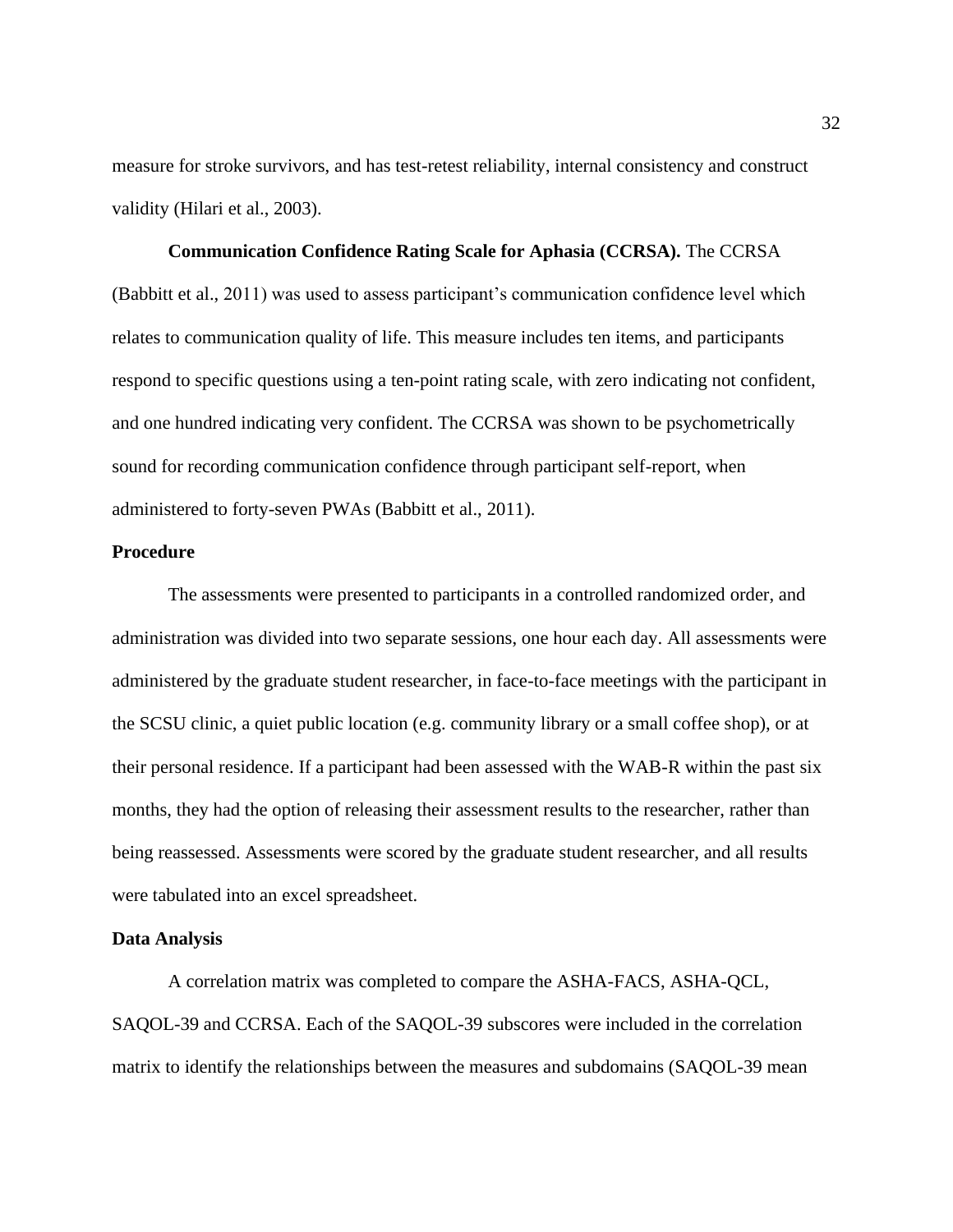measure for stroke survivors, and has test-retest reliability, internal consistency and construct validity (Hilari et al., 2003).

**Communication Confidence Rating Scale for Aphasia (CCRSA).** The CCRSA (Babbitt et al., 2011) was used to assess participant's communication confidence level which relates to communication quality of life. This measure includes ten items, and participants respond to specific questions using a ten-point rating scale, with zero indicating not confident, and one hundred indicating very confident. The CCRSA was shown to be psychometrically sound for recording communication confidence through participant self-report, when administered to forty-seven PWAs (Babbitt et al., 2011).

## Procedure

The assessments were presented to participants in a controlled randomized order, and administration was divided into two separate sessions, one hour each day. All assessments were administered by the graduate student researcher, in face-to-face meetings with the participant in the SCSU clinic, a quiet public location (e.g. community library or a small coffee shop), or at their personal residence. If a participant had been assessed with the WAB-R within the past six months, they had the option of releasing their assessment results to the researcher, rather than being reassessed. Assessments were scored by the graduate student researcher, and all results were tabulated into an excel spreadsheet.

## Data Analysis

A correlation matrix was completed to compare the ASHA-FACS, ASHA-QCL, SAQOL-39 and CCRSA. Each of the SAQOL-39 subscores were included in the correlation matrix to identify the relationships between the measures and subdomains (SAQOL-39 mean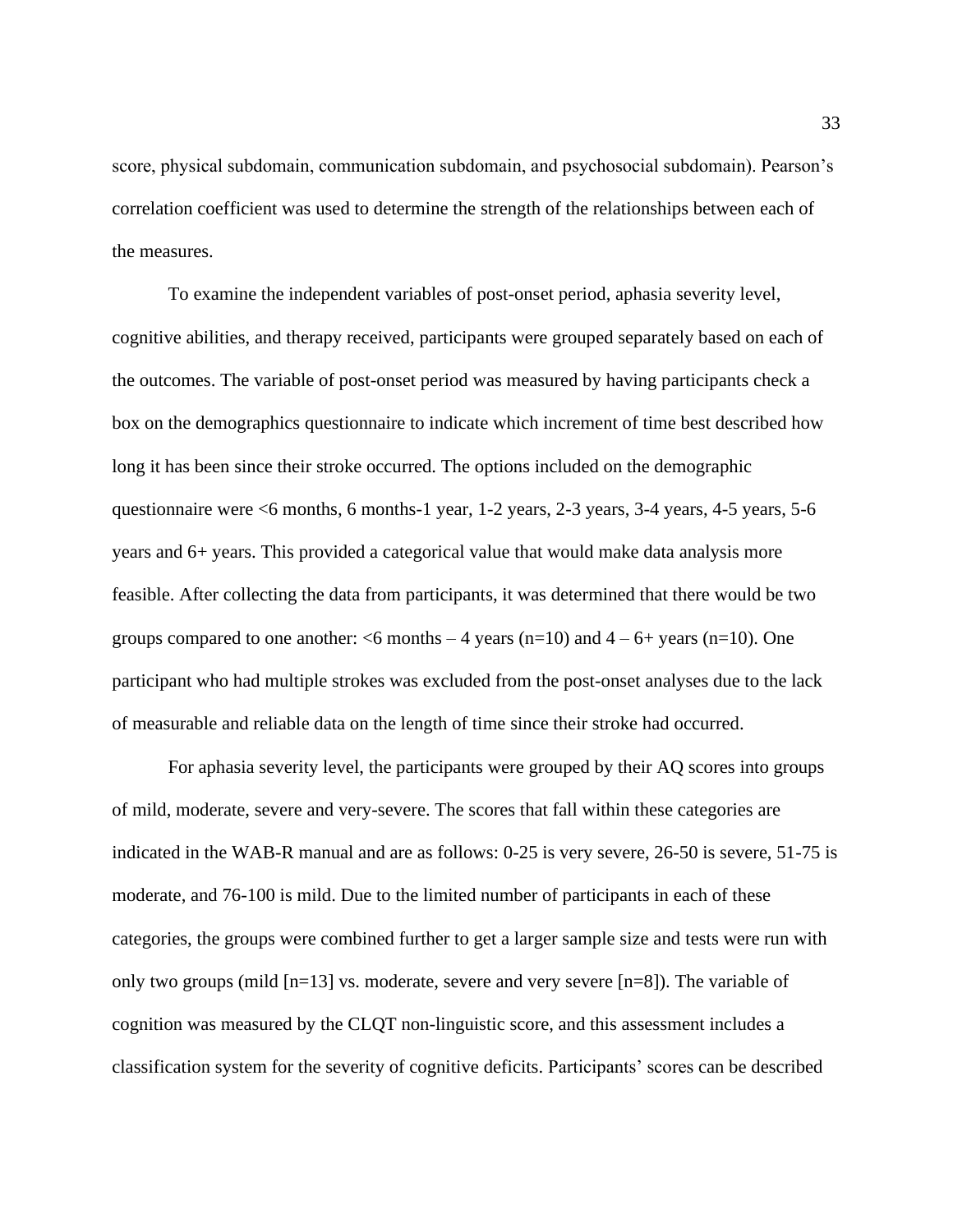score, physical subdomain, communication subdomain, and psychosocial subdomain). Pearson's correlation coefficient was used to determine the strength of the relationships between each of the measures.

To examine the independent variables of post-onset period, aphasia severity level, cognitive abilities, and therapy received, participants were grouped separately based on each of the outcomes. The variable of post-onset period was measured by having participants check a box on the demographics questionnaire to indicate which increment of time best described how long it has been since their stroke occurred. The options included on the demographic questionnaire were <6 months, 6 months-1 year, 1-2 years, 2-3 years, 3-4 years, 4-5 years, 5-6 years and 6+ years. This provided a categorical value that would make data analysis more feasible. After collecting the data from participants, it was determined that there would be two groups compared to one another: <6 months – 4 years (n=10) and 4 – 6+ years (n=10). One participant who had multiple strokes was excluded from the post-onset analyses due to the lack of measurable and reliable data on the length of time since their stroke had occurred.

For aphasia severity level, the participants were grouped by their AQ scores into groups of mild, moderate, severe and very-severe. The scores that fall within these categories are indicated in the WAB-R manual and are as follows: 0-25 is very severe, 26-50 is severe, 51-75 is moderate, and 76-100 is mild. Due to the limited number of participants in each of these categories, the groups were combined further to get a larger sample size and tests were run with only two groups (mild [n=13] vs. moderate, severe and very severe [n=8]). The variable of cognition was measured by the CLQT non-linguistic score, and this assessment includes a classification system for the severity of cognitive deficits. Participants' scores can be described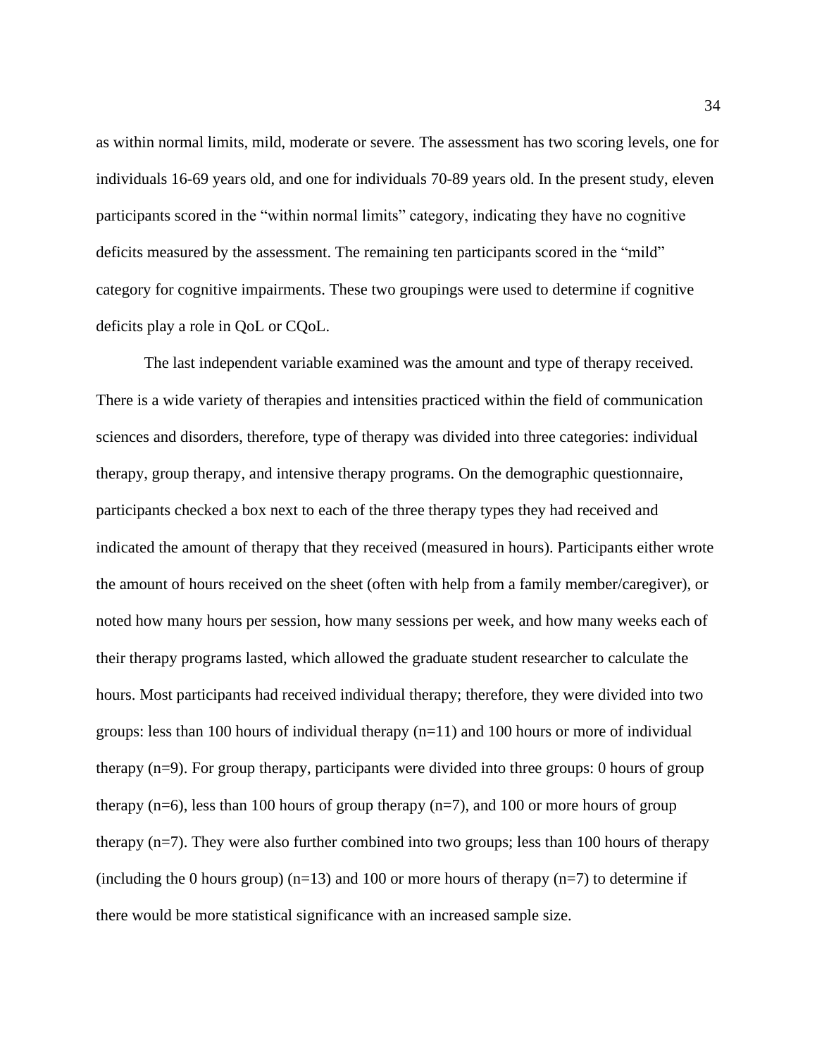as within normal limits, mild, moderate or severe. The assessment has two scoring levels, one for individuals 16-69 years old, and one for individuals 70-89 years old. In the present study, eleven participants scored in the "within normal limits" category, indicating they have no cognitive deficits measured by the assessment. The remaining ten participants scored in the "mild" category for cognitive impairments. These two groupings were used to determine if cognitive deficits play a role in QoL or CQoL.

The last independent variable examined was the amount and type of therapy received. There is a wide variety of therapies and intensities practiced within the field of communication sciences and disorders, therefore, type of therapy was divided into three categories: individual therapy, group therapy, and intensive therapy programs. On the demographic questionnaire, participants checked a box next to each of the three therapy types they had received and indicated the amount of therapy that they received (measured in hours). Participants either wrote the amount of hours received on the sheet (often with help from a family member/caregiver), or noted how many hours per session, how many sessions per week, and how many weeks each of their therapy programs lasted, which allowed the graduate student researcher to calculate the hours. Most participants had received individual therapy; therefore, they were divided into two groups: less than 100 hours of individual therapy (n=11) and 100 hours or more of individual therapy (n=9). For group therapy, participants were divided into three groups: 0 hours of group therapy (n=6), less than 100 hours of group therapy (n=7), and 100 or more hours of group therapy (n=7). They were also further combined into two groups; less than 100 hours of therapy (including the 0 hours group) (n=13) and 100 or more hours of therapy (n=7) to determine if there would be more statistical significance with an increased sample size.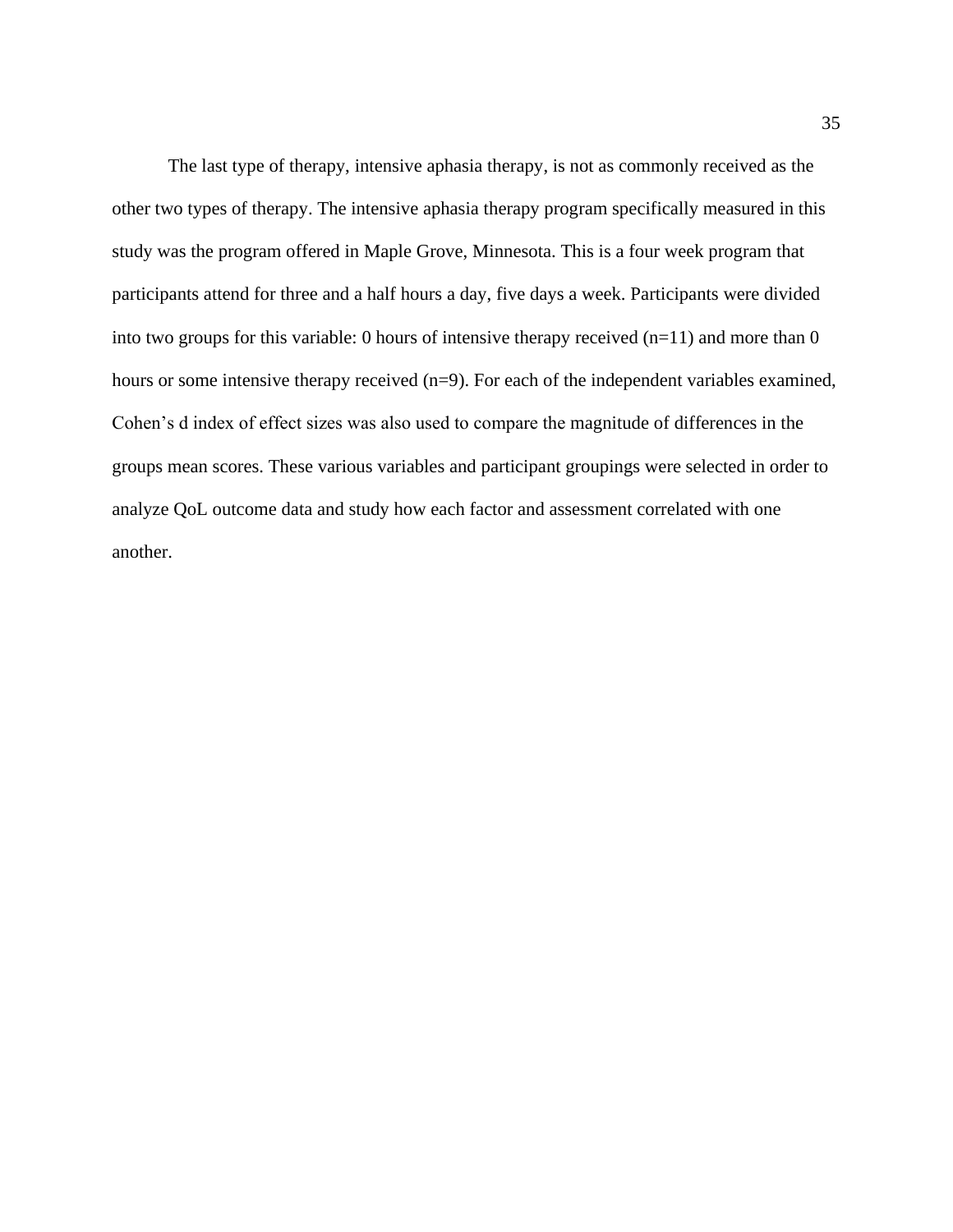The last type of therapy, intensive aphasia therapy, is not as commonly received as the other two types of therapy. The intensive aphasia therapy program specifically measured in this study was the program offered in Maple Grove, Minnesota. This is a four week program that participants attend for three and a half hours a day, five days a week. Participants were divided into two groups for this variable: 0 hours of intensive therapy received (n=11) and more than 0 hours or some intensive therapy received (n=9). For each of the independent variables examined, Cohen's d index of effect sizes was also used to compare the magnitude of differences in the groups mean scores. These various variables and participant groupings were selected in order to analyze QoL outcome data and study how each factor and assessment correlated with one another.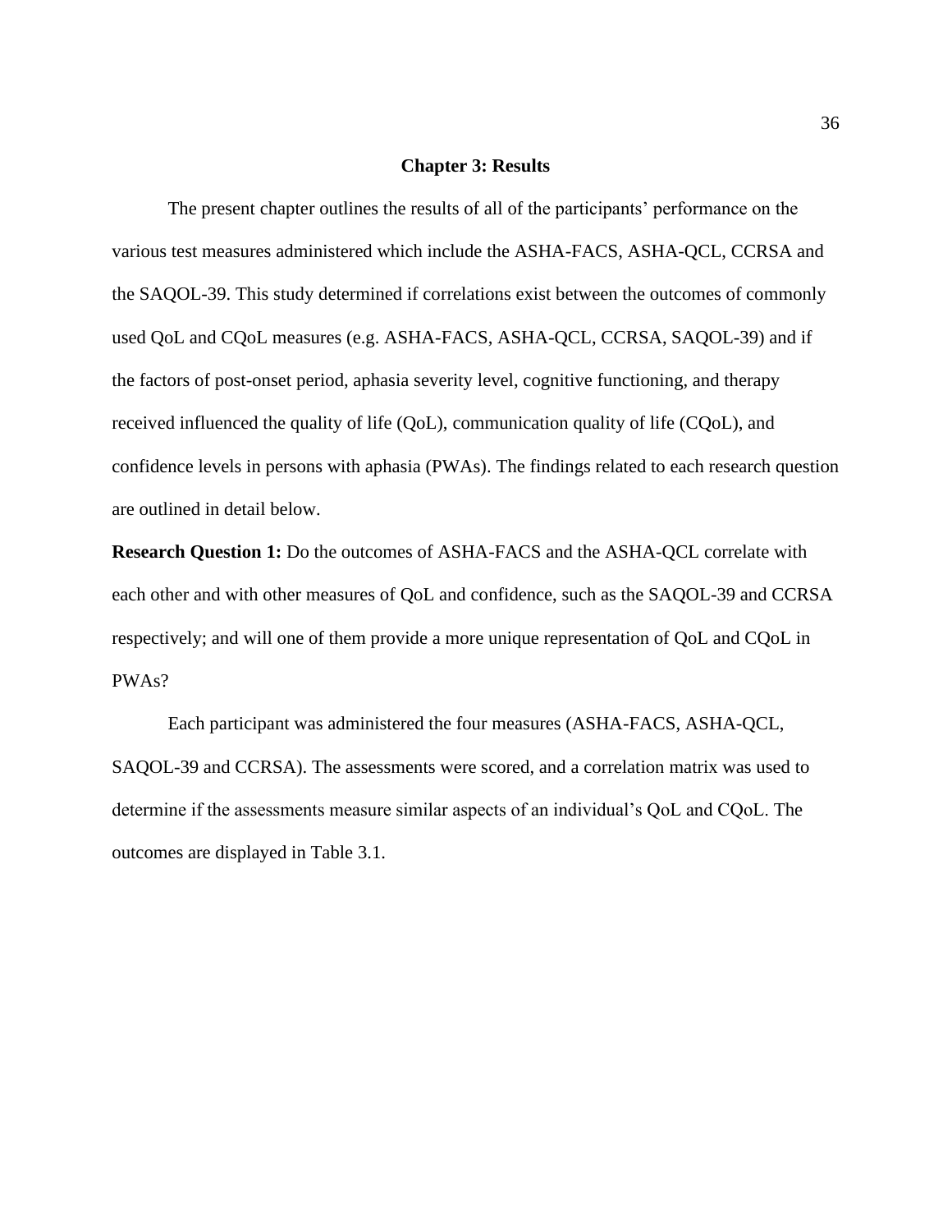## Chapter 3: Results

The present chapter outlines the results of all of the participants' performance on the various test measures administered which include the ASHA-FACS, ASHA-QCL, CCRSA and the SAQOL-39. This study determined if correlations exist between the outcomes of commonly used QoL and CQoL measures (e.g. ASHA-FACS, ASHA-QCL, CCRSA, SAQOL-39) and if the factors of post-onset period, aphasia severity level, cognitive functioning, and therapy received influenced the quality of life (QoL), communication quality of life (CQoL), and confidence levels in persons with aphasia (PWAs). The findings related to each research question are outlined in detail below.

**Research Question 1:** Do the outcomes of ASHA-FACS and the ASHA-QCL correlate with each other and with other measures of QoL and confidence, such as the SAQOL-39 and CCRSA respectively; and will one of them provide a more unique representation of QoL and CQoL in PWAs?

Each participant was administered the four measures (ASHA-FACS, ASHA-QCL, SAQOL-39 and CCRSA). The assessments were scored, and a correlation matrix was used to determine if the assessments measure similar aspects of an individual's QoL and CQoL. The outcomes are displayed in Table 3.1.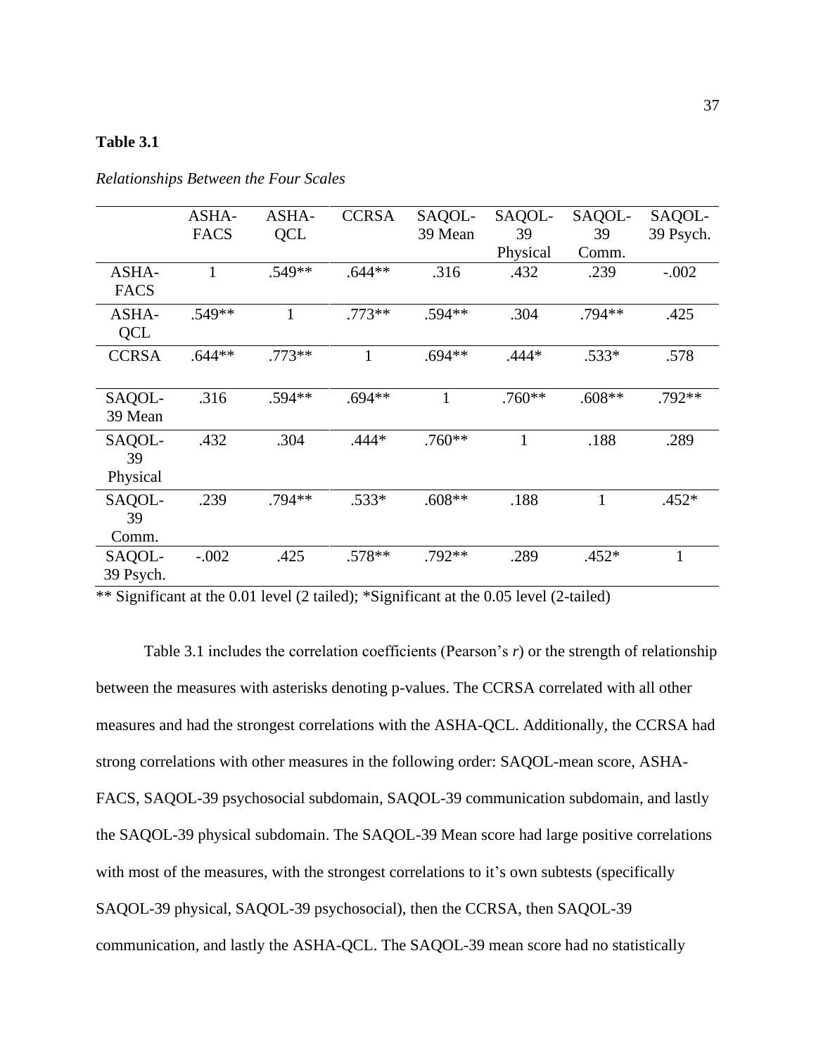**Table 3.1**

*Relationships Between the Four Scales*

| | ASHA-FACS | ASHA-QCL | CCRSA | SAQOL-39 Mean | SAQOL-39 Physical | SAQOL-39 Comm. | SAQOL-39 Psych. |
|---|---|---|---|---|---|---|---|
| ASHA-FACS | 1 | .549** | .644** | .316 | .432 | .239 | -.002 |
| ASHA-QCL | .549** | 1 | .773** | .594** | .304 | .794** | .425 |
| CCRSA | .644** | .773** | 1 | .694** | .444* | .533* | .578 |
| SAQOL-39 Mean | .316 | .594** | .694** | 1 | .760** | .608** | .792** |
| SAQOL-39 Physical | .432 | .304 | .444* | .760** | 1 | .188 | .289 |
| SAQOL-39 Comm. | .239 | .794** | .533* | .608** | .188 | 1 | .452* |
| SAQOL-39 Psych. | -.002 | .425 | .578** | .792** | .289 | .452* | 1 |

** Significant at the 0.01 level (2 tailed); *Significant at the 0.05 level (2-tailed)

Table 3.1 includes the correlation coefficients (Pearson's *r*) or the strength of relationship between the measures with asterisks denoting p-values. The CCRSA correlated with all other measures and had the strongest correlations with the ASHA-QCL. Additionally, the CCRSA had strong correlations with other measures in the following order: SAQOL-mean score, ASHA-FACS, SAQOL-39 psychosocial subdomain, SAQOL-39 communication subdomain, and lastly the SAQOL-39 physical subdomain. The SAQOL-39 Mean score had large positive correlations with most of the measures, with the strongest correlations to it's own subtests (specifically SAQOL-39 physical, SAQOL-39 psychosocial), then the CCRSA, then SAQOL-39 communication, and lastly the ASHA-QCL. The SAQOL-39 mean score had no statistically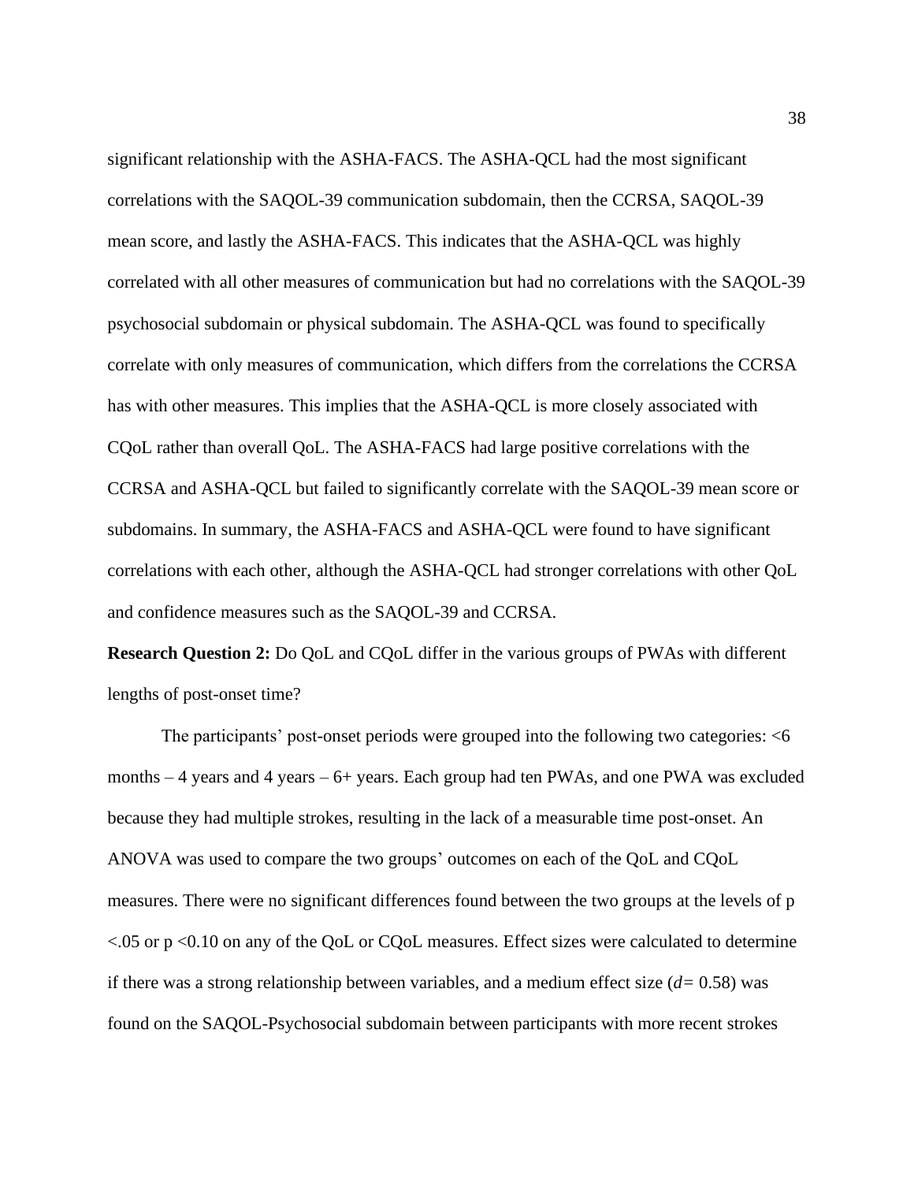significant relationship with the ASHA-FACS. The ASHA-QCL had the most significant correlations with the SAQOL-39 communication subdomain, then the CCRSA, SAQOL-39 mean score, and lastly the ASHA-FACS. This indicates that the ASHA-QCL was highly correlated with all other measures of communication but had no correlations with the SAQOL-39 psychosocial subdomain or physical subdomain. The ASHA-QCL was found to specifically correlate with only measures of communication, which differs from the correlations the CCRSA has with other measures. This implies that the ASHA-QCL is more closely associated with CQoL rather than overall QoL. The ASHA-FACS had large positive correlations with the CCRSA and ASHA-QCL but failed to significantly correlate with the SAQOL-39 mean score or subdomains. In summary, the ASHA-FACS and ASHA-QCL were found to have significant correlations with each other, although the ASHA-QCL had stronger correlations with other QoL and confidence measures such as the SAQOL-39 and CCRSA.

**Research Question 2:** Do QoL and CQoL differ in the various groups of PWAs with different lengths of post-onset time?

The participants' post-onset periods were grouped into the following two categories: <6 months – 4 years and 4 years – 6+ years. Each group had ten PWAs, and one PWA was excluded because they had multiple strokes, resulting in the lack of a measurable time post-onset. An ANOVA was used to compare the two groups' outcomes on each of the QoL and CQoL measures. There were no significant differences found between the two groups at the levels of $p < .05$ or $p < 0.10$ on any of the QoL or CQoL measures. Effect sizes were calculated to determine if there was a strong relationship between variables, and a medium effect size ($d = 0.58$) was found on the SAQOL-Psychosocial subdomain between participants with more recent strokes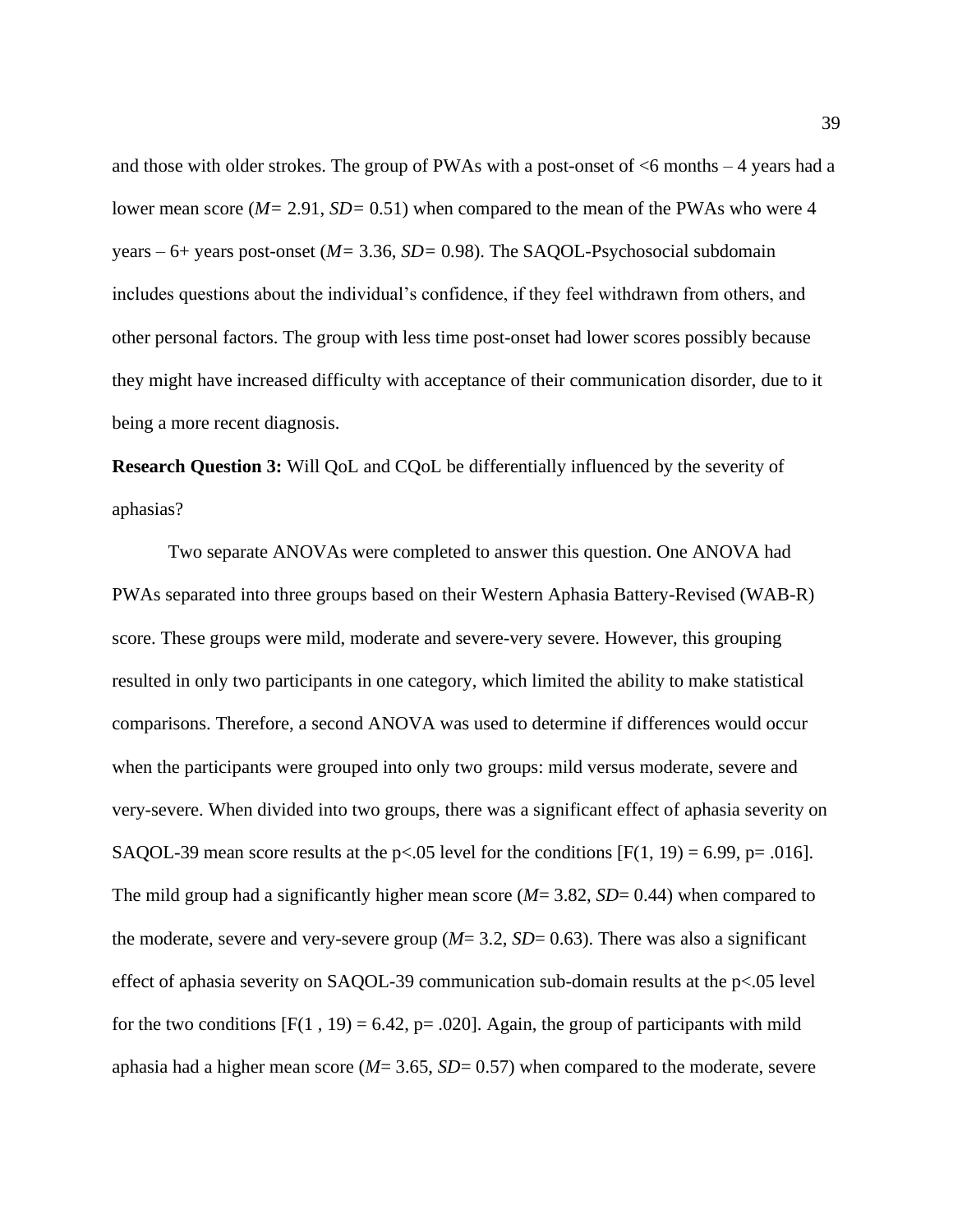and those with older strokes. The group of PWAs with a post-onset of <6 months – 4 years had a lower mean score (*M*= 2.91, *SD*= 0.51) when compared to the mean of the PWAs who were 4 years – 6+ years post-onset (*M*= 3.36, *SD*= 0.98). The SAQOL-Psychosocial subdomain includes questions about the individual's confidence, if they feel withdrawn from others, and other personal factors. The group with less time post-onset had lower scores possibly because they might have increased difficulty with acceptance of their communication disorder, due to it being a more recent diagnosis.

**Research Question 3:** Will QoL and CQoL be differentially influenced by the severity of aphasias?

Two separate ANOVAs were completed to answer this question. One ANOVA had PWAs separated into three groups based on their Western Aphasia Battery-Revised (WAB-R) score. These groups were mild, moderate and severe-very severe. However, this grouping resulted in only two participants in one category, which limited the ability to make statistical comparisons. Therefore, a second ANOVA was used to determine if differences would occur when the participants were grouped into only two groups: mild versus moderate, severe and very-severe. When divided into two groups, there was a significant effect of aphasia severity on SAQOL-39 mean score results at the $p<.05$ level for the conditions [$F(1, 19) = 6.99$, $p= .016$]. The mild group had a significantly higher mean score (*M*= 3.82, *SD*= 0.44) when compared to the moderate, severe and very-severe group (*M*= 3.2, *SD*= 0.63). There was also a significant effect of aphasia severity on SAQOL-39 communication sub-domain results at the $p<.05$ level for the two conditions [$F(1 , 19) = 6.42$, $p= .020$]. Again, the group of participants with mild aphasia had a higher mean score (*M*= 3.65, *SD*= 0.57) when compared to the moderate, severe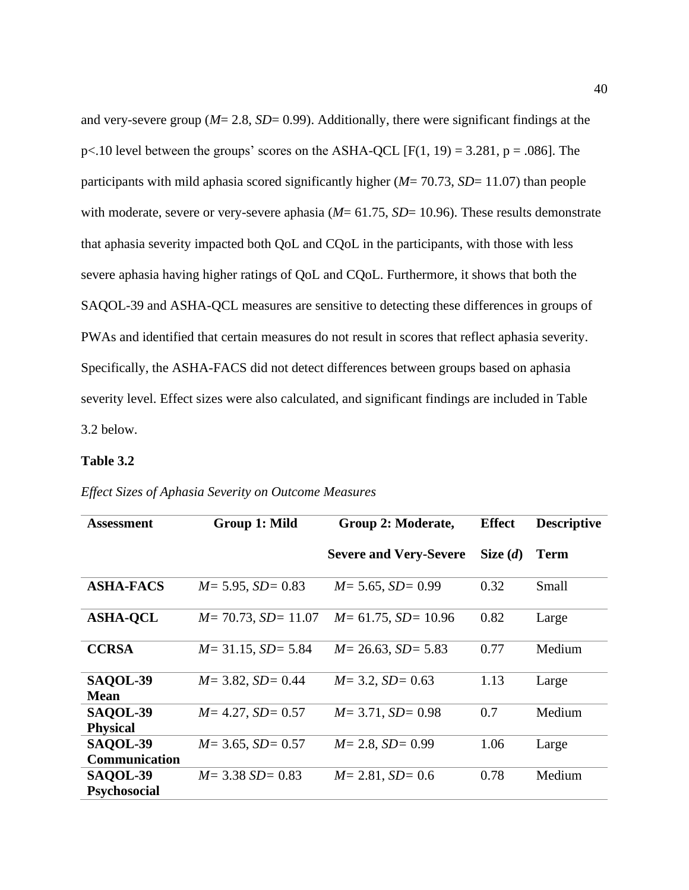and very-severe group (*M*= 2.8, *SD*= 0.99). Additionally, there were significant findings at the $p<.10$ level between the groups' scores on the ASHA-QCL [$F(1, 19) = 3.281$, $p = .086$]. The participants with mild aphasia scored significantly higher (*M*= 70.73, *SD*= 11.07) than people with moderate, severe or very-severe aphasia (*M*= 61.75, *SD*= 10.96). These results demonstrate that aphasia severity impacted both QoL and CQoL in the participants, with those with less severe aphasia having higher ratings of QoL and CQoL. Furthermore, it shows that both the SAQOL-39 and ASHA-QCL measures are sensitive to detecting these differences in groups of PWAs and identified that certain measures do not result in scores that reflect aphasia severity. Specifically, the ASHA-FACS did not detect differences between groups based on aphasia severity level. Effect sizes were also calculated, and significant findings are included in Table 3.2 below.

**Table 3.2**

*Effect Sizes of Aphasia Severity on Outcome Measures*

| Assessment | Group 1: Mild | Group 2: Moderate, Severe and Very-Severe | Effect Size (*d*) | Descriptive Term |
|---|---|---|---|---|
| **ASHA-FACS** | *M*= 5.95, *SD*= 0.83 | *M*= 5.65, *SD*= 0.99 | 0.32 | Small |
| **ASHA-QCL** | *M*= 70.73, *SD*= 11.07 | *M*= 61.75, *SD*= 10.96 | 0.82 | Large |
| **CCRSA** | *M*= 31.15, *SD*= 5.84 | *M*= 26.63, *SD*= 5.83 | 0.77 | Medium |
| **SAQOL-39 Mean** | *M*= 3.82, *SD*= 0.44 | *M*= 3.2, *SD*= 0.63 | 1.13 | Large |
| **SAQOL-39 Physical** | *M*= 4.27, *SD*= 0.57 | *M*= 3.71, *SD*= 0.98 | 0.7 | Medium |
| **SAQOL-39 Communication** | *M*= 3.65, *SD*= 0.57 | *M*= 2.8, *SD*= 0.99 | 1.06 | Large |
| **SAQOL-39 Psychosocial** | *M*= 3.38 *SD*= 0.83 | *M*= 2.81, *SD*= 0.6 | 0.78 | Medium |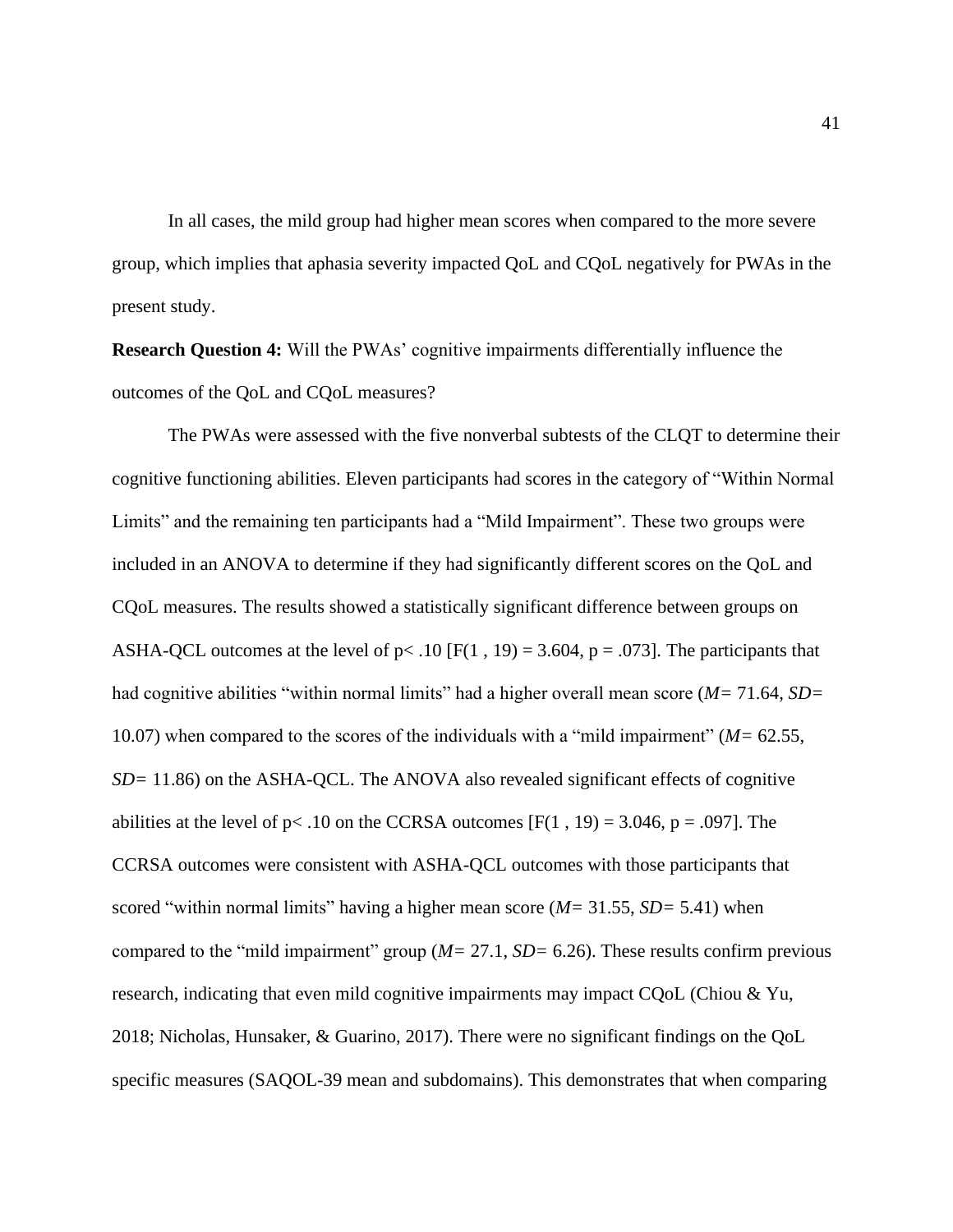In all cases, the mild group had higher mean scores when compared to the more severe group, which implies that aphasia severity impacted QoL and CQoL negatively for PWAs in the present study.

**Research Question 4:** Will the PWAs' cognitive impairments differentially influence the outcomes of the QoL and CQoL measures?

The PWAs were assessed with the five nonverbal subtests of the CLQT to determine their cognitive functioning abilities. Eleven participants had scores in the category of "Within Normal Limits" and the remaining ten participants had a "Mild Impairment". These two groups were included in an ANOVA to determine if they had significantly different scores on the QoL and CQoL measures. The results showed a statistically significant difference between groups on ASHA-QCL outcomes at the level of $p < .10$ [$F(1, 19) = 3.604$, $p = .073$]. The participants that had cognitive abilities "within normal limits" had a higher overall mean score (*M*= 71.64, *SD*= 10.07) when compared to the scores of the individuals with a "mild impairment" (*M*= 62.55, *SD*= 11.86) on the ASHA-QCL. The ANOVA also revealed significant effects of cognitive abilities at the level of $p < .10$ on the CCRSA outcomes [$F(1, 19) = 3.046$, $p = .097$]. The CCRSA outcomes were consistent with ASHA-QCL outcomes with those participants that scored "within normal limits" having a higher mean score (*M*= 31.55, *SD*= 5.41) when compared to the "mild impairment" group (*M*= 27.1, *SD*= 6.26). These results confirm previous research, indicating that even mild cognitive impairments may impact CQoL (Chiou & Yu, 2018; Nicholas, Hunsaker, & Guarino, 2017). There were no significant findings on the QoL specific measures (SAQOL-39 mean and subdomains). This demonstrates that when comparing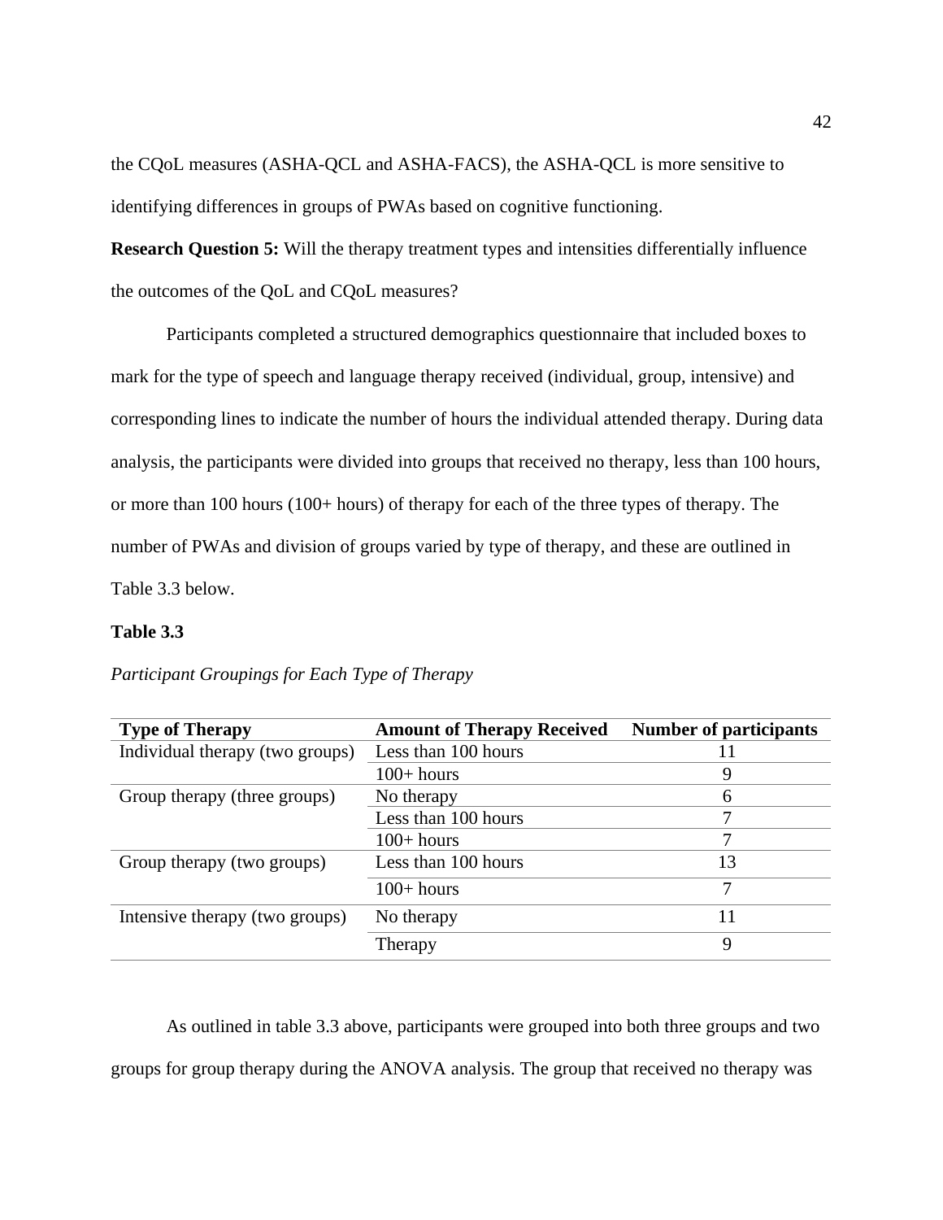the CQoL measures (ASHA-QCL and ASHA-FACS), the ASHA-QCL is more sensitive to identifying differences in groups of PWAs based on cognitive functioning.

**Research Question 5:** Will the therapy treatment types and intensities differentially influence the outcomes of the QoL and CQoL measures?

Participants completed a structured demographics questionnaire that included boxes to mark for the type of speech and language therapy received (individual, group, intensive) and corresponding lines to indicate the number of hours the individual attended therapy. During data analysis, the participants were divided into groups that received no therapy, less than 100 hours, or more than 100 hours (100+ hours) of therapy for each of the three types of therapy. The number of PWAs and division of groups varied by type of therapy, and these are outlined in Table 3.3 below.

**Table 3.3**

*Participant Groupings for Each Type of Therapy*

| Type of Therapy | Amount of Therapy Received | Number of participants |
|---|---|---|
| Individual therapy (two groups) | Less than 100 hours | 11 |
| | 100+ hours | 9 |
| Group therapy (three groups) | No therapy | 6 |
| | Less than 100 hours | 7 |
| | 100+ hours | 7 |
| Group therapy (two groups) | Less than 100 hours | 13 |
| | 100+ hours | 7 |
| Intensive therapy (two groups) | No therapy | 11 |
| | Therapy | 9 |

As outlined in table 3.3 above, participants were grouped into both three groups and two groups for group therapy during the ANOVA analysis. The group that received no therapy was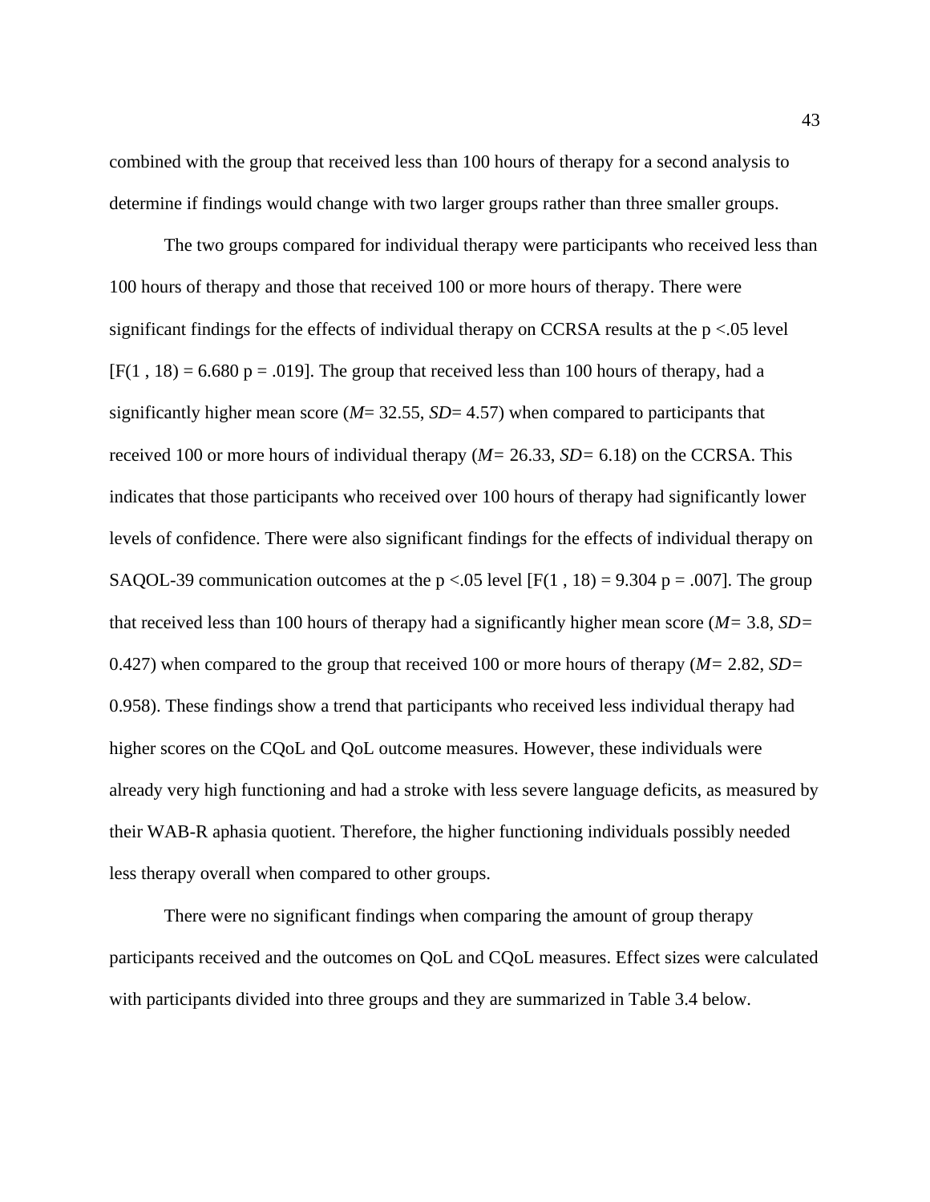combined with the group that received less than 100 hours of therapy for a second analysis to determine if findings would change with two larger groups rather than three smaller groups.

The two groups compared for individual therapy were participants who received less than 100 hours of therapy and those that received 100 or more hours of therapy. There were significant findings for the effects of individual therapy on CCRSA results at the $p < .05$ level [$F(1, 18) = 6.680$ $p = .019$]. The group that received less than 100 hours of therapy, had a significantly higher mean score (*M*= 32.55, *SD*= 4.57) when compared to participants that received 100 or more hours of individual therapy (*M*= 26.33, *SD*= 6.18) on the CCRSA. This indicates that those participants who received over 100 hours of therapy had significantly lower levels of confidence. There were also significant findings for the effects of individual therapy on SAQOL-39 communication outcomes at the $p < .05$ level [$F(1, 18) = 9.304$ $p = .007$]. The group that received less than 100 hours of therapy had a significantly higher mean score (*M*= 3.8, *SD*= 0.427) when compared to the group that received 100 or more hours of therapy (*M*= 2.82, *SD*= 0.958). These findings show a trend that participants who received less individual therapy had higher scores on the CQoL and QoL outcome measures. However, these individuals were already very high functioning and had a stroke with less severe language deficits, as measured by their WAB-R aphasia quotient. Therefore, the higher functioning individuals possibly needed less therapy overall when compared to other groups.

There were no significant findings when comparing the amount of group therapy participants received and the outcomes on QoL and CQoL measures. Effect sizes were calculated with participants divided into three groups and they are summarized in Table 3.4 below.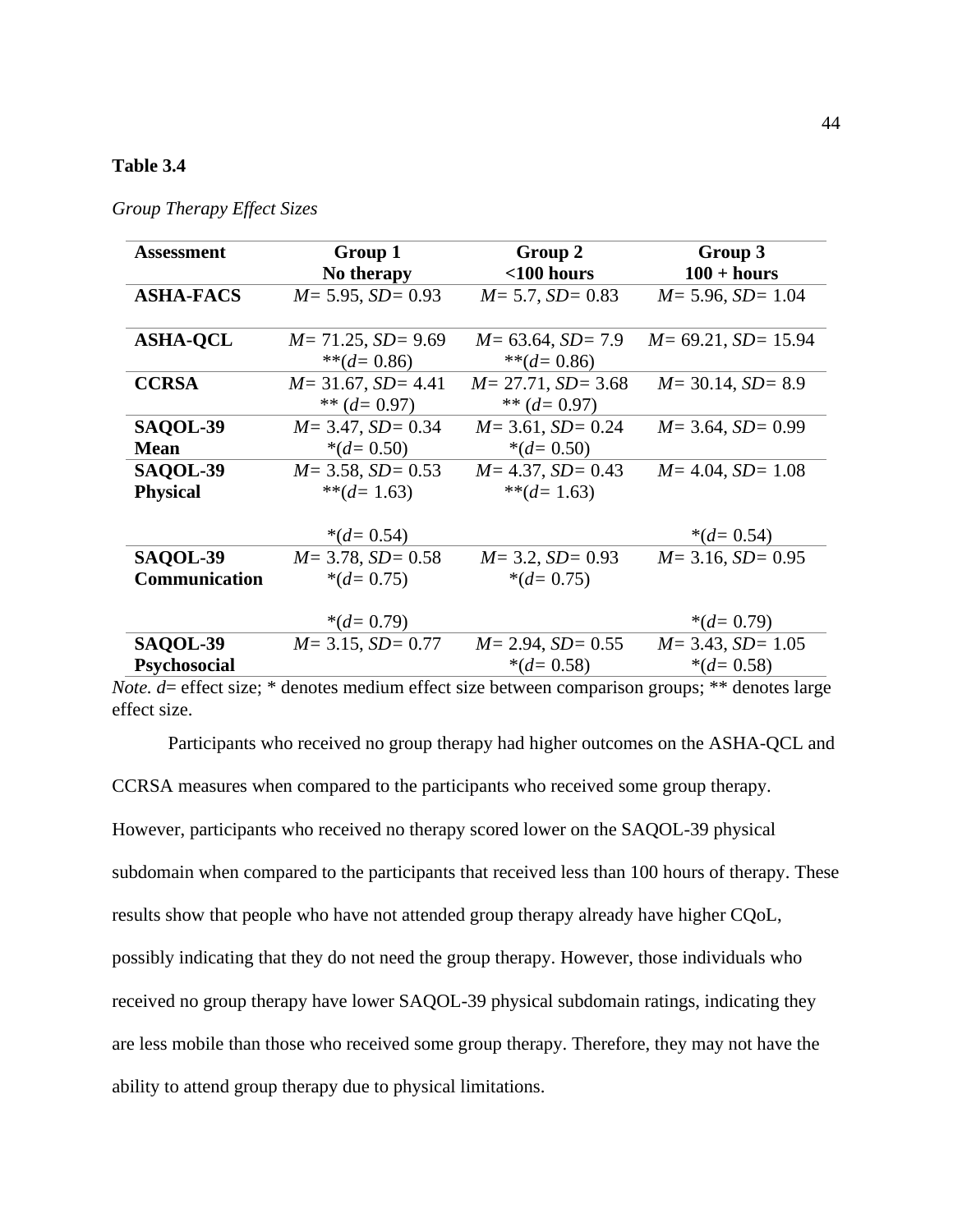**Table 3.4**

*Group Therapy Effect Sizes*

| Assessment | Group 1<br>No therapy | Group 2<br><100 hours | Group 3<br>100 + hours |
|---|---|---|---|
| **ASHA-FACS** | *M*= 5.95, *SD*= 0.93 | *M*= 5.7, *SD*= 0.83 | *M*= 5.96, *SD*= 1.04 |
| **ASHA-QCL** | *M*= 71.25, *SD*= 9.69<br>**(*d*= 0.86) | *M*= 63.64, *SD*= 7.9<br>**(*d*= 0.86) | *M*= 69.21, *SD*= 15.94 |
| **CCRSA** | *M*= 31.67, *SD*= 4.41<br>** (*d*= 0.97) | *M*= 27.71, *SD*= 3.68<br>** (*d*= 0.97) | *M*= 30.14, *SD*= 8.9 |
| **SAQOL-39 Mean** | *M*= 3.47, *SD*= 0.34<br>*(*d*= 0.50) | *M*= 3.61, *SD*= 0.24<br>*(*d*= 0.50) | *M*= 3.64, *SD*= 0.99 |
| **SAQOL-39 Physical** | *M*= 3.58, *SD*= 0.53<br>**(*d*= 1.63)<br><br>*(*d*= 0.54) | *M*= 4.37, *SD*= 0.43<br>**(*d*= 1.63) | *M*= 4.04, *SD*= 1.08<br><br><br>*(*d*= 0.54) |
| **SAQOL-39 Communication** | *M*= 3.78, *SD*= 0.58<br>*(*d*= 0.75)<br><br>*(*d*= 0.79) | *M*= 3.2, *SD*= 0.93<br>*(*d*= 0.75) | *M*= 3.16, *SD*= 0.95<br><br><br>*(*d*= 0.79) |
| **SAQOL-39 Psychosocial** | *M*= 3.15, *SD*= 0.77 | *M*= 2.94, *SD*= 0.55<br>*(*d*= 0.58) | *M*= 3.43, *SD*= 1.05<br>*(*d*= 0.58) |

*Note. d*= effect size; * denotes medium effect size between comparison groups; ** denotes large effect size.

Participants who received no group therapy had higher outcomes on the ASHA-QCL and CCRSA measures when compared to the participants who received some group therapy. However, participants who received no therapy scored lower on the SAQOL-39 physical subdomain when compared to the participants that received less than 100 hours of therapy. These results show that people who have not attended group therapy already have higher CQoL, possibly indicating that they do not need the group therapy. However, those individuals who received no group therapy have lower SAQOL-39 physical subdomain ratings, indicating they are less mobile than those who received some group therapy. Therefore, they may not have the ability to attend group therapy due to physical limitations.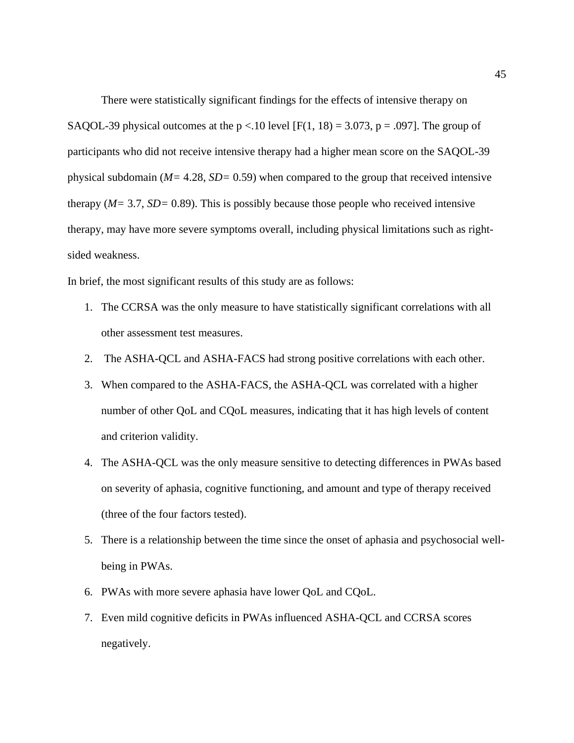There were statistically significant findings for the effects of intensive therapy on SAQOL-39 physical outcomes at the $p < .10$ level [$F(1, 18) = 3.073$, $p = .097$]. The group of participants who did not receive intensive therapy had a higher mean score on the SAQOL-39 physical subdomain (*M*= 4.28, *SD*= 0.59) when compared to the group that received intensive therapy (*M*= 3.7, *SD*= 0.89). This is possibly because those people who received intensive therapy, may have more severe symptoms overall, including physical limitations such as right-sided weakness.

In brief, the most significant results of this study are as follows:

1. The CCRSA was the only measure to have statistically significant correlations with all other assessment test measures.
2. The ASHA-QCL and ASHA-FACS had strong positive correlations with each other.
3. When compared to the ASHA-FACS, the ASHA-QCL was correlated with a higher number of other QoL and CQoL measures, indicating that it has high levels of content and criterion validity.
4. The ASHA-QCL was the only measure sensitive to detecting differences in PWAs based on severity of aphasia, cognitive functioning, and amount and type of therapy received (three of the four factors tested).
5. There is a relationship between the time since the onset of aphasia and psychosocial well-being in PWAs.
6. PWAs with more severe aphasia have lower QoL and CQoL.
7. Even mild cognitive deficits in PWAs influenced ASHA-QCL and CCRSA scores negatively.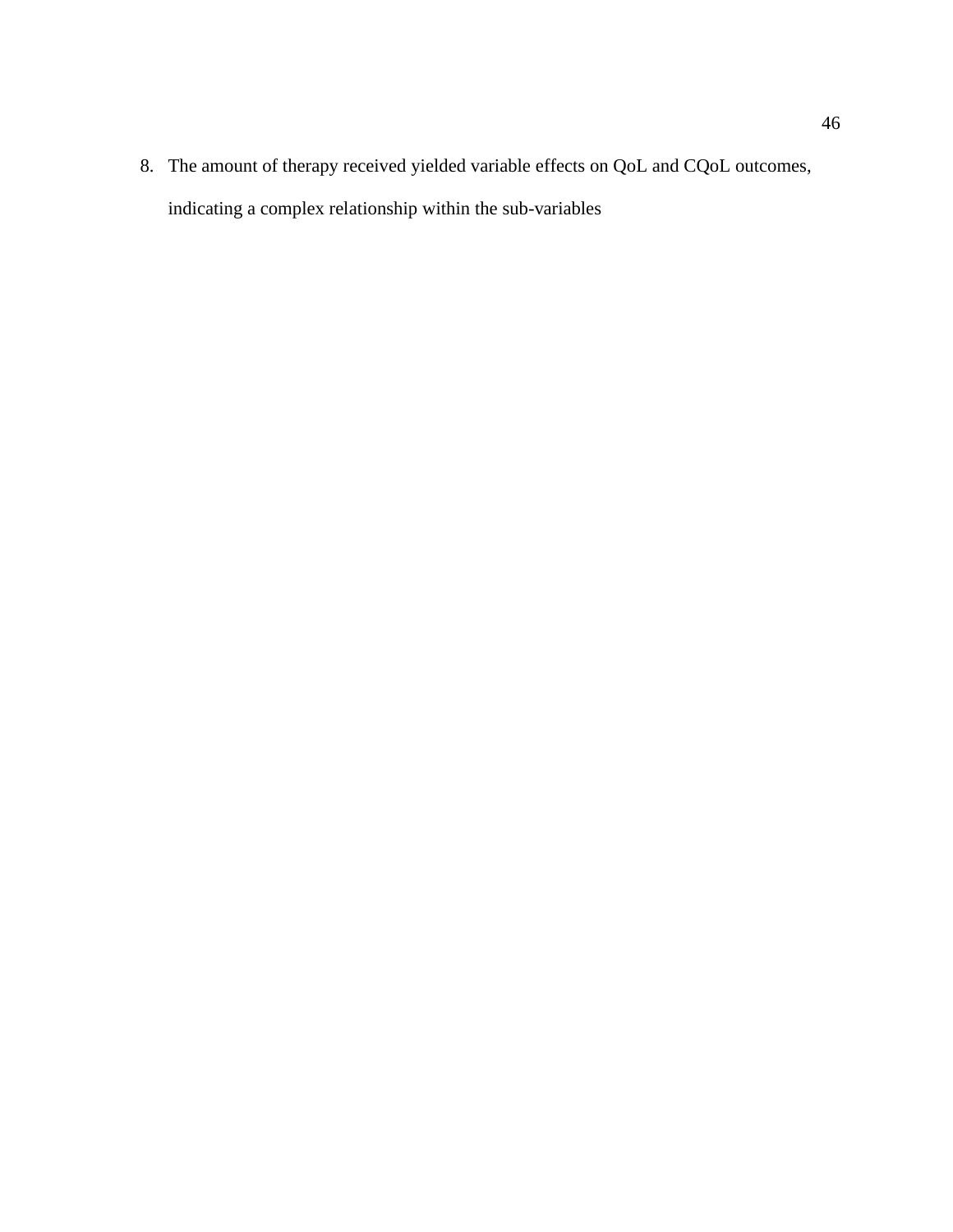8. The amount of therapy received yielded variable effects on QoL and CQoL outcomes, indicating a complex relationship within the sub-variables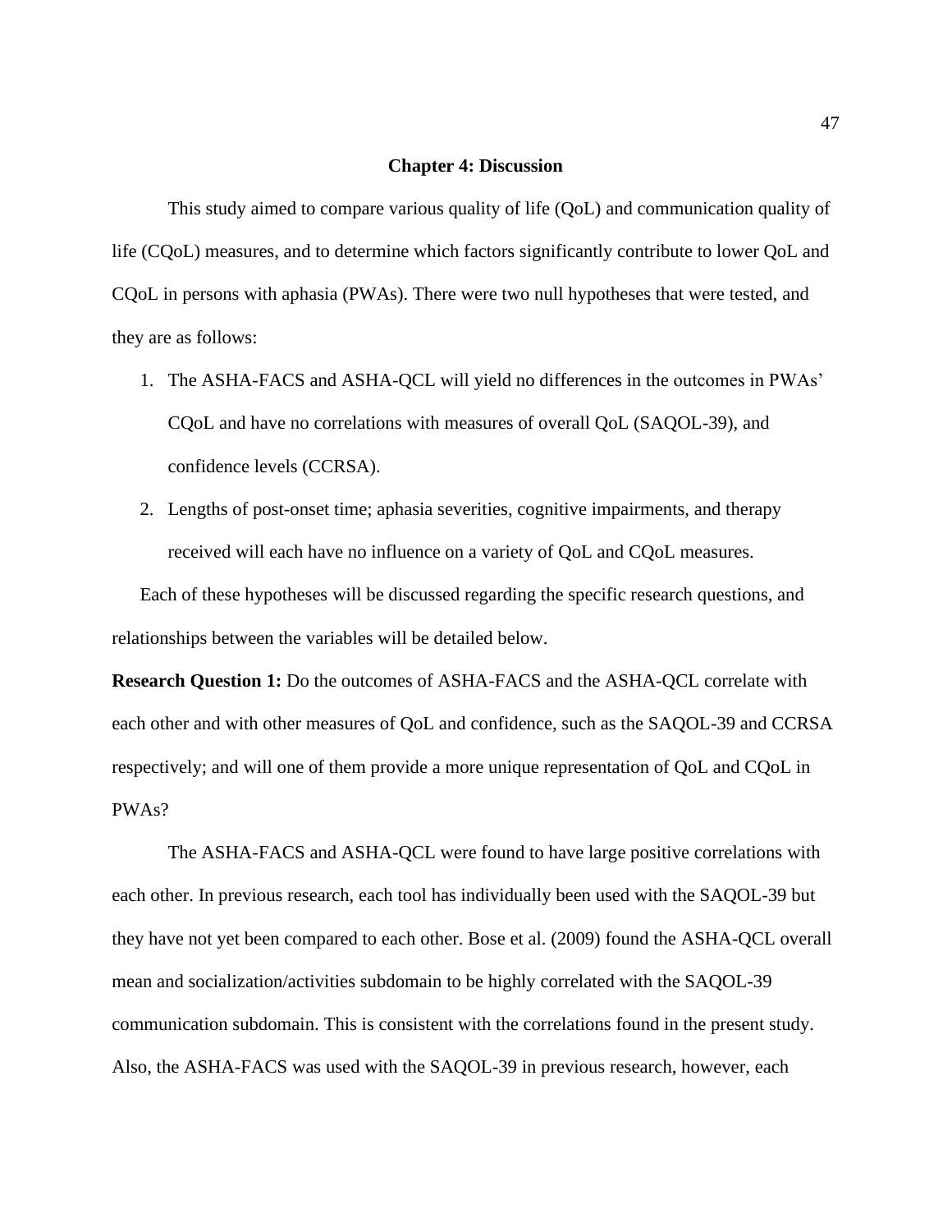# Chapter 4: Discussion

This study aimed to compare various quality of life (QoL) and communication quality of life (CQoL) measures, and to determine which factors significantly contribute to lower QoL and CQoL in persons with aphasia (PWAs). There were two null hypotheses that were tested, and they are as follows:

1. The ASHA-FACS and ASHA-QCL will yield no differences in the outcomes in PWAs' CQoL and have no correlations with measures of overall QoL (SAQOL-39), and confidence levels (CCRSA).
2. Lengths of post-onset time; aphasia severities, cognitive impairments, and therapy received will each have no influence on a variety of QoL and CQoL measures.

Each of these hypotheses will be discussed regarding the specific research questions, and relationships between the variables will be detailed below.

**Research Question 1:** Do the outcomes of ASHA-FACS and the ASHA-QCL correlate with each other and with other measures of QoL and confidence, such as the SAQOL-39 and CCRSA respectively; and will one of them provide a more unique representation of QoL and CQoL in PWAs?

The ASHA-FACS and ASHA-QCL were found to have large positive correlations with each other. In previous research, each tool has individually been used with the SAQOL-39 but they have not yet been compared to each other. Bose et al. (2009) found the ASHA-QCL overall mean and socialization/activities subdomain to be highly correlated with the SAQOL-39 communication subdomain. This is consistent with the correlations found in the present study. Also, the ASHA-FACS was used with the SAQOL-39 in previous research, however, each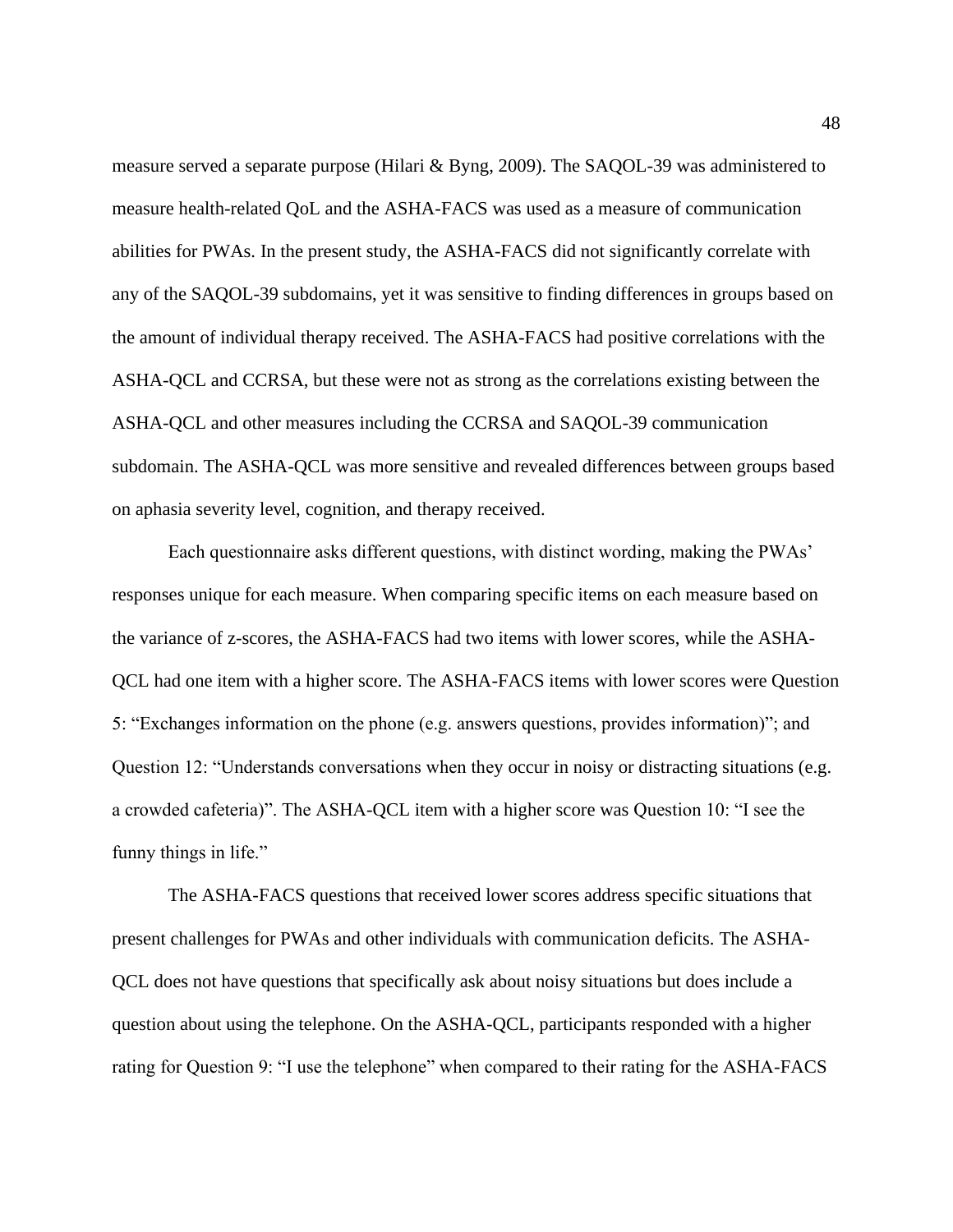measure served a separate purpose (Hilari & Byng, 2009). The SAQOL-39 was administered to measure health-related QoL and the ASHA-FACS was used as a measure of communication abilities for PWAs. In the present study, the ASHA-FACS did not significantly correlate with any of the SAQOL-39 subdomains, yet it was sensitive to finding differences in groups based on the amount of individual therapy received. The ASHA-FACS had positive correlations with the ASHA-QCL and CCRSA, but these were not as strong as the correlations existing between the ASHA-QCL and other measures including the CCRSA and SAQOL-39 communication subdomain. The ASHA-QCL was more sensitive and revealed differences between groups based on aphasia severity level, cognition, and therapy received.

Each questionnaire asks different questions, with distinct wording, making the PWAs' responses unique for each measure. When comparing specific items on each measure based on the variance of z-scores, the ASHA-FACS had two items with lower scores, while the ASHA-QCL had one item with a higher score. The ASHA-FACS items with lower scores were Question 5: "Exchanges information on the phone (e.g. answers questions, provides information)"; and Question 12: "Understands conversations when they occur in noisy or distracting situations (e.g. a crowded cafeteria)". The ASHA-QCL item with a higher score was Question 10: "I see the funny things in life."

The ASHA-FACS questions that received lower scores address specific situations that present challenges for PWAs and other individuals with communication deficits. The ASHA-QCL does not have questions that specifically ask about noisy situations but does include a question about using the telephone. On the ASHA-QCL, participants responded with a higher rating for Question 9: "I use the telephone" when compared to their rating for the ASHA-FACS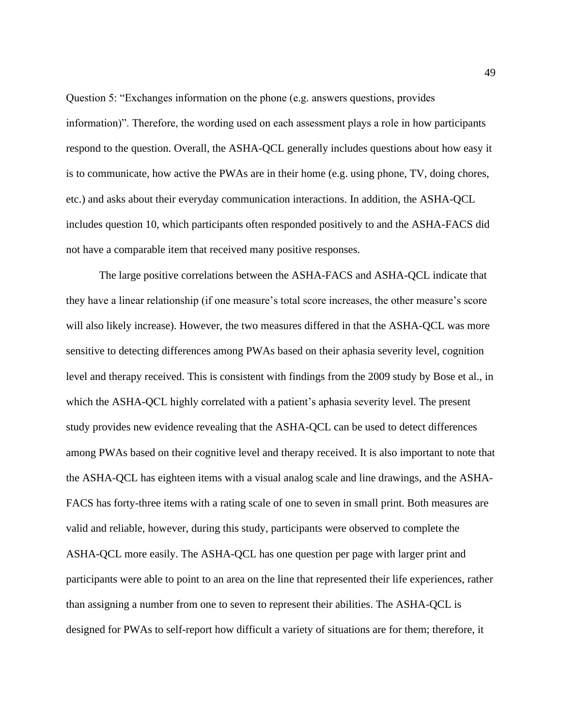Question 5: “Exchanges information on the phone (e.g. answers questions, provides information)”. Therefore, the wording used on each assessment plays a role in how participants respond to the question. Overall, the ASHA-QCL generally includes questions about how easy it is to communicate, how active the PWAs are in their home (e.g. using phone, TV, doing chores, etc.) and asks about their everyday communication interactions. In addition, the ASHA-QCL includes question 10, which participants often responded positively to and the ASHA-FACS did not have a comparable item that received many positive responses.

The large positive correlations between the ASHA-FACS and ASHA-QCL indicate that they have a linear relationship (if one measure’s total score increases, the other measure’s score will also likely increase). However, the two measures differed in that the ASHA-QCL was more sensitive to detecting differences among PWAs based on their aphasia severity level, cognition level and therapy received. This is consistent with findings from the 2009 study by Bose et al., in which the ASHA-QCL highly correlated with a patient’s aphasia severity level. The present study provides new evidence revealing that the ASHA-QCL can be used to detect differences among PWAs based on their cognitive level and therapy received. It is also important to note that the ASHA-QCL has eighteen items with a visual analog scale and line drawings, and the ASHA-FACS has forty-three items with a rating scale of one to seven in small print. Both measures are valid and reliable, however, during this study, participants were observed to complete the ASHA-QCL more easily. The ASHA-QCL has one question per page with larger print and participants were able to point to an area on the line that represented their life experiences, rather than assigning a number from one to seven to represent their abilities. The ASHA-QCL is designed for PWAs to self-report how difficult a variety of situations are for them; therefore, it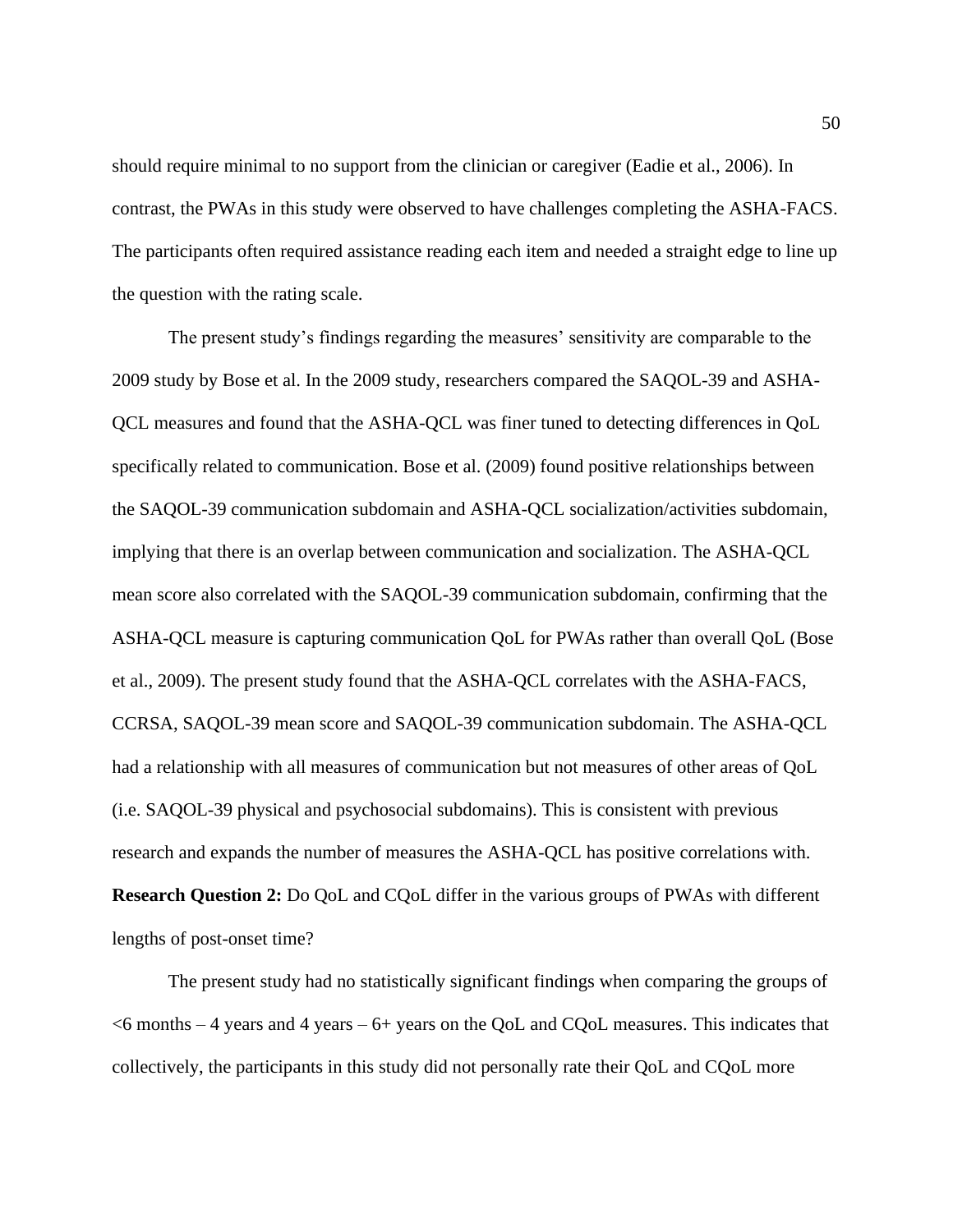should require minimal to no support from the clinician or caregiver (Eadie et al., 2006). In contrast, the PWAs in this study were observed to have challenges completing the ASHA-FACS. The participants often required assistance reading each item and needed a straight edge to line up the question with the rating scale.

The present study's findings regarding the measures' sensitivity are comparable to the 2009 study by Bose et al. In the 2009 study, researchers compared the SAQOL-39 and ASHA-QCL measures and found that the ASHA-QCL was finer tuned to detecting differences in QoL specifically related to communication. Bose et al. (2009) found positive relationships between the SAQOL-39 communication subdomain and ASHA-QCL socialization/activities subdomain, implying that there is an overlap between communication and socialization. The ASHA-QCL mean score also correlated with the SAQOL-39 communication subdomain, confirming that the ASHA-QCL measure is capturing communication QoL for PWAs rather than overall QoL (Bose et al., 2009). The present study found that the ASHA-QCL correlates with the ASHA-FACS, CCRSA, SAQOL-39 mean score and SAQOL-39 communication subdomain. The ASHA-QCL had a relationship with all measures of communication but not measures of other areas of QoL (i.e. SAQOL-39 physical and psychosocial subdomains). This is consistent with previous research and expands the number of measures the ASHA-QCL has positive correlations with.

**Research Question 2:** Do QoL and CQoL differ in the various groups of PWAs with different lengths of post-onset time?

The present study had no statistically significant findings when comparing the groups of <6 months – 4 years and 4 years – 6+ years on the QoL and CQoL measures. This indicates that collectively, the participants in this study did not personally rate their QoL and CQoL more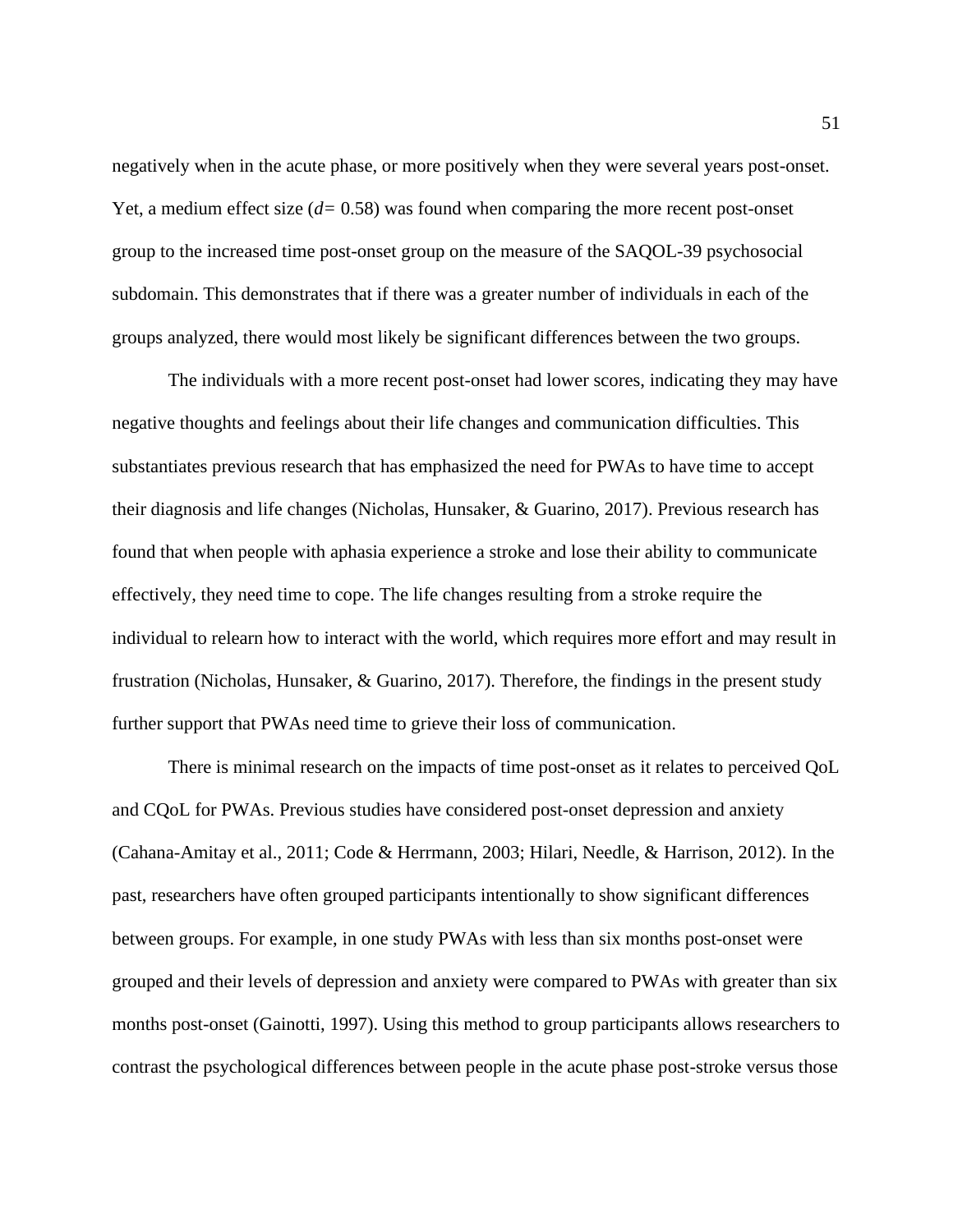negatively when in the acute phase, or more positively when they were several years post-onset. Yet, a medium effect size ($d = 0.58$) was found when comparing the more recent post-onset group to the increased time post-onset group on the measure of the SAQOL-39 psychosocial subdomain. This demonstrates that if there was a greater number of individuals in each of the groups analyzed, there would most likely be significant differences between the two groups.

The individuals with a more recent post-onset had lower scores, indicating they may have negative thoughts and feelings about their life changes and communication difficulties. This substantiates previous research that has emphasized the need for PWAs to have time to accept their diagnosis and life changes (Nicholas, Hunsaker, & Guarino, 2017). Previous research has found that when people with aphasia experience a stroke and lose their ability to communicate effectively, they need time to cope. The life changes resulting from a stroke require the individual to relearn how to interact with the world, which requires more effort and may result in frustration (Nicholas, Hunsaker, & Guarino, 2017). Therefore, the findings in the present study further support that PWAs need time to grieve their loss of communication.

There is minimal research on the impacts of time post-onset as it relates to perceived QoL and CQoL for PWAs. Previous studies have considered post-onset depression and anxiety (Cahana-Amitay et al., 2011; Code & Herrmann, 2003; Hilari, Needle, & Harrison, 2012). In the past, researchers have often grouped participants intentionally to show significant differences between groups. For example, in one study PWAs with less than six months post-onset were grouped and their levels of depression and anxiety were compared to PWAs with greater than six months post-onset (Gainotti, 1997). Using this method to group participants allows researchers to contrast the psychological differences between people in the acute phase post-stroke versus those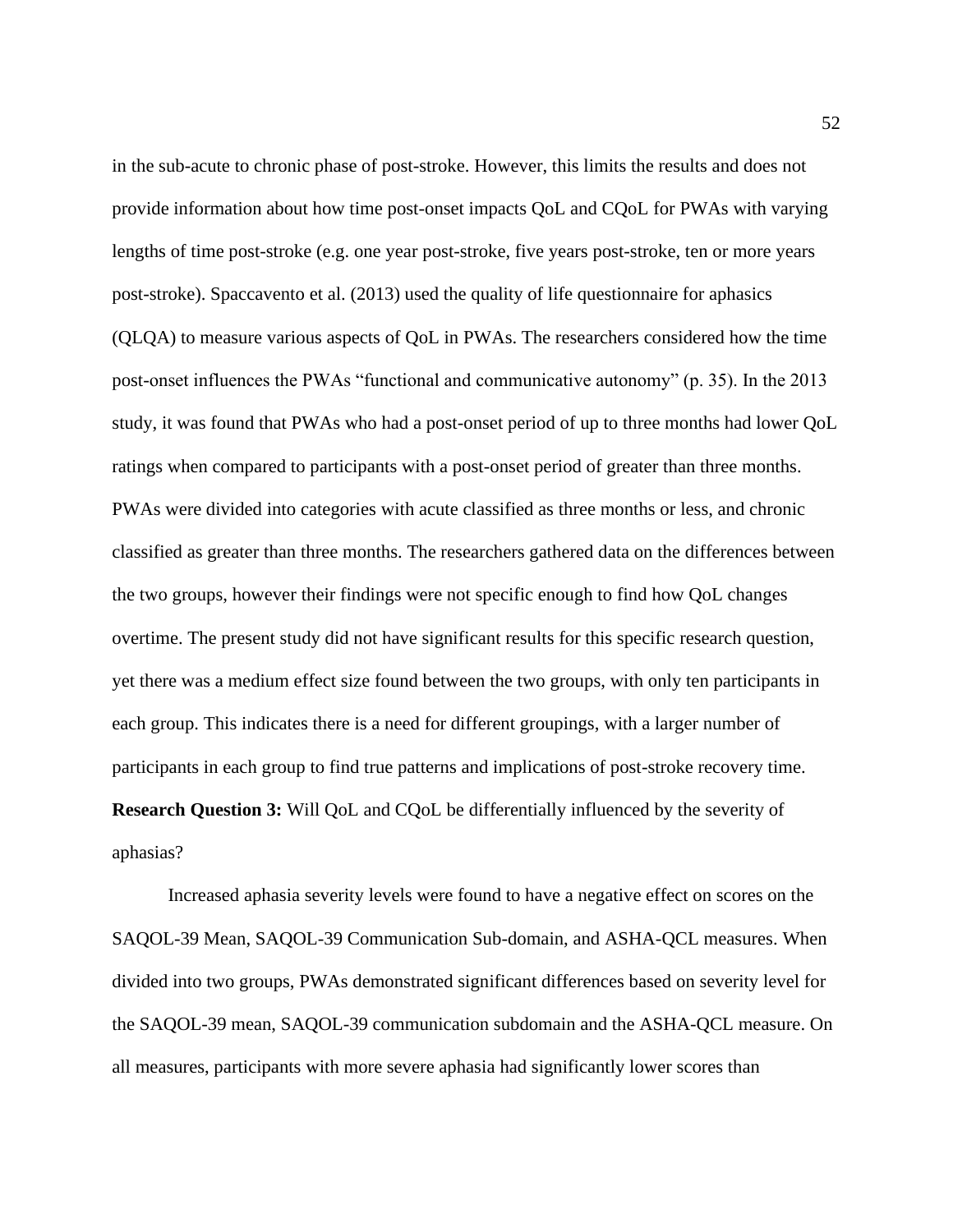in the sub-acute to chronic phase of post-stroke. However, this limits the results and does not provide information about how time post-onset impacts QoL and CQoL for PWAs with varying lengths of time post-stroke (e.g. one year post-stroke, five years post-stroke, ten or more years post-stroke). Spaccavento et al. (2013) used the quality of life questionnaire for aphasics (QLQA) to measure various aspects of QoL in PWAs. The researchers considered how the time post-onset influences the PWAs "functional and communicative autonomy" (p. 35). In the 2013 study, it was found that PWAs who had a post-onset period of up to three months had lower QoL ratings when compared to participants with a post-onset period of greater than three months. PWAs were divided into categories with acute classified as three months or less, and chronic classified as greater than three months. The researchers gathered data on the differences between the two groups, however their findings were not specific enough to find how QoL changes overtime. The present study did not have significant results for this specific research question, yet there was a medium effect size found between the two groups, with only ten participants in each group. This indicates there is a need for different groupings, with a larger number of participants in each group to find true patterns and implications of post-stroke recovery time.

**Research Question 3:** Will QoL and CQoL be differentially influenced by the severity of aphasias?

Increased aphasia severity levels were found to have a negative effect on scores on the SAQOL-39 Mean, SAQOL-39 Communication Sub-domain, and ASHA-QCL measures. When divided into two groups, PWAs demonstrated significant differences based on severity level for the SAQOL-39 mean, SAQOL-39 communication subdomain and the ASHA-QCL measure. On all measures, participants with more severe aphasia had significantly lower scores than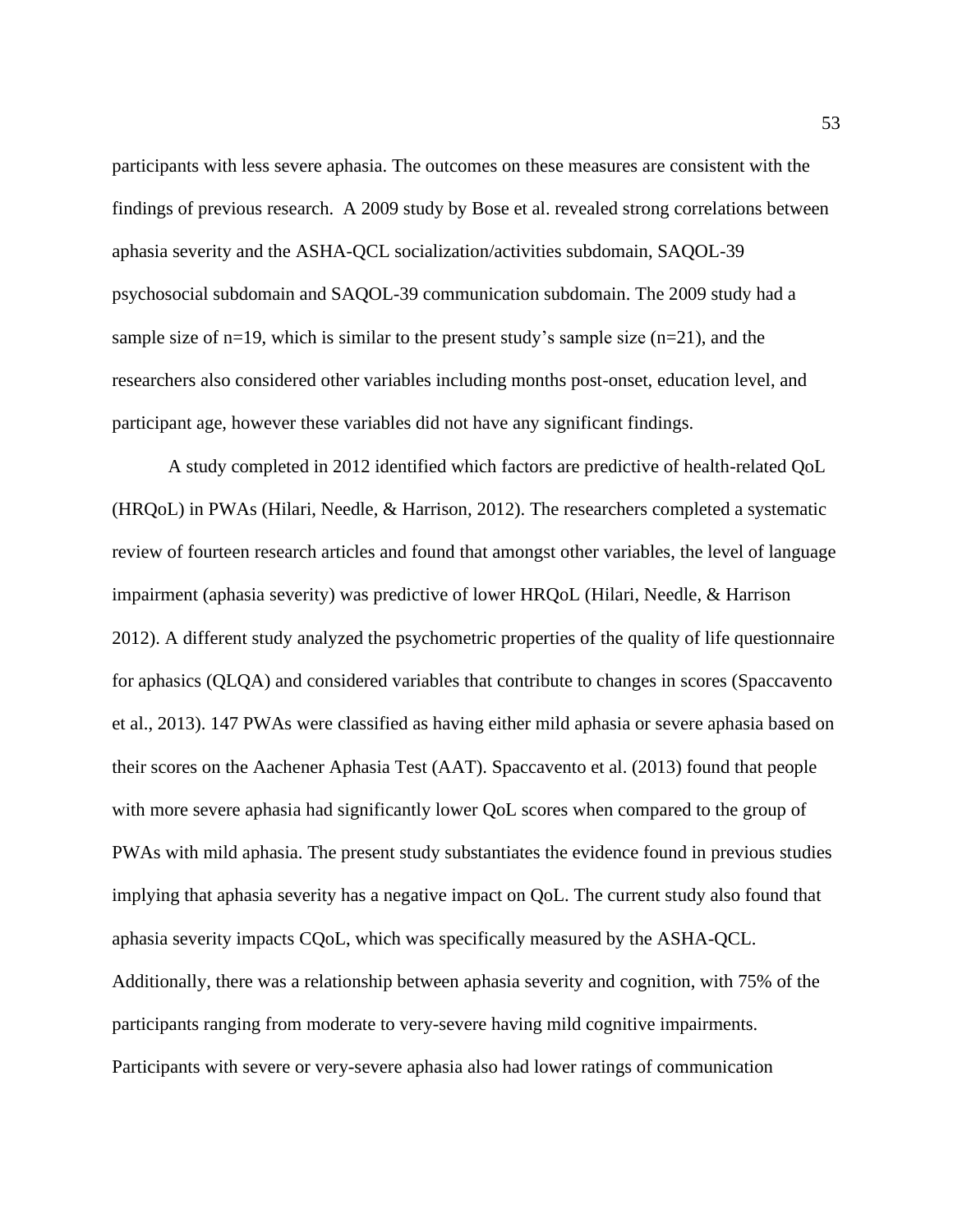participants with less severe aphasia. The outcomes on these measures are consistent with the findings of previous research.  A 2009 study by Bose et al. revealed strong correlations between aphasia severity and the ASHA-QCL socialization/activities subdomain, SAQOL-39 psychosocial subdomain and SAQOL-39 communication subdomain. The 2009 study had a sample size of n=19, which is similar to the present study's sample size (n=21), and the researchers also considered other variables including months post-onset, education level, and participant age, however these variables did not have any significant findings.

A study completed in 2012 identified which factors are predictive of health-related QoL (HRQoL) in PWAs (Hilari, Needle, & Harrison, 2012). The researchers completed a systematic review of fourteen research articles and found that amongst other variables, the level of language impairment (aphasia severity) was predictive of lower HRQoL (Hilari, Needle, & Harrison 2012). A different study analyzed the psychometric properties of the quality of life questionnaire for aphasics (QLQA) and considered variables that contribute to changes in scores (Spaccavento et al., 2013). 147 PWAs were classified as having either mild aphasia or severe aphasia based on their scores on the Aachener Aphasia Test (AAT). Spaccavento et al. (2013) found that people with more severe aphasia had significantly lower QoL scores when compared to the group of PWAs with mild aphasia. The present study substantiates the evidence found in previous studies implying that aphasia severity has a negative impact on QoL. The current study also found that aphasia severity impacts CQoL, which was specifically measured by the ASHA-QCL. Additionally, there was a relationship between aphasia severity and cognition, with 75% of the participants ranging from moderate to very-severe having mild cognitive impairments. Participants with severe or very-severe aphasia also had lower ratings of communication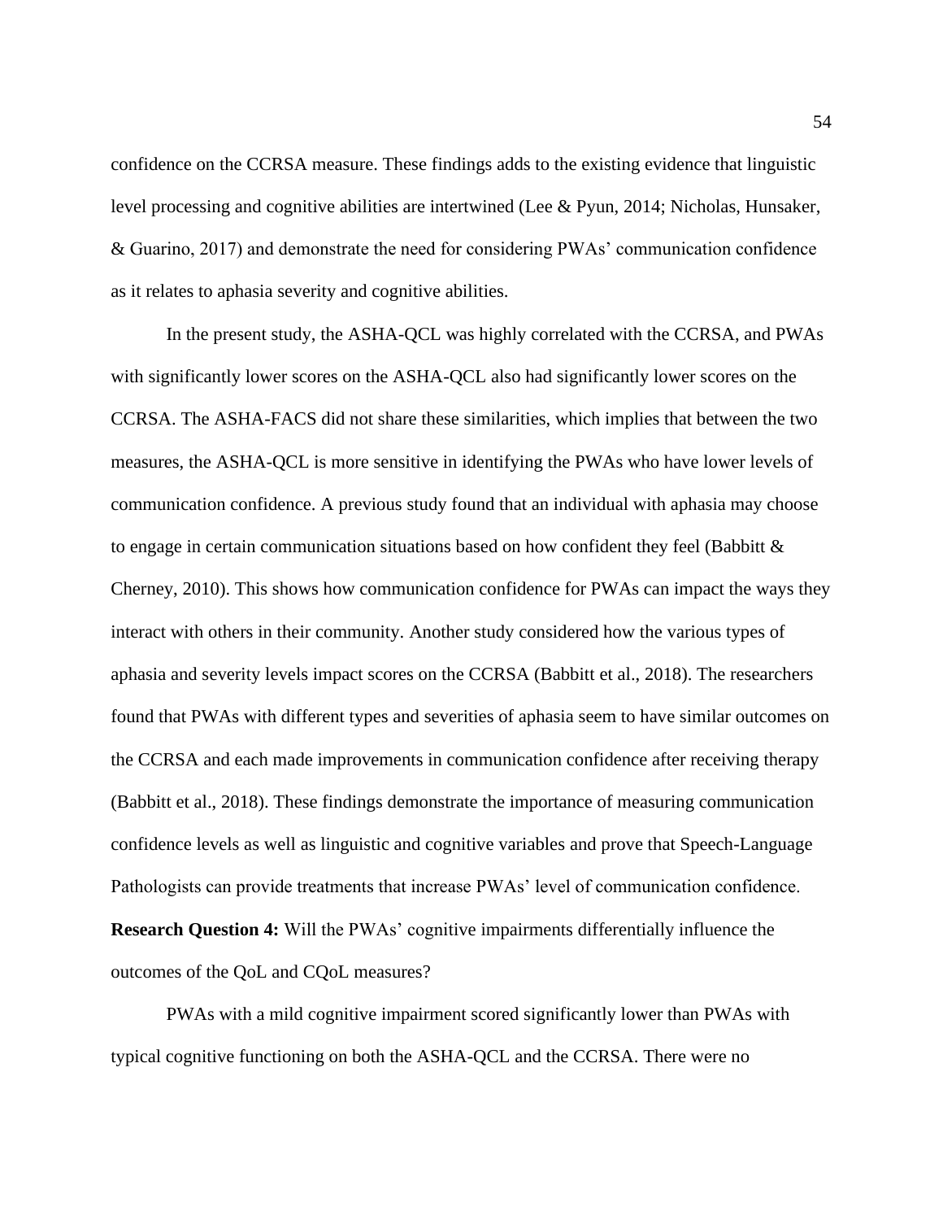confidence on the CCRSA measure. These findings adds to the existing evidence that linguistic level processing and cognitive abilities are intertwined (Lee & Pyun, 2014; Nicholas, Hunsaker, & Guarino, 2017) and demonstrate the need for considering PWAs' communication confidence as it relates to aphasia severity and cognitive abilities.

In the present study, the ASHA-QCL was highly correlated with the CCRSA, and PWAs with significantly lower scores on the ASHA-QCL also had significantly lower scores on the CCRSA. The ASHA-FACS did not share these similarities, which implies that between the two measures, the ASHA-QCL is more sensitive in identifying the PWAs who have lower levels of communication confidence. A previous study found that an individual with aphasia may choose to engage in certain communication situations based on how confident they feel (Babbitt & Cherney, 2010). This shows how communication confidence for PWAs can impact the ways they interact with others in their community. Another study considered how the various types of aphasia and severity levels impact scores on the CCRSA (Babbitt et al., 2018). The researchers found that PWAs with different types and severities of aphasia seem to have similar outcomes on the CCRSA and each made improvements in communication confidence after receiving therapy (Babbitt et al., 2018). These findings demonstrate the importance of measuring communication confidence levels as well as linguistic and cognitive variables and prove that Speech-Language Pathologists can provide treatments that increase PWAs' level of communication confidence.

**Research Question 4:** Will the PWAs' cognitive impairments differentially influence the outcomes of the QoL and CQoL measures?

PWAs with a mild cognitive impairment scored significantly lower than PWAs with typical cognitive functioning on both the ASHA-QCL and the CCRSA. There were no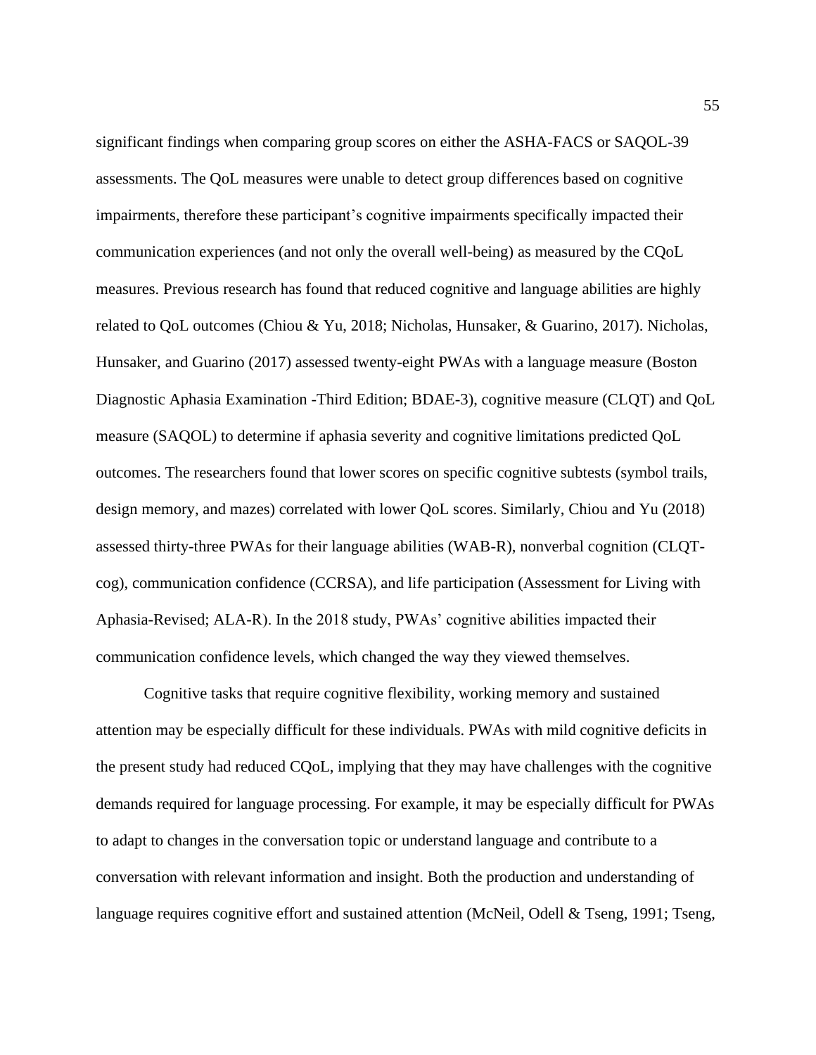significant findings when comparing group scores on either the ASHA-FACS or SAQOL-39 assessments. The QoL measures were unable to detect group differences based on cognitive impairments, therefore these participant's cognitive impairments specifically impacted their communication experiences (and not only the overall well-being) as measured by the CQoL measures. Previous research has found that reduced cognitive and language abilities are highly related to QoL outcomes (Chiou & Yu, 2018; Nicholas, Hunsaker, & Guarino, 2017). Nicholas, Hunsaker, and Guarino (2017) assessed twenty-eight PWAs with a language measure (Boston Diagnostic Aphasia Examination -Third Edition; BDAE-3), cognitive measure (CLQT) and QoL measure (SAQOL) to determine if aphasia severity and cognitive limitations predicted QoL outcomes. The researchers found that lower scores on specific cognitive subtests (symbol trails, design memory, and mazes) correlated with lower QoL scores. Similarly, Chiou and Yu (2018) assessed thirty-three PWAs for their language abilities (WAB-R), nonverbal cognition (CLQT-cog), communication confidence (CCRSA), and life participation (Assessment for Living with Aphasia-Revised; ALA-R). In the 2018 study, PWAs' cognitive abilities impacted their communication confidence levels, which changed the way they viewed themselves.

Cognitive tasks that require cognitive flexibility, working memory and sustained attention may be especially difficult for these individuals. PWAs with mild cognitive deficits in the present study had reduced CQoL, implying that they may have challenges with the cognitive demands required for language processing. For example, it may be especially difficult for PWAs to adapt to changes in the conversation topic or understand language and contribute to a conversation with relevant information and insight. Both the production and understanding of language requires cognitive effort and sustained attention (McNeil, Odell & Tseng, 1991; Tseng,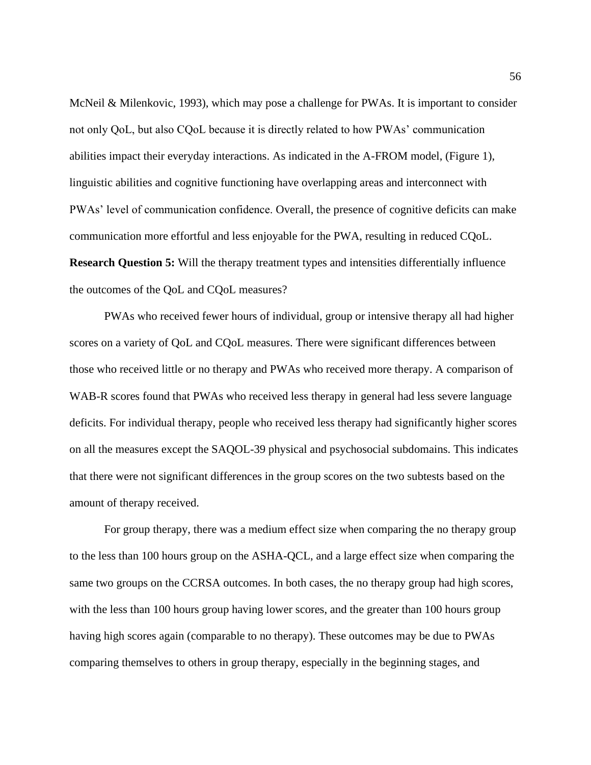McNeil & Milenkovic, 1993), which may pose a challenge for PWAs. It is important to consider not only QoL, but also CQoL because it is directly related to how PWAs' communication abilities impact their everyday interactions. As indicated in the A-FROM model, (Figure 1), linguistic abilities and cognitive functioning have overlapping areas and interconnect with PWAs' level of communication confidence. Overall, the presence of cognitive deficits can make communication more effortful and less enjoyable for the PWA, resulting in reduced CQoL.

**Research Question 5:** Will the therapy treatment types and intensities differentially influence the outcomes of the QoL and CQoL measures?

PWAs who received fewer hours of individual, group or intensive therapy all had higher scores on a variety of QoL and CQoL measures. There were significant differences between those who received little or no therapy and PWAs who received more therapy. A comparison of WAB-R scores found that PWAs who received less therapy in general had less severe language deficits. For individual therapy, people who received less therapy had significantly higher scores on all the measures except the SAQOL-39 physical and psychosocial subdomains. This indicates that there were not significant differences in the group scores on the two subtests based on the amount of therapy received.

For group therapy, there was a medium effect size when comparing the no therapy group to the less than 100 hours group on the ASHA-QCL, and a large effect size when comparing the same two groups on the CCRSA outcomes. In both cases, the no therapy group had high scores, with the less than 100 hours group having lower scores, and the greater than 100 hours group having high scores again (comparable to no therapy). These outcomes may be due to PWAs comparing themselves to others in group therapy, especially in the beginning stages, and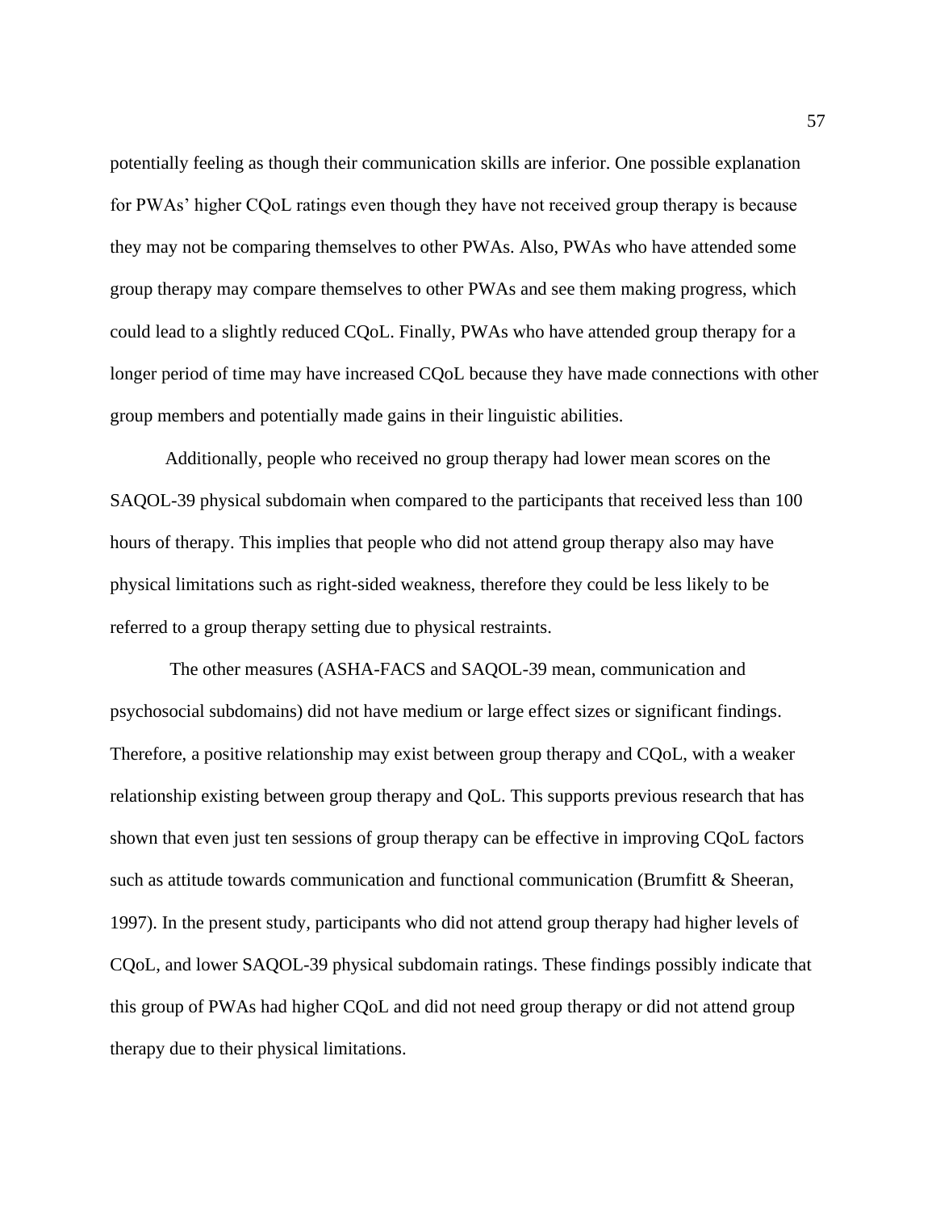potentially feeling as though their communication skills are inferior. One possible explanation for PWAs' higher CQoL ratings even though they have not received group therapy is because they may not be comparing themselves to other PWAs. Also, PWAs who have attended some group therapy may compare themselves to other PWAs and see them making progress, which could lead to a slightly reduced CQoL. Finally, PWAs who have attended group therapy for a longer period of time may have increased CQoL because they have made connections with other group members and potentially made gains in their linguistic abilities.

Additionally, people who received no group therapy had lower mean scores on the SAQOL-39 physical subdomain when compared to the participants that received less than 100 hours of therapy. This implies that people who did not attend group therapy also may have physical limitations such as right-sided weakness, therefore they could be less likely to be referred to a group therapy setting due to physical restraints.

The other measures (ASHA-FACS and SAQOL-39 mean, communication and psychosocial subdomains) did not have medium or large effect sizes or significant findings. Therefore, a positive relationship may exist between group therapy and CQoL, with a weaker relationship existing between group therapy and QoL. This supports previous research that has shown that even just ten sessions of group therapy can be effective in improving CQoL factors such as attitude towards communication and functional communication (Brumfitt & Sheeran, 1997). In the present study, participants who did not attend group therapy had higher levels of CQoL, and lower SAQOL-39 physical subdomain ratings. These findings possibly indicate that this group of PWAs had higher CQoL and did not need group therapy or did not attend group therapy due to their physical limitations.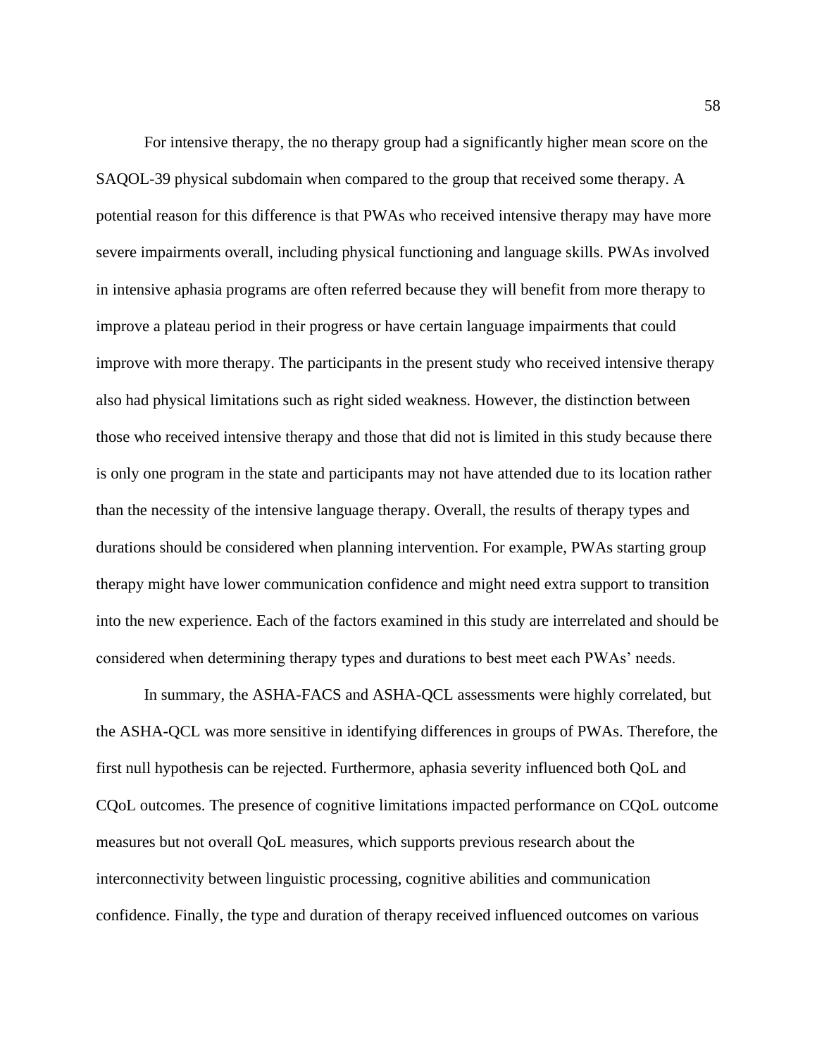For intensive therapy, the no therapy group had a significantly higher mean score on the SAQOL-39 physical subdomain when compared to the group that received some therapy. A potential reason for this difference is that PWAs who received intensive therapy may have more severe impairments overall, including physical functioning and language skills. PWAs involved in intensive aphasia programs are often referred because they will benefit from more therapy to improve a plateau period in their progress or have certain language impairments that could improve with more therapy. The participants in the present study who received intensive therapy also had physical limitations such as right sided weakness. However, the distinction between those who received intensive therapy and those that did not is limited in this study because there is only one program in the state and participants may not have attended due to its location rather than the necessity of the intensive language therapy. Overall, the results of therapy types and durations should be considered when planning intervention. For example, PWAs starting group therapy might have lower communication confidence and might need extra support to transition into the new experience. Each of the factors examined in this study are interrelated and should be considered when determining therapy types and durations to best meet each PWAs' needs.

In summary, the ASHA-FACS and ASHA-QCL assessments were highly correlated, but the ASHA-QCL was more sensitive in identifying differences in groups of PWAs. Therefore, the first null hypothesis can be rejected. Furthermore, aphasia severity influenced both QoL and CQoL outcomes. The presence of cognitive limitations impacted performance on CQoL outcome measures but not overall QoL measures, which supports previous research about the interconnectivity between linguistic processing, cognitive abilities and communication confidence. Finally, the type and duration of therapy received influenced outcomes on various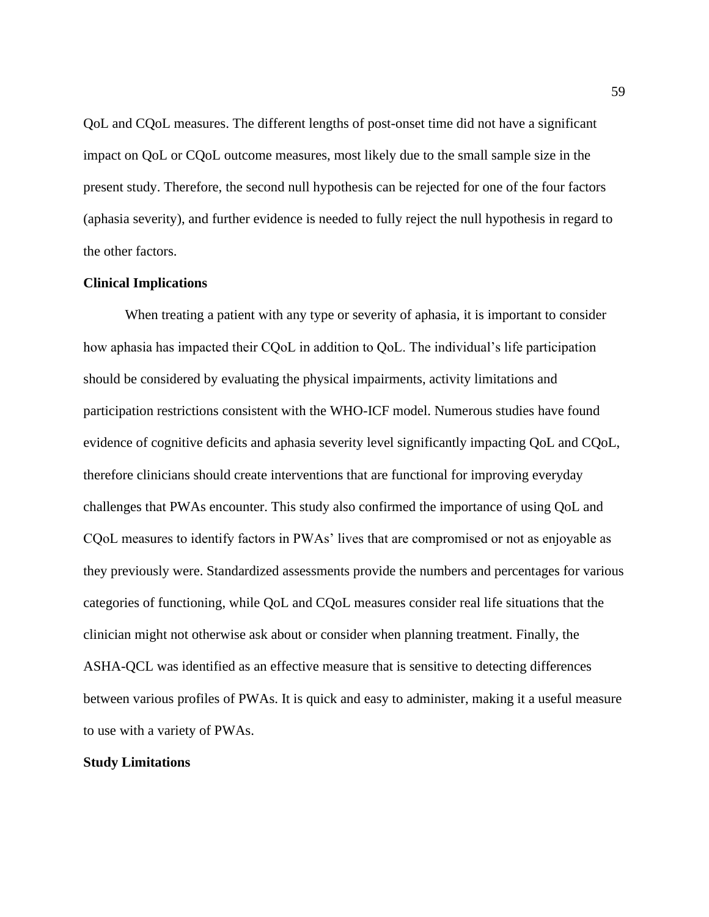QoL and CQoL measures. The different lengths of post-onset time did not have a significant impact on QoL or CQoL outcome measures, most likely due to the small sample size in the present study. Therefore, the second null hypothesis can be rejected for one of the four factors (aphasia severity), and further evidence is needed to fully reject the null hypothesis in regard to the other factors.

**Clinical Implications**

When treating a patient with any type or severity of aphasia, it is important to consider how aphasia has impacted their CQoL in addition to QoL. The individual's life participation should be considered by evaluating the physical impairments, activity limitations and participation restrictions consistent with the WHO-ICF model. Numerous studies have found evidence of cognitive deficits and aphasia severity level significantly impacting QoL and CQoL, therefore clinicians should create interventions that are functional for improving everyday challenges that PWAs encounter. This study also confirmed the importance of using QoL and CQoL measures to identify factors in PWAs' lives that are compromised or not as enjoyable as they previously were. Standardized assessments provide the numbers and percentages for various categories of functioning, while QoL and CQoL measures consider real life situations that the clinician might not otherwise ask about or consider when planning treatment. Finally, the ASHA-QCL was identified as an effective measure that is sensitive to detecting differences between various profiles of PWAs. It is quick and easy to administer, making it a useful measure to use with a variety of PWAs.

**Study Limitations**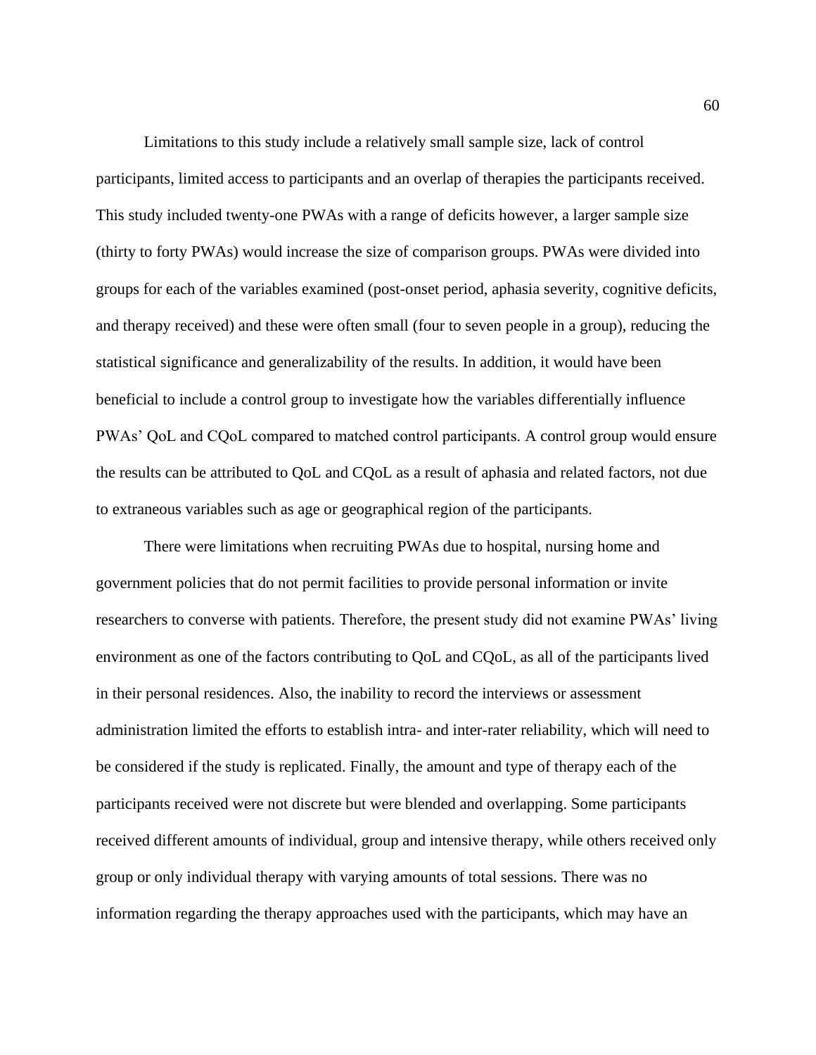Limitations to this study include a relatively small sample size, lack of control participants, limited access to participants and an overlap of therapies the participants received. This study included twenty-one PWAs with a range of deficits however, a larger sample size (thirty to forty PWAs) would increase the size of comparison groups. PWAs were divided into groups for each of the variables examined (post-onset period, aphasia severity, cognitive deficits, and therapy received) and these were often small (four to seven people in a group), reducing the statistical significance and generalizability of the results. In addition, it would have been beneficial to include a control group to investigate how the variables differentially influence PWAs' QoL and CQoL compared to matched control participants. A control group would ensure the results can be attributed to QoL and CQoL as a result of aphasia and related factors, not due to extraneous variables such as age or geographical region of the participants.

There were limitations when recruiting PWAs due to hospital, nursing home and government policies that do not permit facilities to provide personal information or invite researchers to converse with patients. Therefore, the present study did not examine PWAs' living environment as one of the factors contributing to QoL and CQoL, as all of the participants lived in their personal residences. Also, the inability to record the interviews or assessment administration limited the efforts to establish intra- and inter-rater reliability, which will need to be considered if the study is replicated. Finally, the amount and type of therapy each of the participants received were not discrete but were blended and overlapping. Some participants received different amounts of individual, group and intensive therapy, while others received only group or only individual therapy with varying amounts of total sessions. There was no information regarding the therapy approaches used with the participants, which may have an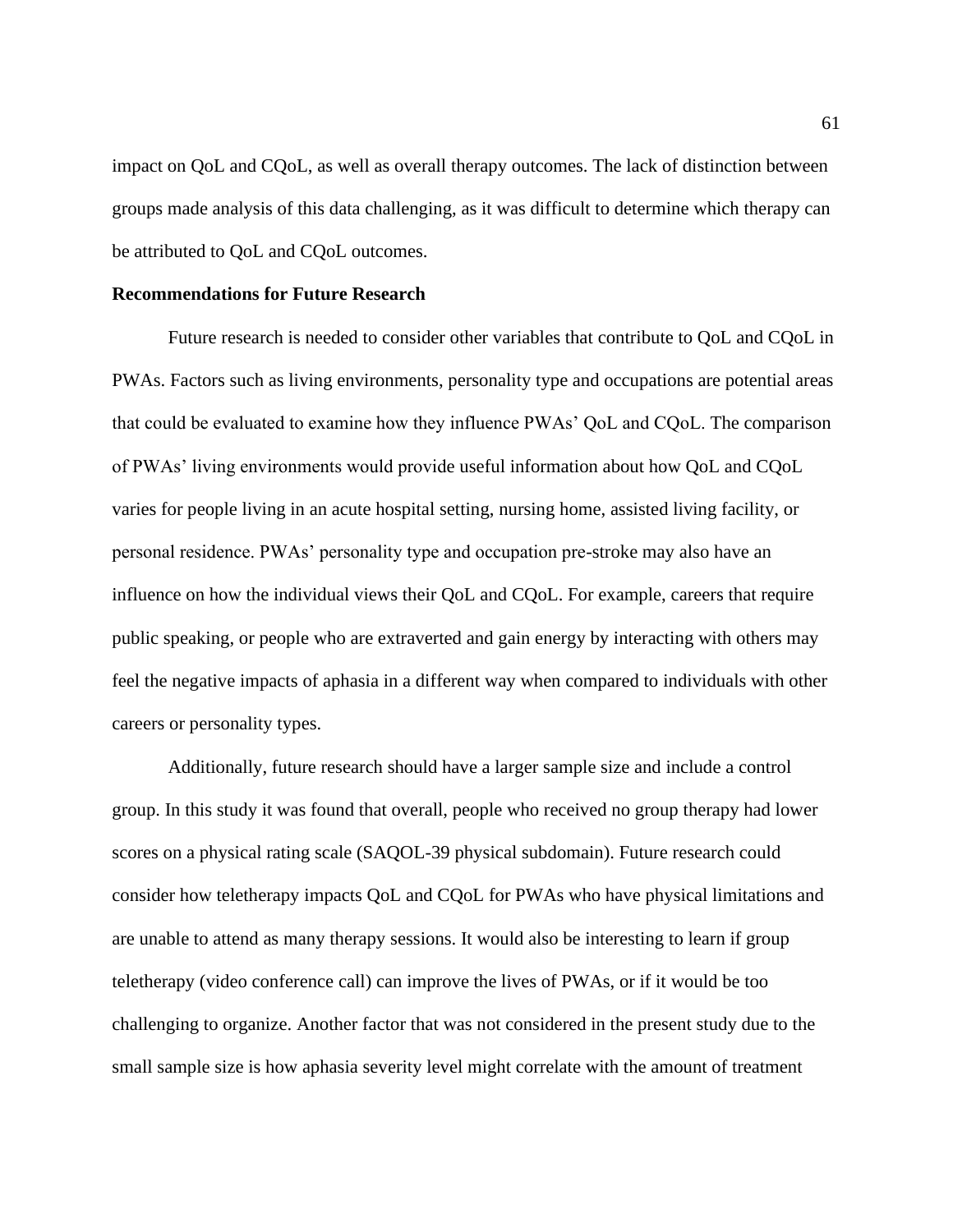impact on QoL and CQoL, as well as overall therapy outcomes. The lack of distinction between groups made analysis of this data challenging, as it was difficult to determine which therapy can be attributed to QoL and CQoL outcomes.

**Recommendations for Future Research**

Future research is needed to consider other variables that contribute to QoL and CQoL in PWAs. Factors such as living environments, personality type and occupations are potential areas that could be evaluated to examine how they influence PWAs' QoL and CQoL. The comparison of PWAs' living environments would provide useful information about how QoL and CQoL varies for people living in an acute hospital setting, nursing home, assisted living facility, or personal residence. PWAs' personality type and occupation pre-stroke may also have an influence on how the individual views their QoL and CQoL. For example, careers that require public speaking, or people who are extraverted and gain energy by interacting with others may feel the negative impacts of aphasia in a different way when compared to individuals with other careers or personality types.

Additionally, future research should have a larger sample size and include a control group. In this study it was found that overall, people who received no group therapy had lower scores on a physical rating scale (SAQOL-39 physical subdomain). Future research could consider how teletherapy impacts QoL and CQoL for PWAs who have physical limitations and are unable to attend as many therapy sessions. It would also be interesting to learn if group teletherapy (video conference call) can improve the lives of PWAs, or if it would be too challenging to organize. Another factor that was not considered in the present study due to the small sample size is how aphasia severity level might correlate with the amount of treatment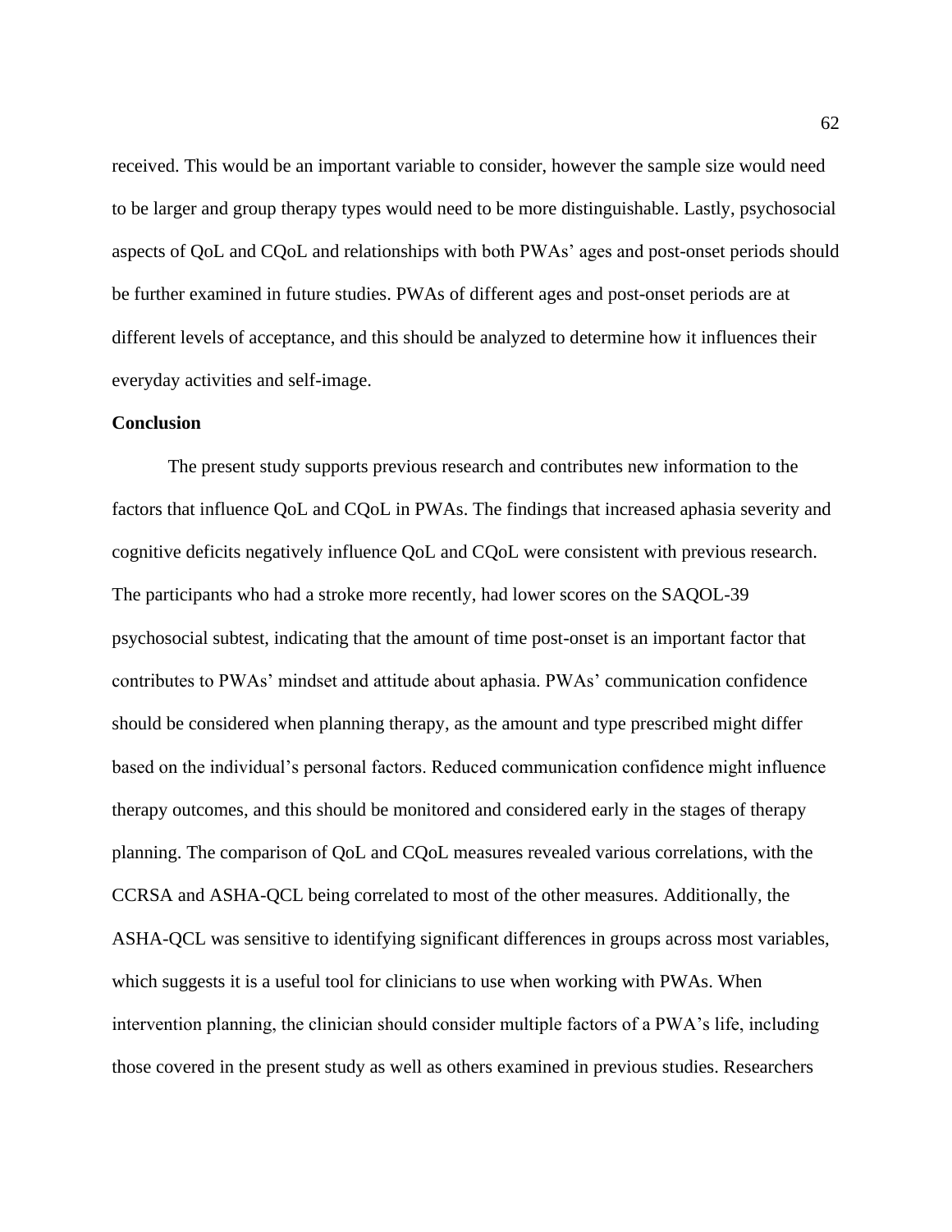received. This would be an important variable to consider, however the sample size would need to be larger and group therapy types would need to be more distinguishable. Lastly, psychosocial aspects of QoL and CQoL and relationships with both PWAs' ages and post-onset periods should be further examined in future studies. PWAs of different ages and post-onset periods are at different levels of acceptance, and this should be analyzed to determine how it influences their everyday activities and self-image.

## Conclusion

The present study supports previous research and contributes new information to the factors that influence QoL and CQoL in PWAs. The findings that increased aphasia severity and cognitive deficits negatively influence QoL and CQoL were consistent with previous research. The participants who had a stroke more recently, had lower scores on the SAQOL-39 psychosocial subtest, indicating that the amount of time post-onset is an important factor that contributes to PWAs' mindset and attitude about aphasia. PWAs' communication confidence should be considered when planning therapy, as the amount and type prescribed might differ based on the individual's personal factors. Reduced communication confidence might influence therapy outcomes, and this should be monitored and considered early in the stages of therapy planning. The comparison of QoL and CQoL measures revealed various correlations, with the CCRSA and ASHA-QCL being correlated to most of the other measures. Additionally, the ASHA-QCL was sensitive to identifying significant differences in groups across most variables, which suggests it is a useful tool for clinicians to use when working with PWAs. When intervention planning, the clinician should consider multiple factors of a PWA's life, including those covered in the present study as well as others examined in previous studies. Researchers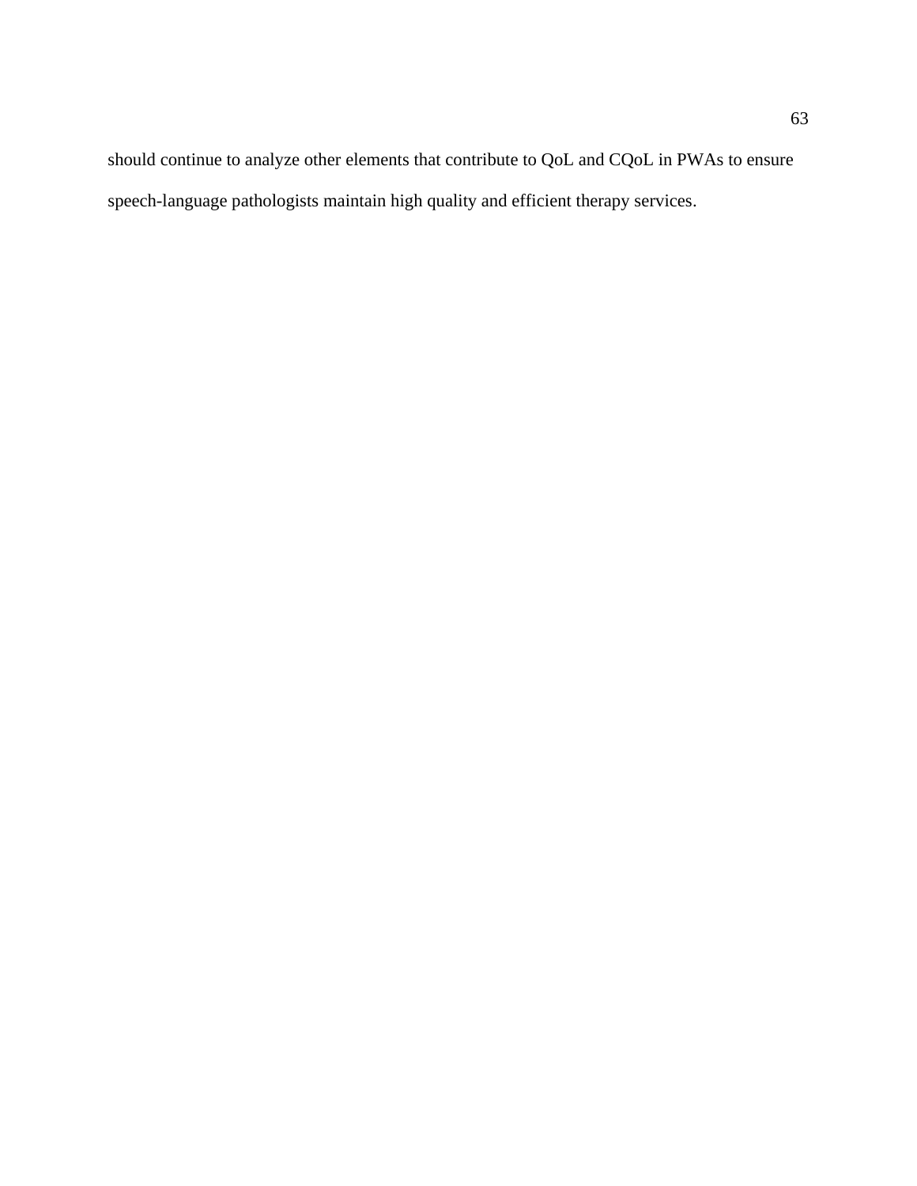should continue to analyze other elements that contribute to QoL and CQoL in PWAs to ensure speech-language pathologists maintain high quality and efficient therapy services.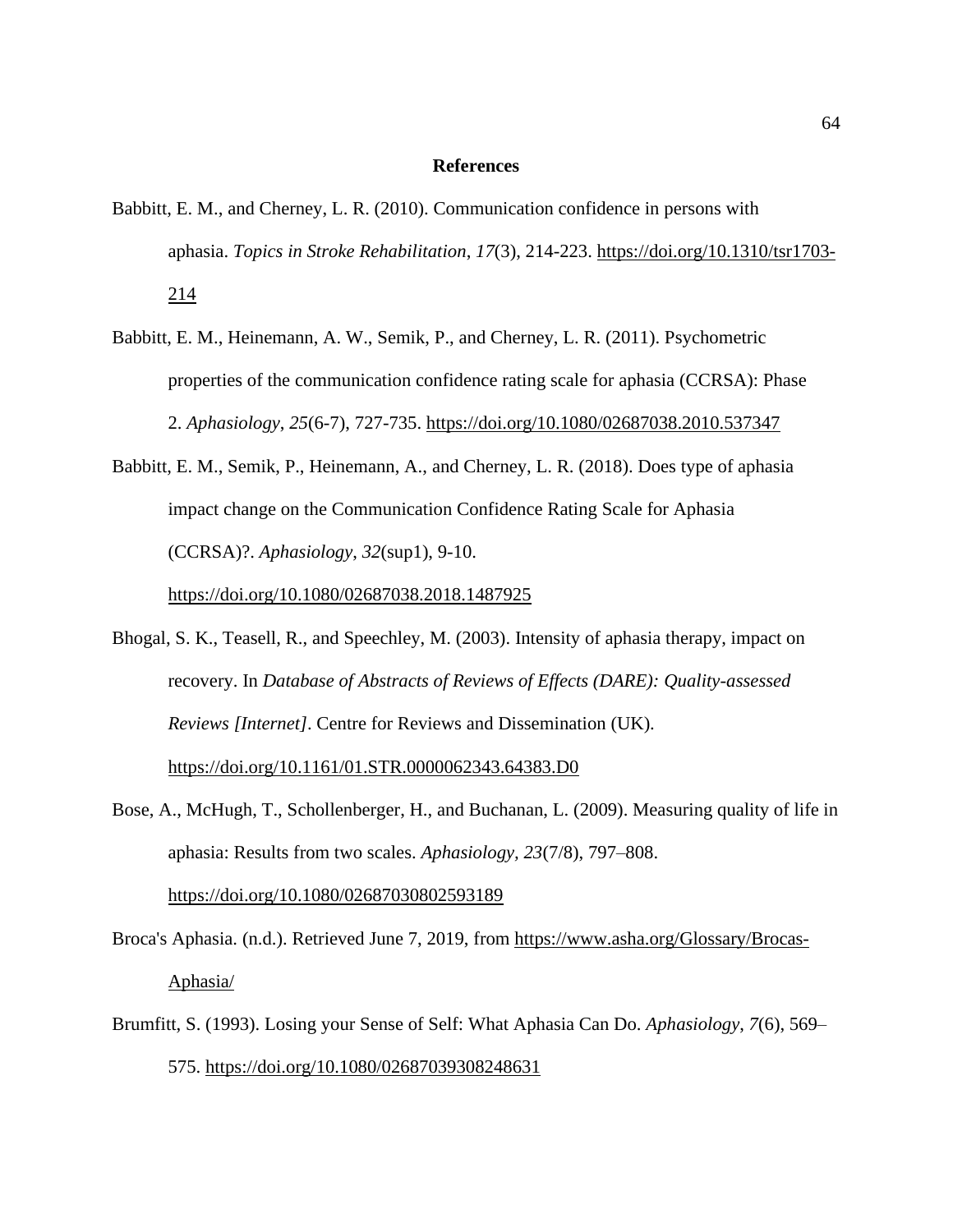# References

Babbitt, E. M., and Cherney, L. R. (2010). Communication confidence in persons with aphasia. *Topics in Stroke Rehabilitation*, *17*(3), 214-223. https://doi.org/10.1310/tsr1703-214

Babbitt, E. M., Heinemann, A. W., Semik, P., and Cherney, L. R. (2011). Psychometric properties of the communication confidence rating scale for aphasia (CCRSA): Phase 2. *Aphasiology*, *25*(6-7), 727-735. https://doi.org/10.1080/02687038.2010.537347

Babbitt, E. M., Semik, P., Heinemann, A., and Cherney, L. R. (2018). Does type of aphasia impact change on the Communication Confidence Rating Scale for Aphasia (CCRSA)?. *Aphasiology*, *32*(sup1), 9-10. https://doi.org/10.1080/02687038.2018.1487925

Bhogal, S. K., Teasell, R., and Speechley, M. (2003). Intensity of aphasia therapy, impact on recovery. In *Database of Abstracts of Reviews of Effects (DARE): Quality-assessed Reviews [Internet]*. Centre for Reviews and Dissemination (UK). https://doi.org/10.1161/01.STR.0000062343.64383.D0

Bose, A., McHugh, T., Schollenberger, H., and Buchanan, L. (2009). Measuring quality of life in aphasia: Results from two scales. *Aphasiology, 23*(7/8), 797–808. https://doi.org/10.1080/02687030802593189

Broca's Aphasia. (n.d.). Retrieved June 7, 2019, from https://www.asha.org/Glossary/Brocas-Aphasia/

Brumfitt, S. (1993). Losing your Sense of Self: What Aphasia Can Do. *Aphasiology*, *7*(6), 569–575. https://doi.org/10.1080/02687039308248631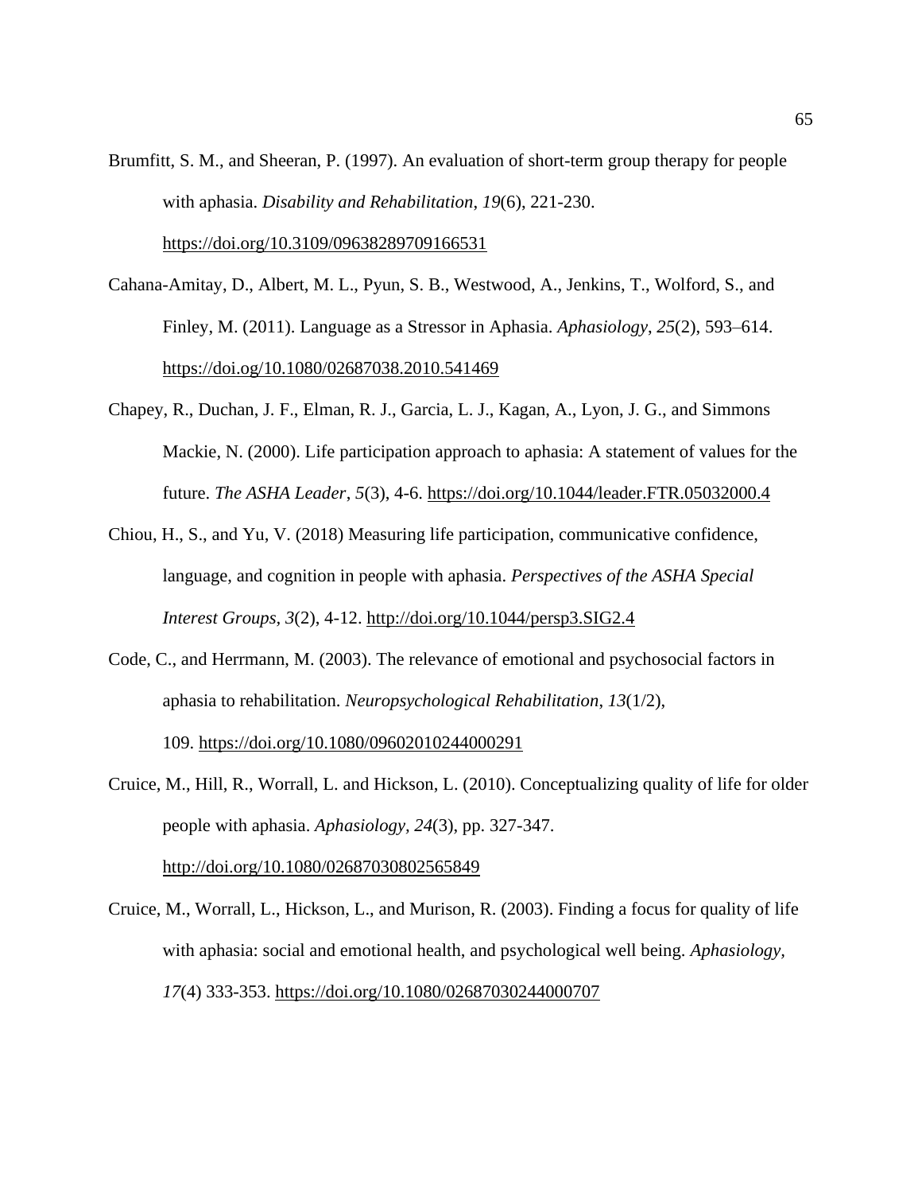Brumfitt, S. M., and Sheeran, P. (1997). An evaluation of short-term group therapy for people with aphasia. *Disability and Rehabilitation*, *19*(6), 221-230. https://doi.org/10.3109/09638289709166531

Cahana-Amitay, D., Albert, M. L., Pyun, S. B., Westwood, A., Jenkins, T., Wolford, S., and Finley, M. (2011). Language as a Stressor in Aphasia. *Aphasiology*, *25*(2), 593–614. https://doi.og/10.1080/02687038.2010.541469

Chapey, R., Duchan, J. F., Elman, R. J., Garcia, L. J., Kagan, A., Lyon, J. G., and Simmons Mackie, N. (2000). Life participation approach to aphasia: A statement of values for the future. *The ASHA Leader*, *5*(3), 4-6. https://doi.org/10.1044/leader.FTR.05032000.4

Chiou, H., S., and Yu, V. (2018) Measuring life participation, communicative confidence, language, and cognition in people with aphasia. *Perspectives of the ASHA Special Interest Groups*, *3*(2), 4-12. http://doi.org/10.1044/persp3.SIG2.4

Code, C., and Herrmann, M. (2003). The relevance of emotional and psychosocial factors in aphasia to rehabilitation. *Neuropsychological Rehabilitation*, *13*(1/2), 109. https://doi.org/10.1080/09602010244000291

Cruice, M., Hill, R., Worrall, L. and Hickson, L. (2010). Conceptualizing quality of life for older people with aphasia. *Aphasiology*, *24*(3), pp. 327-347. http://doi.org/10.1080/02687030802565849

Cruice, M., Worrall, L., Hickson, L., and Murison, R. (2003). Finding a focus for quality of life with aphasia: social and emotional health, and psychological well being. *Aphasiology*, *17*(4) 333-353. https://doi.org/10.1080/02687030244000707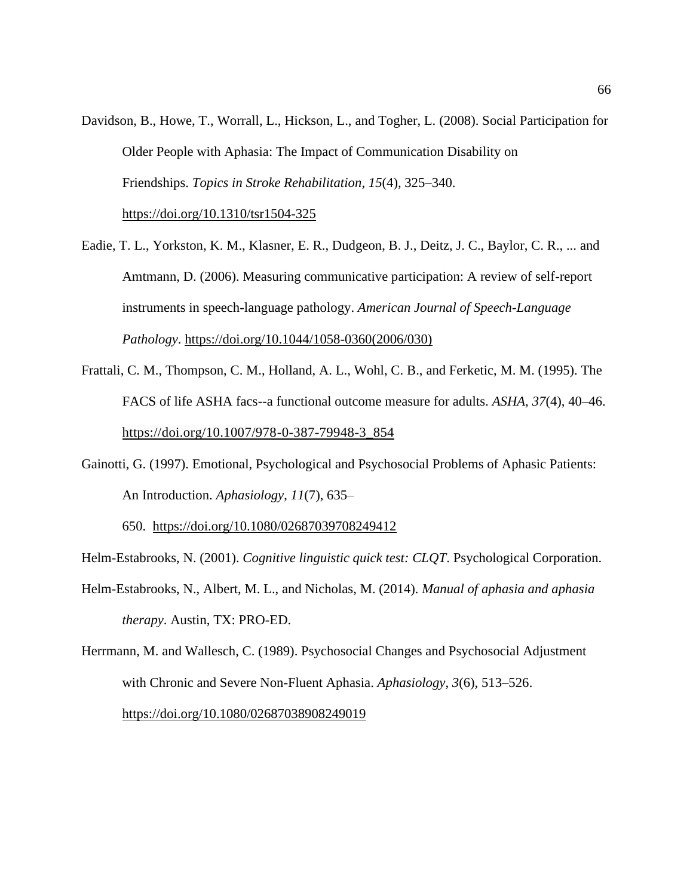Davidson, B., Howe, T., Worrall, L., Hickson, L., and Togher, L. (2008). Social Participation for Older People with Aphasia: The Impact of Communication Disability on Friendships. *Topics in Stroke Rehabilitation*, *15*(4), 325–340. https://doi.org/10.1310/tsr1504-325

Eadie, T. L., Yorkston, K. M., Klasner, E. R., Dudgeon, B. J., Deitz, J. C., Baylor, C. R., ... and Amtmann, D. (2006). Measuring communicative participation: A review of self-report instruments in speech-language pathology. *American Journal of Speech-Language Pathology*. https://doi.org/10.1044/1058-0360(2006/030)

Frattali, C. M., Thompson, C. M., Holland, A. L., Wohl, C. B., and Ferketic, M. M. (1995). The FACS of life ASHA facs--a functional outcome measure for adults. *ASHA*, *37*(4), 40–46. https://doi.org/10.1007/978-0-387-79948-3_854

Gainotti, G. (1997). Emotional, Psychological and Psychosocial Problems of Aphasic Patients: An Introduction. *Aphasiology*, *11*(7), 635–650. https://doi.org/10.1080/02687039708249412

Helm-Estabrooks, N. (2001). *Cognitive linguistic quick test: CLQT*. Psychological Corporation.

Helm-Estabrooks, N., Albert, M. L., and Nicholas, M. (2014). *Manual of aphasia and aphasia therapy*. Austin, TX: PRO-ED.

Herrmann, M. and Wallesch, C. (1989). Psychosocial Changes and Psychosocial Adjustment with Chronic and Severe Non-Fluent Aphasia. *Aphasiology*, *3*(6), 513–526. https://doi.org/10.1080/02687038908249019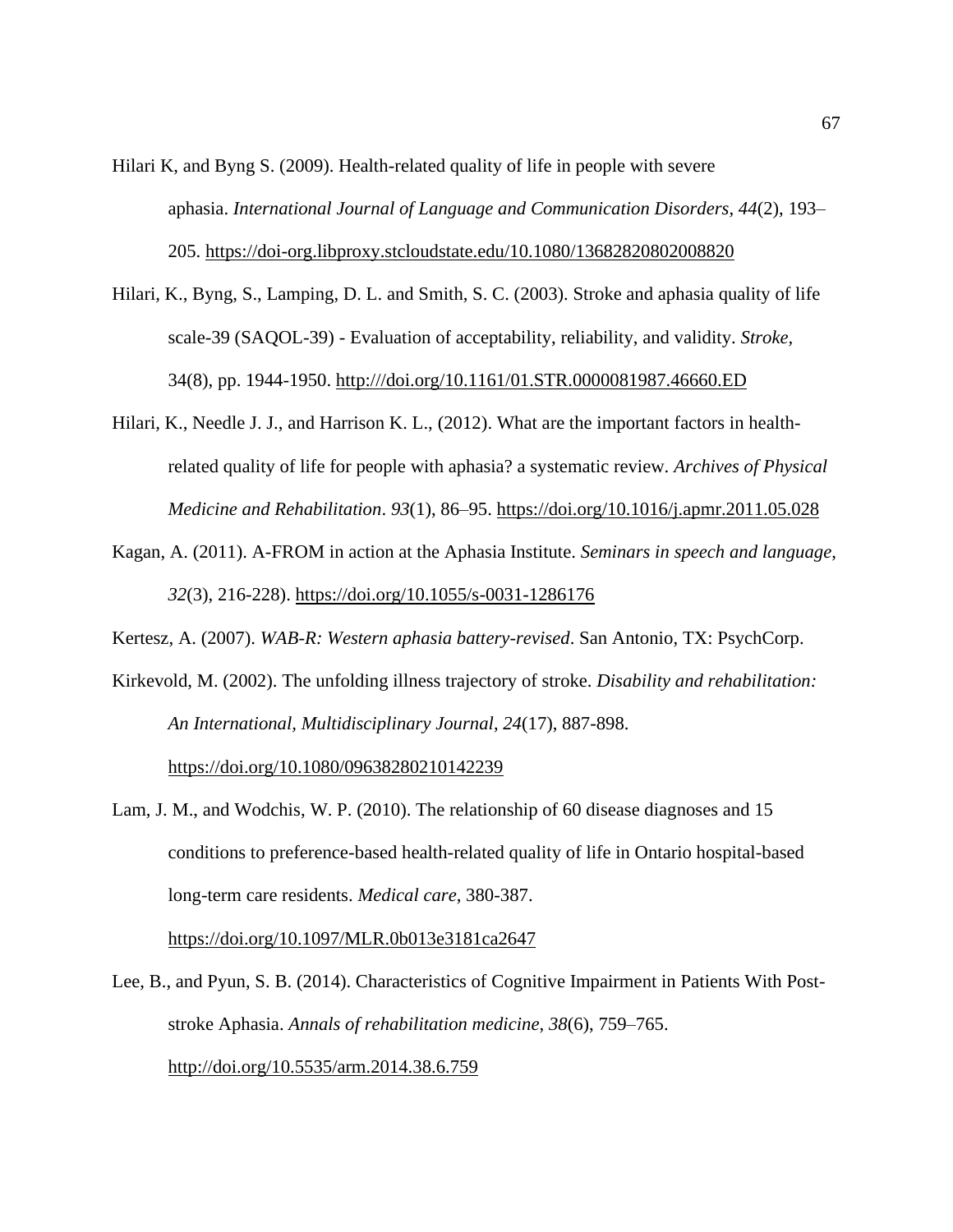Hilari K, and Byng S. (2009). Health-related quality of life in people with severe aphasia. *International Journal of Language and Communication Disorders*, *44*(2), 193–205. https://doi-org.libproxy.stcloudstate.edu/10.1080/13682820802008820

Hilari, K., Byng, S., Lamping, D. L. and Smith, S. C. (2003). Stroke and aphasia quality of life scale-39 (SAQOL-39) - Evaluation of acceptability, reliability, and validity. *Stroke*, 34(8), pp. 1944-1950. http:///doi.org/10.1161/01.STR.0000081987.46660.ED

Hilari, K., Needle J. J., and Harrison K. L., (2012). What are the important factors in health-related quality of life for people with aphasia? a systematic review. *Archives of Physical Medicine and Rehabilitation*. *93*(1), 86–95. https://doi.org/10.1016/j.apmr.2011.05.028

Kagan, A. (2011). A-FROM in action at the Aphasia Institute. *Seminars in speech and language*, *32*(3), 216-228). https://doi.org/10.1055/s-0031-1286176

Kertesz, A. (2007). *WAB-R: Western aphasia battery-revised*. San Antonio, TX: PsychCorp.

Kirkevold, M. (2002). The unfolding illness trajectory of stroke. *Disability and rehabilitation: An International, Multidisciplinary Journal*, *24*(17), 887-898. https://doi.org/10.1080/09638280210142239

Lam, J. M., and Wodchis, W. P. (2010). The relationship of 60 disease diagnoses and 15 conditions to preference-based health-related quality of life in Ontario hospital-based long-term care residents. *Medical care*, 380-387. https://doi.org/10.1097/MLR.0b013e3181ca2647

Lee, B., and Pyun, S. B. (2014). Characteristics of Cognitive Impairment in Patients With Post-stroke Aphasia. *Annals of rehabilitation medicine*, *38*(6), 759–765. http://doi.org/10.5535/arm.2014.38.6.759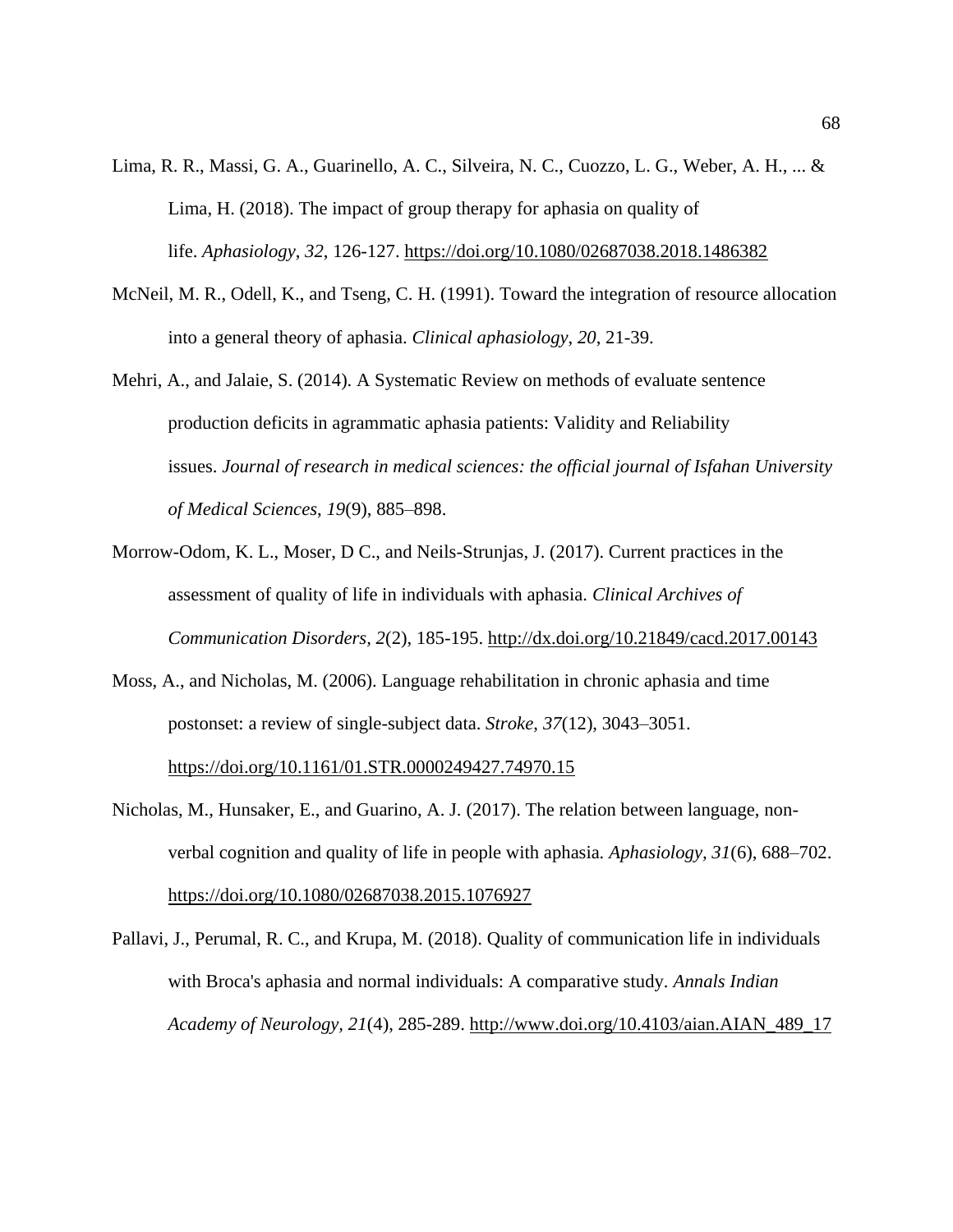Lima, R. R., Massi, G. A., Guarinello, A. C., Silveira, N. C., Cuozzo, L. G., Weber, A. H., ... & Lima, H. (2018). The impact of group therapy for aphasia on quality of life. *Aphasiology*, *32*, 126-127. https://doi.org/10.1080/02687038.2018.1486382

McNeil, M. R., Odell, K., and Tseng, C. H. (1991). Toward the integration of resource allocation into a general theory of aphasia. *Clinical aphasiology*, *20*, 21-39.

Mehri, A., and Jalaie, S. (2014). A Systematic Review on methods of evaluate sentence production deficits in agrammatic aphasia patients: Validity and Reliability issues. *Journal of research in medical sciences: the official journal of Isfahan University of Medical Sciences*, *19*(9), 885–898.

Morrow-Odom, K. L., Moser, D C., and Neils-Strunjas, J. (2017). Current practices in the assessment of quality of life in individuals with aphasia. *Clinical Archives of Communication Disorders, 2*(2), 185-195. http://dx.doi.org/10.21849/cacd.2017.00143

Moss, A., and Nicholas, M. (2006). Language rehabilitation in chronic aphasia and time postonset: a review of single-subject data. *Stroke*, *37*(12), 3043–3051. https://doi.org/10.1161/01.STR.0000249427.74970.15

Nicholas, M., Hunsaker, E., and Guarino, A. J. (2017). The relation between language, non-verbal cognition and quality of life in people with aphasia. *Aphasiology*, *31*(6), 688–702. https://doi.org/10.1080/02687038.2015.1076927

Pallavi, J., Perumal, R. C., and Krupa, M. (2018). Quality of communication life in individuals with Broca's aphasia and normal individuals: A comparative study. *Annals Indian Academy of Neurology, 21*(4), 285-289. http://www.doi.org/10.4103/aian.AIAN_489_17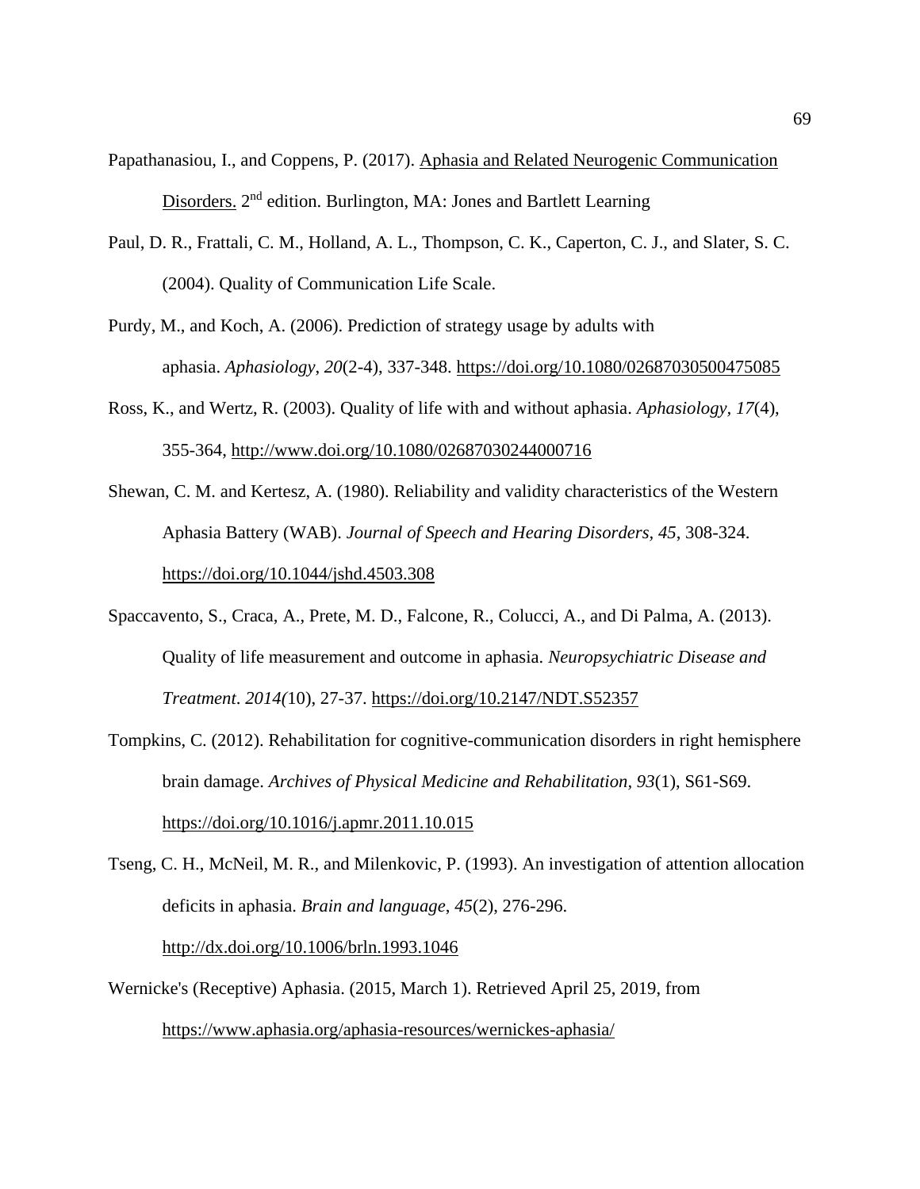Papathanasiou, I., and Coppens, P. (2017). Aphasia and Related Neurogenic Communication Disorders. 2nd edition. Burlington, MA: Jones and Bartlett Learning

Paul, D. R., Frattali, C. M., Holland, A. L., Thompson, C. K., Caperton, C. J., and Slater, S. C. (2004). Quality of Communication Life Scale.

Purdy, M., and Koch, A. (2006). Prediction of strategy usage by adults with aphasia. *Aphasiology*, *20*(2-4), 337-348. https://doi.org/10.1080/02687030500475085

Ross, K., and Wertz, R. (2003). Quality of life with and without aphasia. *Aphasiology, 17*(4), 355-364, http://www.doi.org/10.1080/02687030244000716

Shewan, C. M. and Kertesz, A. (1980). Reliability and validity characteristics of the Western Aphasia Battery (WAB). *Journal of Speech and Hearing Disorders, 45*, 308-324. https://doi.org/10.1044/jshd.4503.308

Spaccavento, S., Craca, A., Prete, M. D., Falcone, R., Colucci, A., and Di Palma, A. (2013). Quality of life measurement and outcome in aphasia. *Neuropsychiatric Disease and Treatment*. *2014(*10), 27-37. https://doi.org/10.2147/NDT.S52357

Tompkins, C. (2012). Rehabilitation for cognitive-communication disorders in right hemisphere brain damage. *Archives of Physical Medicine and Rehabilitation*, *93*(1), S61-S69. https://doi.org/10.1016/j.apmr.2011.10.015

Tseng, C. H., McNeil, M. R., and Milenkovic, P. (1993). An investigation of attention allocation deficits in aphasia. *Brain and language*, *45*(2), 276-296. http://dx.doi.org/10.1006/brln.1993.1046

Wernicke's (Receptive) Aphasia. (2015, March 1). Retrieved April 25, 2019, from https://www.aphasia.org/aphasia-resources/wernickes-aphasia/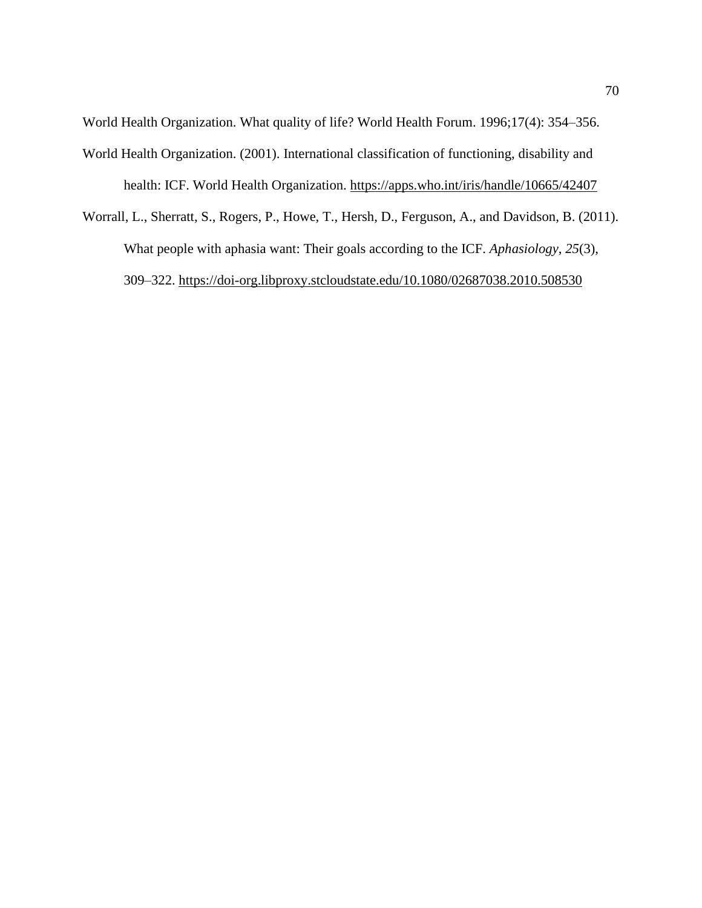World Health Organization. What quality of life? World Health Forum. 1996;17(4): 354–356.

World Health Organization. (2001). International classification of functioning, disability and health: ICF. World Health Organization. https://apps.who.int/iris/handle/10665/42407

Worrall, L., Sherratt, S., Rogers, P., Howe, T., Hersh, D., Ferguson, A., and Davidson, B. (2011). What people with aphasia want: Their goals according to the ICF. *Aphasiology*, *25*(3), 309–322. https://doi-org.libproxy.stcloudstate.edu/10.1080/02687038.2010.508530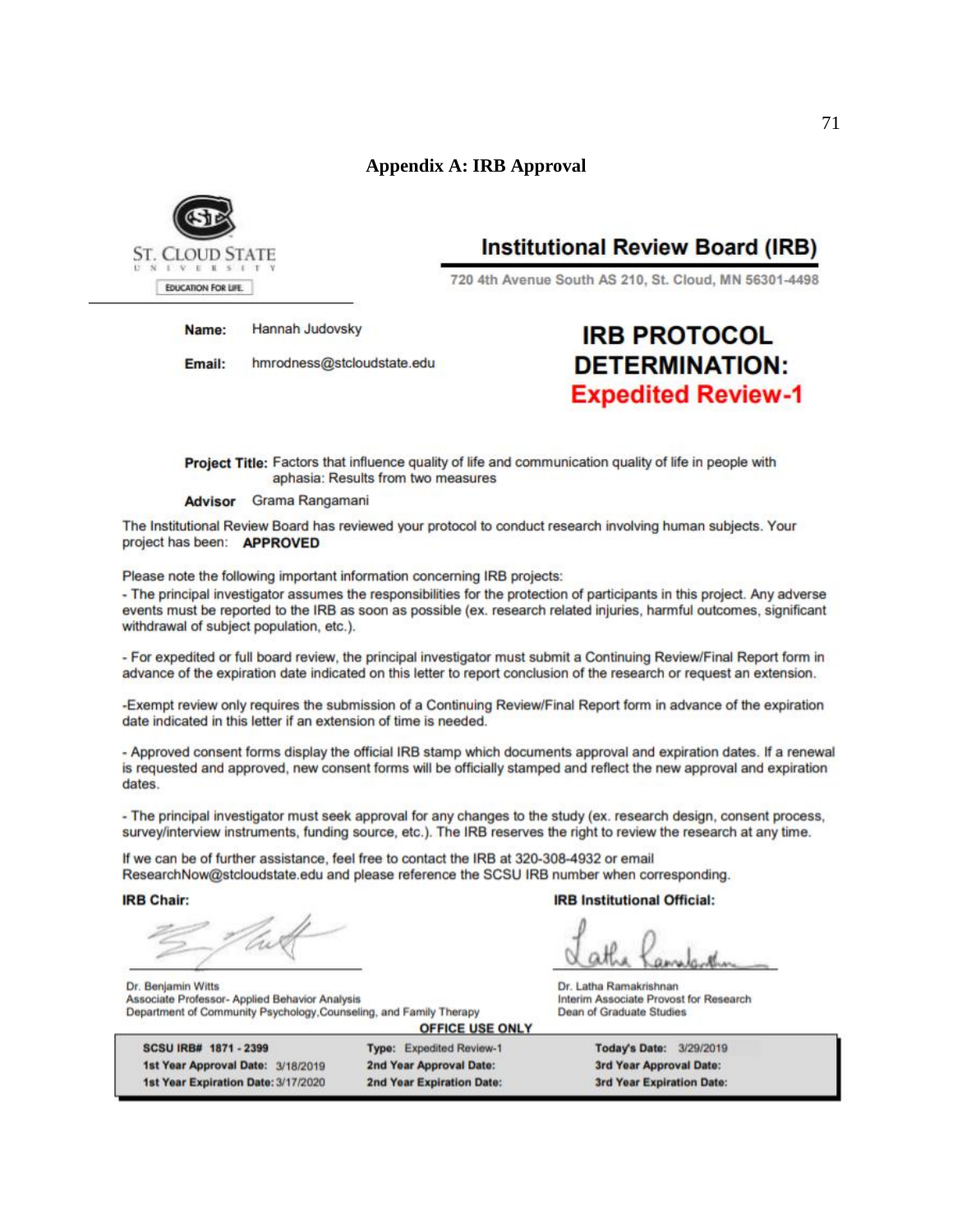## Appendix A: IRB Approval

ST. CLOUD STATE UNIVERSITY

EDUCATION FOR LIFE.

**Institutional Review Board (IRB)**

720 4th Avenue South AS 210, St. Cloud, MN 56301-4498

**Name:** Hannah Judovsky

**Email:** hmrodness@stcloudstate.edu

**IRB PROTOCOL DETERMINATION:**
**Expedited Review-1**

**Project Title:** Factors that influence quality of life and communication quality of life in people with aphasia: Results from two measures

**Advisor** Grama Rangamani

The Institutional Review Board has reviewed your protocol to conduct research involving human subjects. Your project has been: **APPROVED**

Please note the following important information concerning IRB projects:

- The principal investigator assumes the responsibilities for the protection of participants in this project. Any adverse events must be reported to the IRB as soon as possible (ex. research related injuries, harmful outcomes, significant withdrawal of subject population, etc.).

- For expedited or full board review, the principal investigator must submit a Continuing Review/Final Report form in advance of the expiration date indicated on this letter to report conclusion of the research or request an extension.

-Exempt review only requires the submission of a Continuing Review/Final Report form in advance of the expiration date indicated in this letter if an extension of time is needed.

- Approved consent forms display the official IRB stamp which documents approval and expiration dates. If a renewal is requested and approved, new consent forms will be officially stamped and reflect the new approval and expiration dates.

- The principal investigator must seek approval for any changes to the study (ex. research design, consent process, survey/interview instruments, funding source, etc.). The IRB reserves the right to review the research at any time.

If we can be of further assistance, feel free to contact the IRB at 320-308-4932 or email ResearchNow@stcloudstate.edu and please reference the SCSU IRB number when corresponding.

**IRB Chair:**

Dr. Benjamin Witts
Associate Professor- Applied Behavior Analysis
Department of Community Psychology,Counseling, and Family Therapy

**IRB Institutional Official:**

Dr. Latha Ramakrishnan
Interim Associate Provost for Research
Dean of Graduate Studies

**OFFICE USE ONLY**

| | | |
|---|---|---|
| **SCSU IRB#** 1871 - 2399 | **Type:** Expedited Review-1 | **Today's Date:** 3/29/2019 |
| **1st Year Approval Date:** 3/18/2019 | **2nd Year Approval Date:** | **3rd Year Approval Date:** |
| **1st Year Expiration Date:** 3/17/2020 | **2nd Year Expiration Date:** | **3rd Year Expiration Date:** |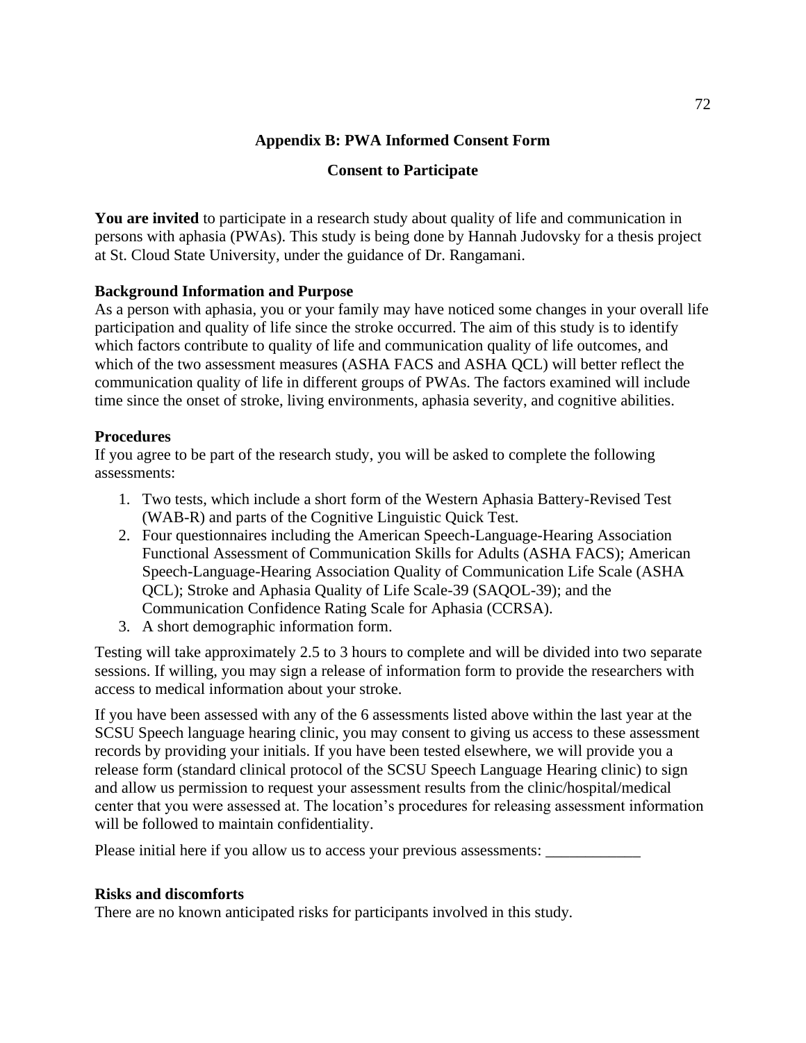## Appendix B: PWA Informed Consent Form

### Consent to Participate

**You are invited** to participate in a research study about quality of life and communication in persons with aphasia (PWAs). This study is being done by Hannah Judovsky for a thesis project at St. Cloud State University, under the guidance of Dr. Rangamani.

**Background Information and Purpose**

As a person with aphasia, you or your family may have noticed some changes in your overall life participation and quality of life since the stroke occurred. The aim of this study is to identify which factors contribute to quality of life and communication quality of life outcomes, and which of the two assessment measures (ASHA FACS and ASHA QCL) will better reflect the communication quality of life in different groups of PWAs. The factors examined will include time since the onset of stroke, living environments, aphasia severity, and cognitive abilities.

**Procedures**

If you agree to be part of the research study, you will be asked to complete the following assessments:

1. Two tests, which include a short form of the Western Aphasia Battery-Revised Test (WAB-R) and parts of the Cognitive Linguistic Quick Test.
2. Four questionnaires including the American Speech-Language-Hearing Association Functional Assessment of Communication Skills for Adults (ASHA FACS); American Speech-Language-Hearing Association Quality of Communication Life Scale (ASHA QCL); Stroke and Aphasia Quality of Life Scale-39 (SAQOL-39); and the Communication Confidence Rating Scale for Aphasia (CCRSA).
3. A short demographic information form.

Testing will take approximately 2.5 to 3 hours to complete and will be divided into two separate sessions. If willing, you may sign a release of information form to provide the researchers with access to medical information about your stroke.

If you have been assessed with any of the 6 assessments listed above within the last year at the SCSU Speech language hearing clinic, you may consent to giving us access to these assessment records by providing your initials. If you have been tested elsewhere, we will provide you a release form (standard clinical protocol of the SCSU Speech Language Hearing clinic) to sign and allow us permission to request your assessment results from the clinic/hospital/medical center that you were assessed at. The location's procedures for releasing assessment information will be followed to maintain confidentiality.

Please initial here if you allow us to access your previous assessments: ____________

**Risks and discomforts**

There are no known anticipated risks for participants involved in this study.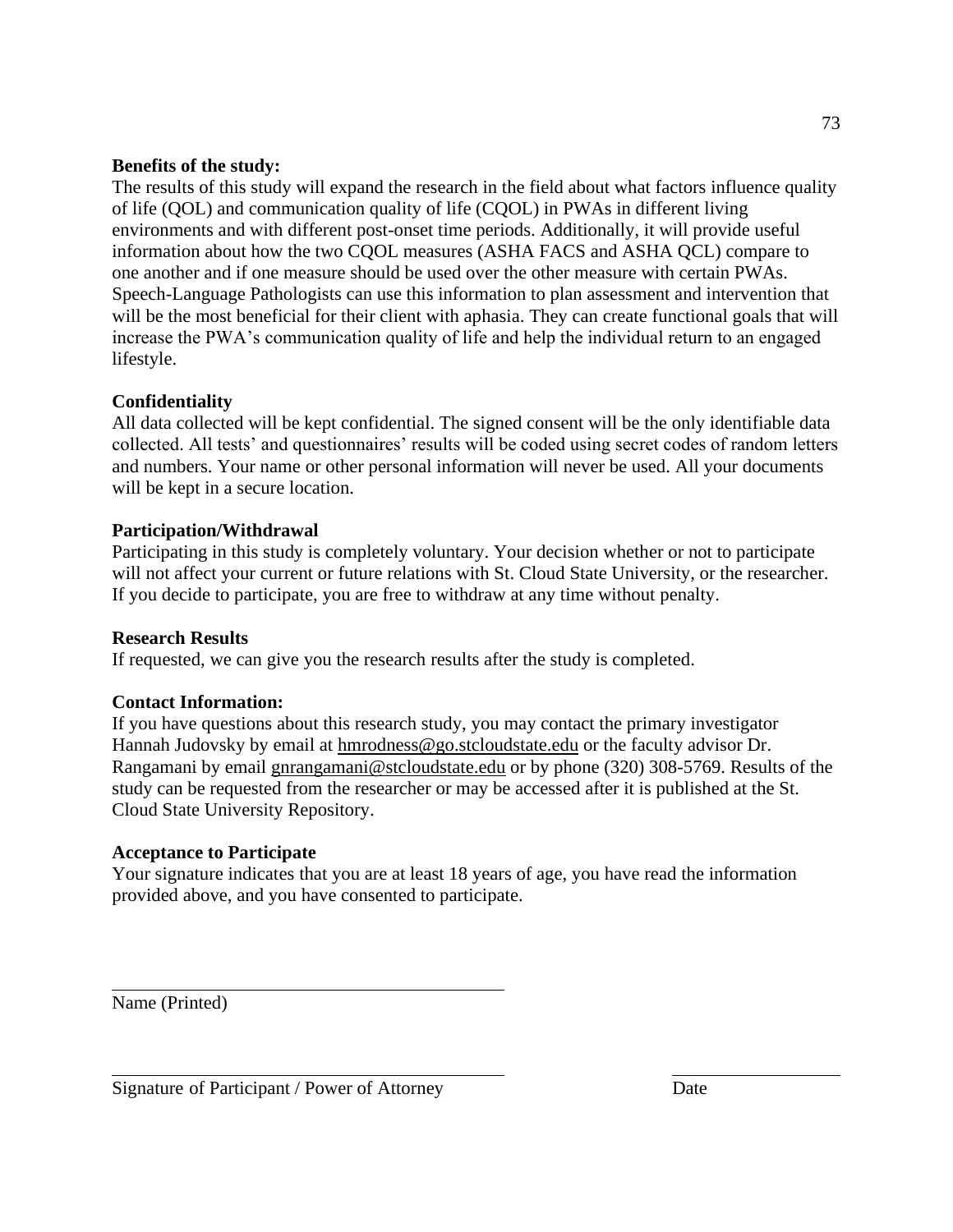**Benefits of the study:**

The results of this study will expand the research in the field about what factors influence quality of life (QOL) and communication quality of life (CQOL) in PWAs in different living environments and with different post-onset time periods. Additionally, it will provide useful information about how the two CQOL measures (ASHA FACS and ASHA QCL) compare to one another and if one measure should be used over the other measure with certain PWAs. Speech-Language Pathologists can use this information to plan assessment and intervention that will be the most beneficial for their client with aphasia. They can create functional goals that will increase the PWA's communication quality of life and help the individual return to an engaged lifestyle.

**Confidentiality**

All data collected will be kept confidential. The signed consent will be the only identifiable data collected. All tests' and questionnaires' results will be coded using secret codes of random letters and numbers. Your name or other personal information will never be used. All your documents will be kept in a secure location.

**Participation/Withdrawal**

Participating in this study is completely voluntary. Your decision whether or not to participate will not affect your current or future relations with St. Cloud State University, or the researcher. If you decide to participate, you are free to withdraw at any time without penalty.

**Research Results**

If requested, we can give you the research results after the study is completed.

**Contact Information:**

If you have questions about this research study, you may contact the primary investigator Hannah Judovsky by email at hmrodness@go.stcloudstate.edu or the faculty advisor Dr. Rangamani by email gnrangamani@stcloudstate.edu or by phone (320) 308-5769. Results of the study can be requested from the researcher or may be accessed after it is published at the St. Cloud State University Repository.

**Acceptance to Participate**

Your signature indicates that you are at least 18 years of age, you have read the information provided above, and you have consented to participate.

\_\_\_\_\_\_\_\_\_\_\_\_\_\_\_\_\_\_\_\_\_\_\_\_\_\_\_\_\_\_\_\_\_\_\_\_\_\_\_\_

Name (Printed)

\_\_\_\_\_\_\_\_\_\_\_\_\_\_\_\_\_\_\_\_\_\_\_\_\_\_\_\_\_\_\_\_\_\_\_\_\_\_\_\_ \_\_\_\_\_\_\_\_\_\_\_\_\_\_\_\_\_\_

Signature of Participant / Power of Attorney Date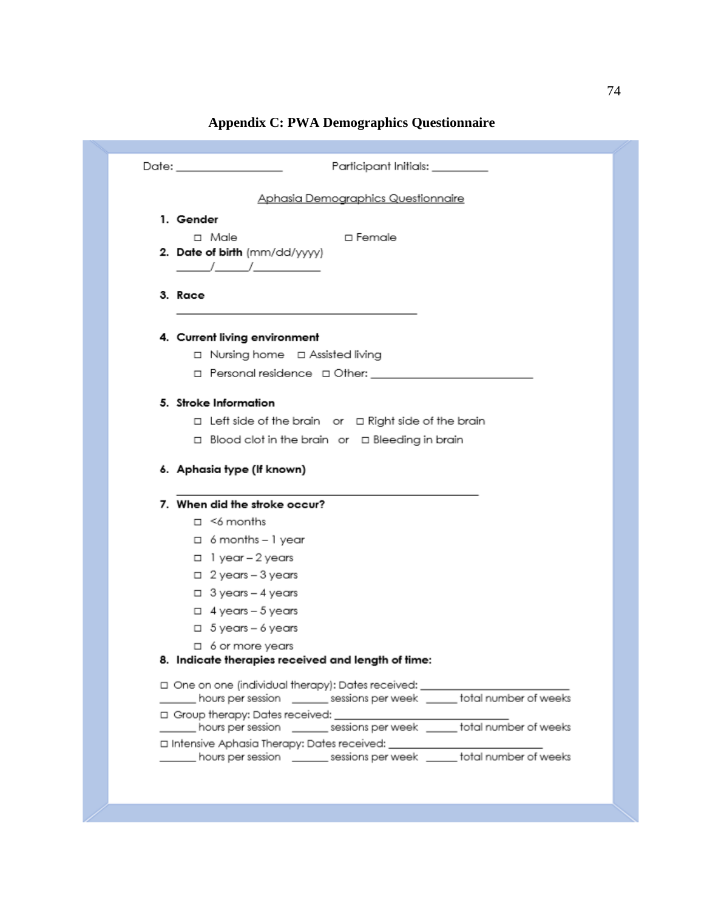## Appendix C: PWA Demographics Questionnaire

Date: ________________ Participant Initials: _________

Aphasia Demographics Questionnaire

1. **Gender**
   - ☐ Male ☐ Female
2. **Date of birth** (mm/dd/yyyy)
   _____/_____/__________
3. **Race**
   ____________________________________
4. **Current living environment**
   - ☐ Nursing home ☐ Assisted living
   - ☐ Personal residence ☐ Other: ________________________
5. **Stroke Information**
   - ☐ Left side of the brain or ☐ Right side of the brain
   - ☐ Blood clot in the brain or ☐ Bleeding in brain
6. **Aphasia type (If known)**
   ____________________________________________
7. **When did the stroke occur?**
   - ☐ <6 months
   - ☐ 6 months – 1 year
   - ☐ 1 year – 2 years
   - ☐ 2 years – 3 years
   - ☐ 3 years – 4 years
   - ☐ 4 years – 5 years
   - ☐ 5 years – 6 years
   - ☐ 6 or more years
8. **Indicate therapies received and length of time:**

☐ One on one (individual therapy): Dates received: ______________________
_____ hours per session _____ sessions per week _____ total number of weeks

☐ Group therapy: Dates received: __________________________
_____ hours per session _____ sessions per week _____ total number of weeks

☐ Intensive Aphasia Therapy: Dates received: ______________________
_____ hours per session _____ sessions per week _____ total number of weeks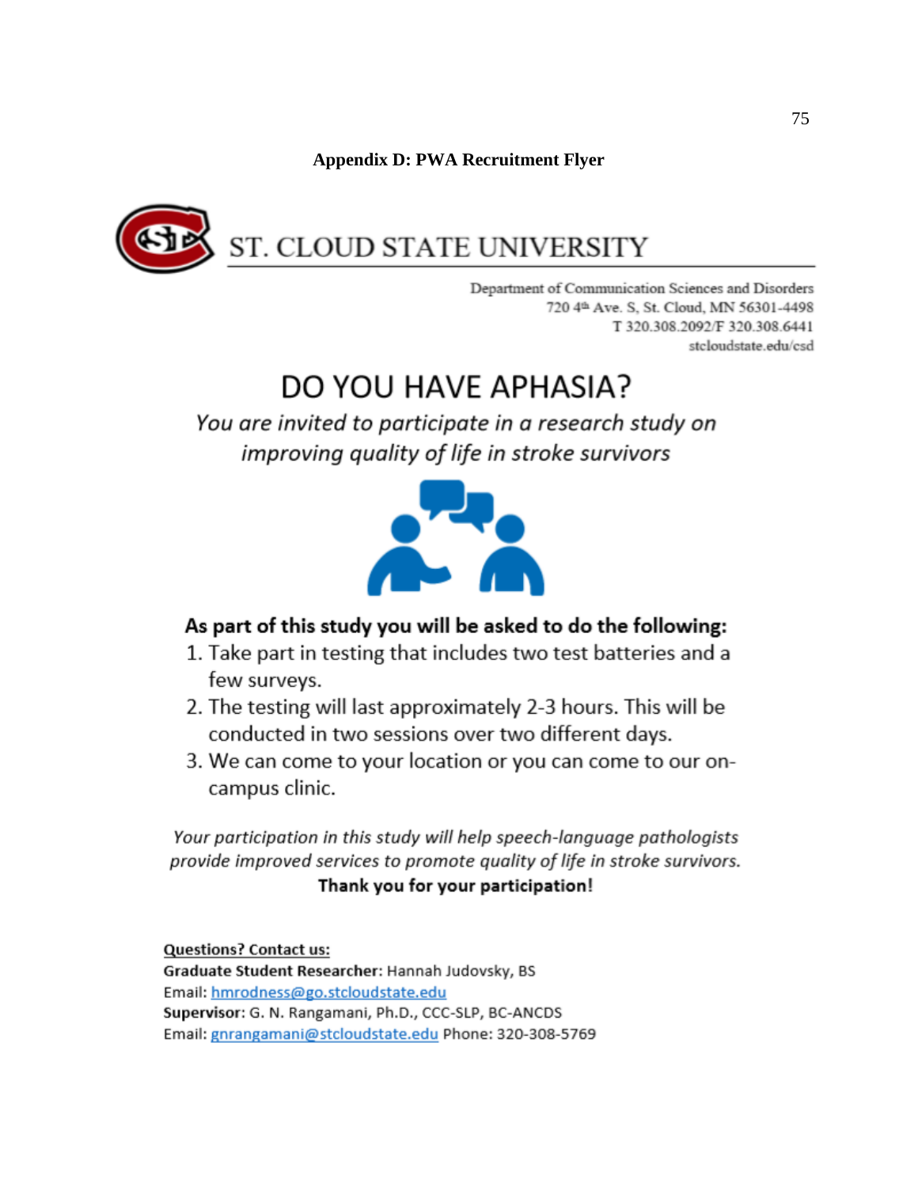**Appendix D: PWA Recruitment Flyer**

ST. CLOUD STATE UNIVERSITY

Department of Communication Sciences and Disorders
720 4th Ave. S, St. Cloud, MN 56301-4498
T 320.308.2092/F 320.308.6441
stcloudstate.edu/csd

# DO YOU HAVE APHASIA?

*You are invited to participate in a research study on improving quality of life in stroke survivors*

**As part of this study you will be asked to do the following:**

1. Take part in testing that includes two test batteries and a few surveys.
2. The testing will last approximately 2-3 hours. This will be conducted in two sessions over two different days.
3. We can come to your location or you can come to our on-campus clinic.

*Your participation in this study will help speech-language pathologists provide improved services to promote quality of life in stroke survivors.*

**Thank you for your participation!**

**Questions? Contact us:**
**Graduate Student Researcher**: Hannah Judovsky, BS
Email: hmrodness@go.stcloudstate.edu
**Supervisor**: G. N. Rangamani, Ph.D., CCC-SLP, BC-ANCDS
Email: gnrangamani@stcloudstate.edu Phone: 320-308-5769